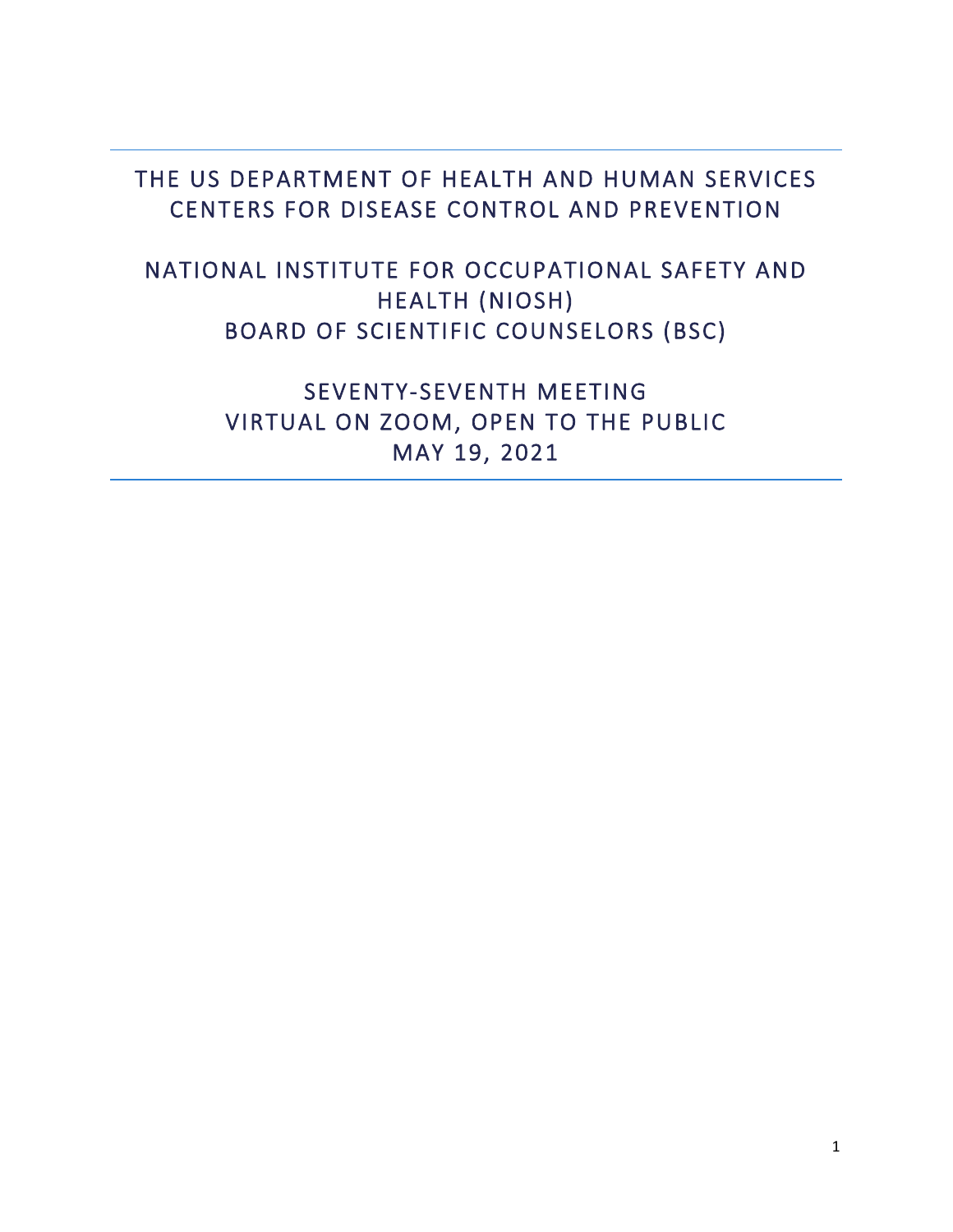# THE US DEPARTMENT OF HEALTH AND HUMAN SERVICES CENTERS FOR DISEASE CONTROL AND PREVENTION

# NATIONAL INSTITUTE FOR OCCUPATIONAL SAFETY AND HEALTH (NIOSH) BOARD OF SCIENTIFIC COUNSELORS (BSC)

## SEVENTY-SEVENTH MEETING VIRTUAL ON ZOOM, OPEN TO THE PUBLIC MAY 19, 2021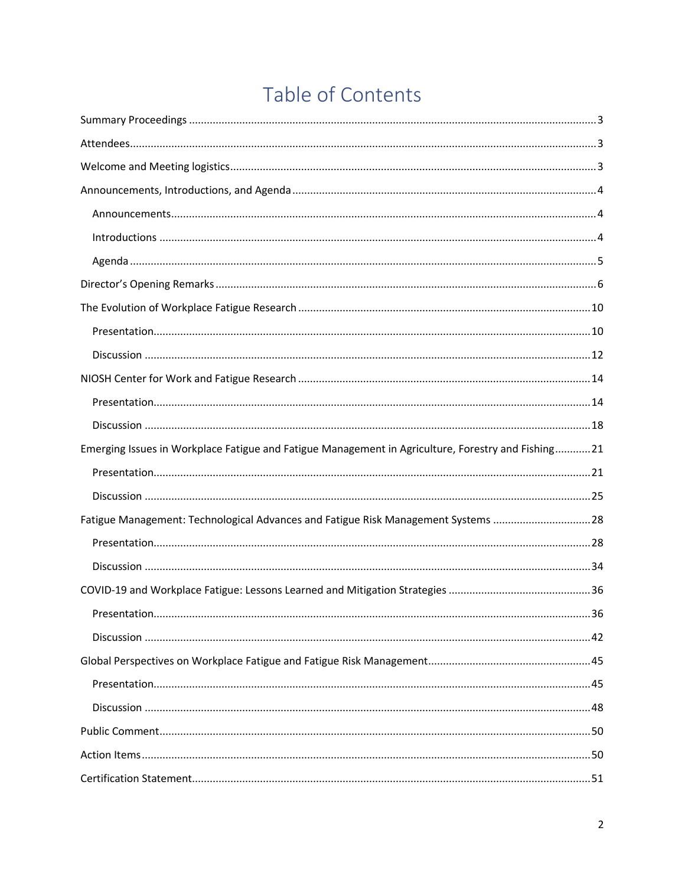# Table of Contents

Summary Proceedings ........ 3

Attendees ........ 3

Welcome and Meeting logistics ........ 3

Announcements, Introductions, and Agenda ........ 4

- Announcements ........ 4
- Introductions ........ 4
- Agenda ........ 5

Director's Opening Remarks ........ 6

The Evolution of Workplace Fatigue Research ........ 10

- Presentation ........ 10
- Discussion ........ 12

NIOSH Center for Work and Fatigue Research ........ 14

- Presentation ........ 14
- Discussion ........ 18

Emerging Issues in Workplace Fatigue and Fatigue Management in Agriculture, Forestry and Fishing ........ 21

- Presentation ........ 21
- Discussion ........ 25

Fatigue Management: Technological Advances and Fatigue Risk Management Systems ........ 28

- Presentation ........ 28
- Discussion ........ 34

COVID-19 and Workplace Fatigue: Lessons Learned and Mitigation Strategies ........ 36

- Presentation ........ 36
- Discussion ........ 42

Global Perspectives on Workplace Fatigue and Fatigue Risk Management ........ 45

- Presentation ........ 45
- Discussion ........ 48

Public Comment ........ 50

Action Items ........ 50

Certification Statement ........ 51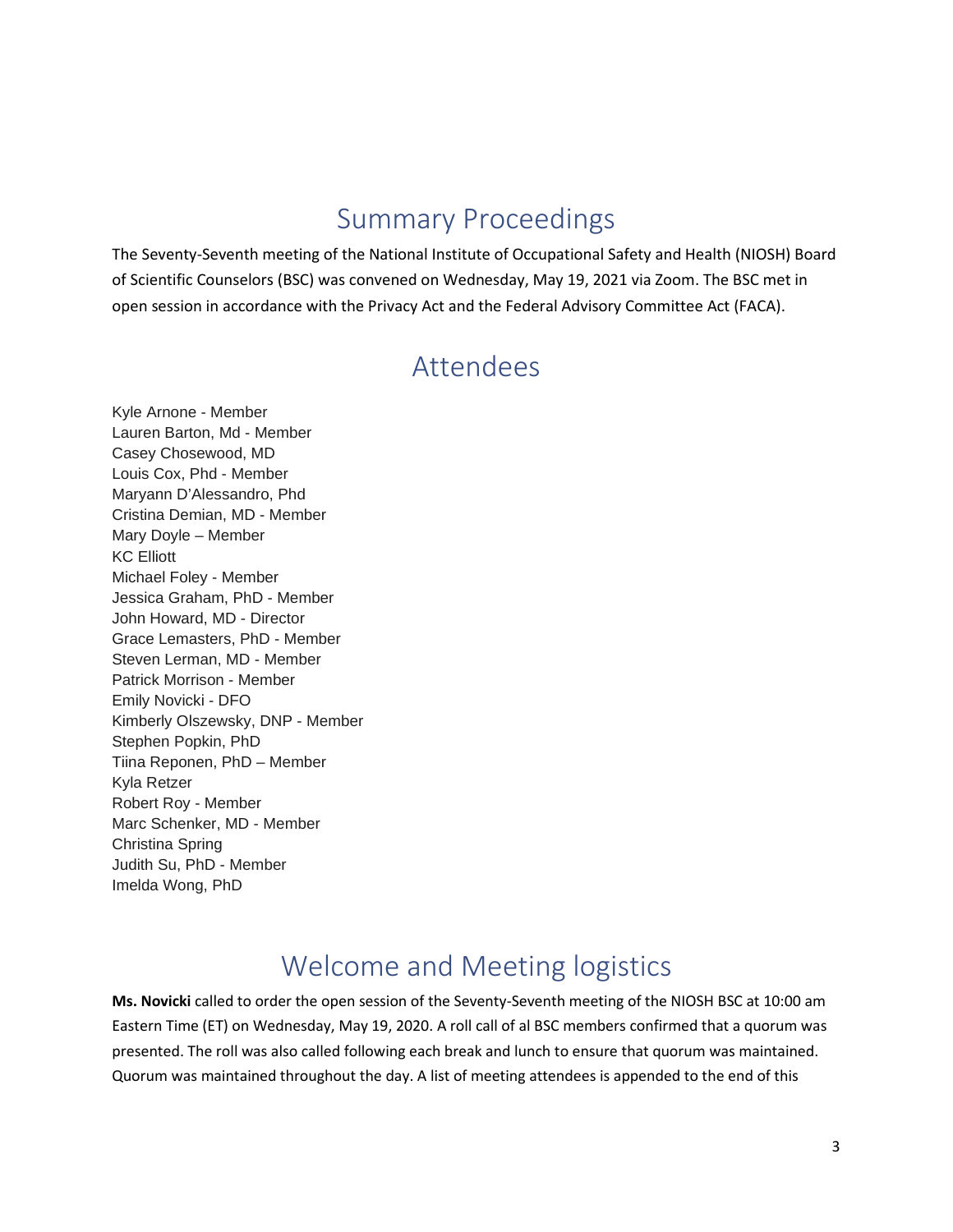# Summary Proceedings

The Seventy-Seventh meeting of the National Institute of Occupational Safety and Health (NIOSH) Board of Scientific Counselors (BSC) was convened on Wednesday, May 19, 2021 via Zoom. The BSC met in open session in accordance with the Privacy Act and the Federal Advisory Committee Act (FACA).

# Attendees

Kyle Arnone - Member
Lauren Barton, Md - Member
Casey Chosewood, MD
Louis Cox, Phd - Member
Maryann D'Alessandro, Phd
Cristina Demian, MD - Member
Mary Doyle – Member
KC Elliott
Michael Foley - Member
Jessica Graham, PhD - Member
John Howard, MD - Director
Grace Lemasters, PhD - Member
Steven Lerman, MD - Member
Patrick Morrison - Member
Emily Novicki - DFO
Kimberly Olszewsky, DNP - Member
Stephen Popkin, PhD
Tiina Reponen, PhD – Member
Kyla Retzer
Robert Roy - Member
Marc Schenker, MD - Member
Christina Spring
Judith Su, PhD - Member
Imelda Wong, PhD

# Welcome and Meeting logistics

**Ms. Novicki** called to order the open session of the Seventy-Seventh meeting of the NIOSH BSC at 10:00 am Eastern Time (ET) on Wednesday, May 19, 2020. A roll call of al BSC members confirmed that a quorum was presented. The roll was also called following each break and lunch to ensure that quorum was maintained. Quorum was maintained throughout the day. A list of meeting attendees is appended to the end of this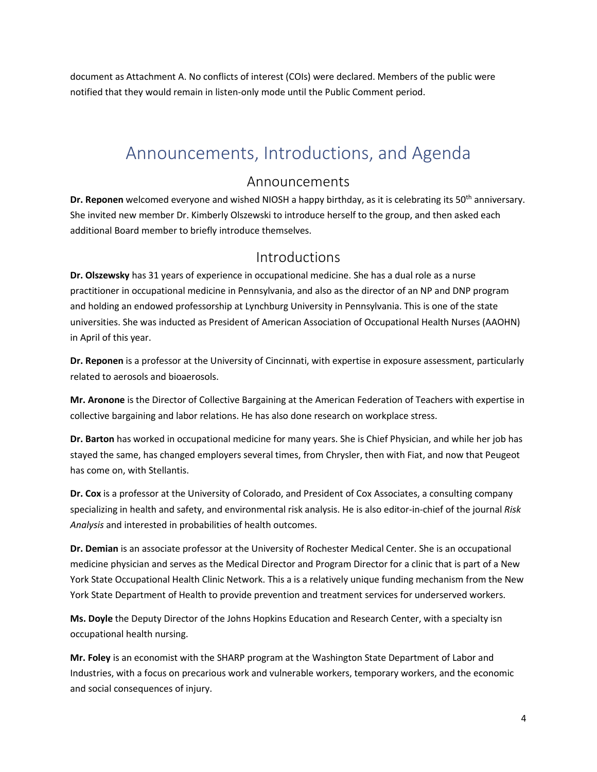document as Attachment A. No conflicts of interest (COIs) were declared. Members of the public were notified that they would remain in listen-only mode until the Public Comment period.

# Announcements, Introductions, and Agenda

## Announcements

**Dr. Reponen** welcomed everyone and wished NIOSH a happy birthday, as it is celebrating its 50th anniversary. She invited new member Dr. Kimberly Olszewski to introduce herself to the group, and then asked each additional Board member to briefly introduce themselves.

## Introductions

**Dr. Olszewsky** has 31 years of experience in occupational medicine. She has a dual role as a nurse practitioner in occupational medicine in Pennsylvania, and also as the director of an NP and DNP program and holding an endowed professorship at Lynchburg University in Pennsylvania. This is one of the state universities. She was inducted as President of American Association of Occupational Health Nurses (AAOHN) in April of this year.

**Dr. Reponen** is a professor at the University of Cincinnati, with expertise in exposure assessment, particularly related to aerosols and bioaerosols.

**Mr. Aronone** is the Director of Collective Bargaining at the American Federation of Teachers with expertise in collective bargaining and labor relations. He has also done research on workplace stress.

**Dr. Barton** has worked in occupational medicine for many years. She is Chief Physician, and while her job has stayed the same, has changed employers several times, from Chrysler, then with Fiat, and now that Peugeot has come on, with Stellantis.

**Dr. Cox** is a professor at the University of Colorado, and President of Cox Associates, a consulting company specializing in health and safety, and environmental risk analysis. He is also editor-in-chief of the journal *Risk Analysis* and interested in probabilities of health outcomes.

**Dr. Demian** is an associate professor at the University of Rochester Medical Center. She is an occupational medicine physician and serves as the Medical Director and Program Director for a clinic that is part of a New York State Occupational Health Clinic Network. This a is a relatively unique funding mechanism from the New York State Department of Health to provide prevention and treatment services for underserved workers.

**Ms. Doyle** the Deputy Director of the Johns Hopkins Education and Research Center, with a specialty isn occupational health nursing.

**Mr. Foley** is an economist with the SHARP program at the Washington State Department of Labor and Industries, with a focus on precarious work and vulnerable workers, temporary workers, and the economic and social consequences of injury.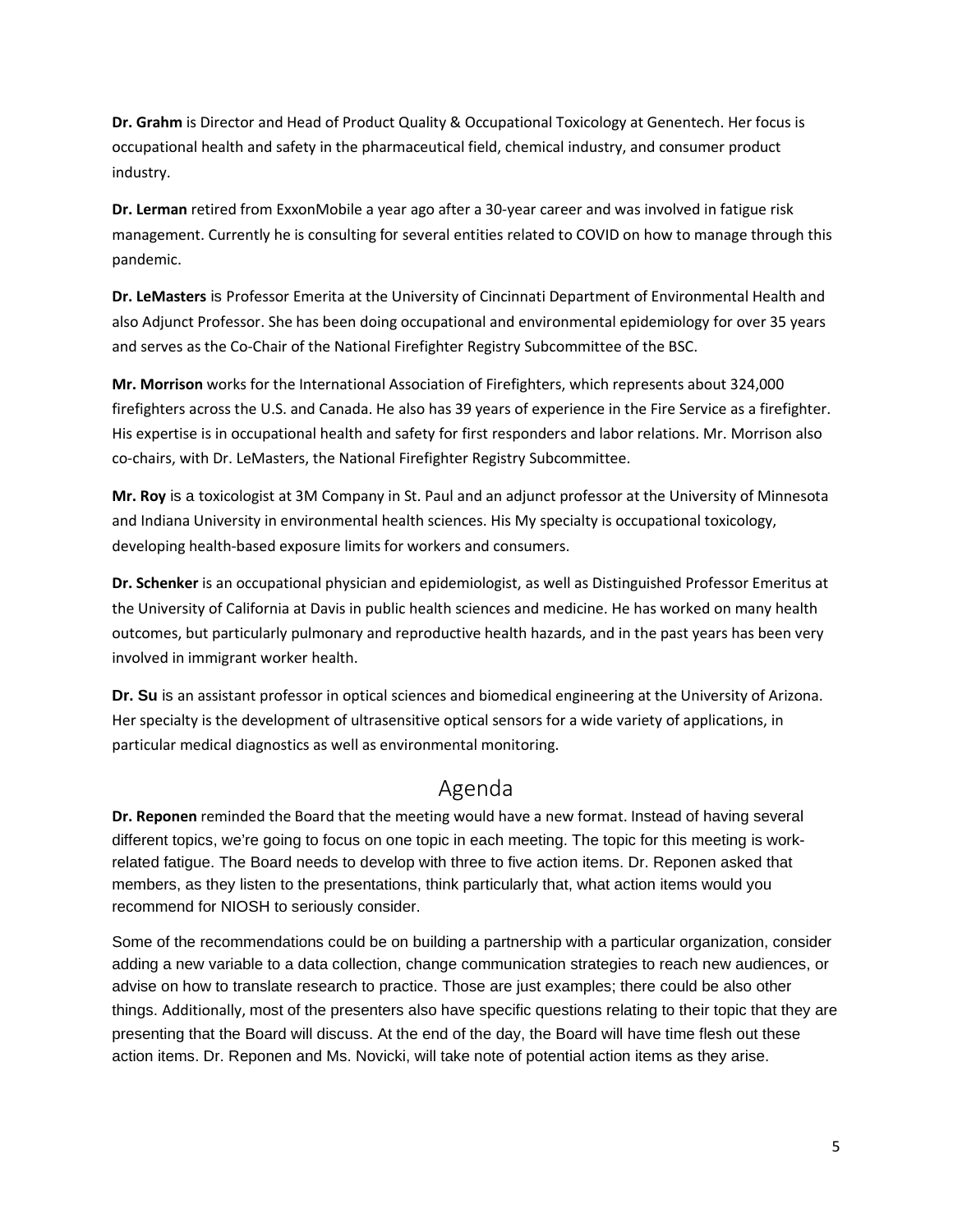**Dr. Grahm** is Director and Head of Product Quality & Occupational Toxicology at Genentech. Her focus is occupational health and safety in the pharmaceutical field, chemical industry, and consumer product industry.

**Dr. Lerman** retired from ExxonMobile a year ago after a 30-year career and was involved in fatigue risk management. Currently he is consulting for several entities related to COVID on how to manage through this pandemic.

**Dr. LeMasters** is Professor Emerita at the University of Cincinnati Department of Environmental Health and also Adjunct Professor. She has been doing occupational and environmental epidemiology for over 35 years and serves as the Co-Chair of the National Firefighter Registry Subcommittee of the BSC.

**Mr. Morrison** works for the International Association of Firefighters, which represents about 324,000 firefighters across the U.S. and Canada. He also has 39 years of experience in the Fire Service as a firefighter. His expertise is in occupational health and safety for first responders and labor relations. Mr. Morrison also co-chairs, with Dr. LeMasters, the National Firefighter Registry Subcommittee.

**Mr. Roy** is a toxicologist at 3M Company in St. Paul and an adjunct professor at the University of Minnesota and Indiana University in environmental health sciences. His My specialty is occupational toxicology, developing health-based exposure limits for workers and consumers.

**Dr. Schenker** is an occupational physician and epidemiologist, as well as Distinguished Professor Emeritus at the University of California at Davis in public health sciences and medicine. He has worked on many health outcomes, but particularly pulmonary and reproductive health hazards, and in the past years has been very involved in immigrant worker health.

**Dr. Su** is an assistant professor in optical sciences and biomedical engineering at the University of Arizona. Her specialty is the development of ultrasensitive optical sensors for a wide variety of applications, in particular medical diagnostics as well as environmental monitoring.

# Agenda

**Dr. Reponen** reminded the Board that the meeting would have a new format. Instead of having several different topics, we're going to focus on one topic in each meeting. The topic for this meeting is work-related fatigue. The Board needs to develop with three to five action items. Dr. Reponen asked that members, as they listen to the presentations, think particularly that, what action items would you recommend for NIOSH to seriously consider.

Some of the recommendations could be on building a partnership with a particular organization, consider adding a new variable to a data collection, change communication strategies to reach new audiences, or advise on how to translate research to practice. Those are just examples; there could be also other things. Additionally, most of the presenters also have specific questions relating to their topic that they are presenting that the Board will discuss. At the end of the day, the Board will have time flesh out these action items. Dr. Reponen and Ms. Novicki, will take note of potential action items as they arise.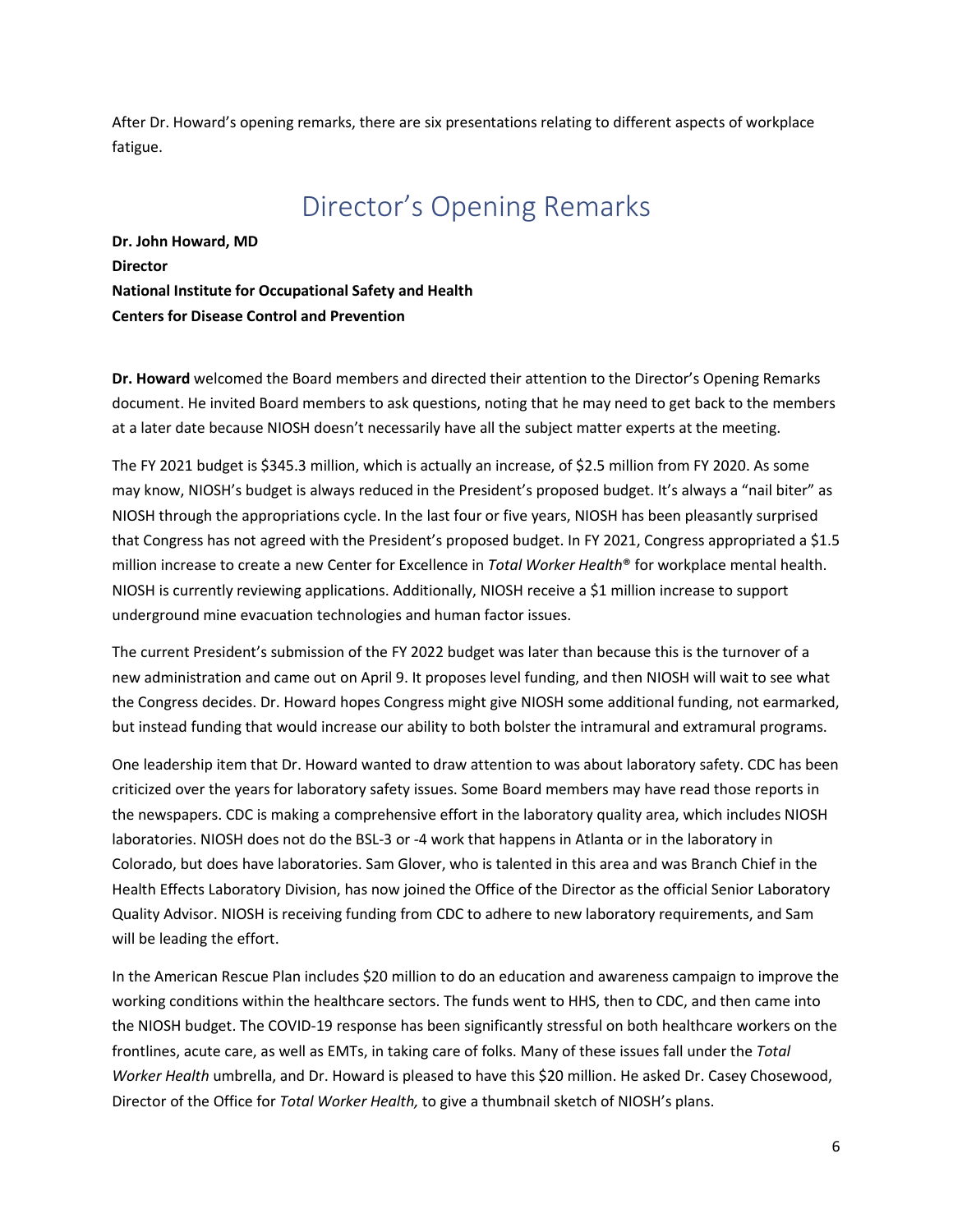After Dr. Howard's opening remarks, there are six presentations relating to different aspects of workplace fatigue.

# Director's Opening Remarks

**Dr. John Howard, MD**
**Director**
**National Institute for Occupational Safety and Health**
**Centers for Disease Control and Prevention**

**Dr. Howard** welcomed the Board members and directed their attention to the Director's Opening Remarks document. He invited Board members to ask questions, noting that he may need to get back to the members at a later date because NIOSH doesn't necessarily have all the subject matter experts at the meeting.

The FY 2021 budget is $345.3 million, which is actually an increase, of $2.5 million from FY 2020. As some may know, NIOSH's budget is always reduced in the President's proposed budget. It's always a "nail biter" as NIOSH through the appropriations cycle. In the last four or five years, NIOSH has been pleasantly surprised that Congress has not agreed with the President's proposed budget. In FY 2021, Congress appropriated a $1.5 million increase to create a new Center for Excellence in *Total Worker Health*® for workplace mental health. NIOSH is currently reviewing applications. Additionally, NIOSH receive a $1 million increase to support underground mine evacuation technologies and human factor issues.

The current President's submission of the FY 2022 budget was later than because this is the turnover of a new administration and came out on April 9. It proposes level funding, and then NIOSH will wait to see what the Congress decides. Dr. Howard hopes Congress might give NIOSH some additional funding, not earmarked, but instead funding that would increase our ability to both bolster the intramural and extramural programs.

One leadership item that Dr. Howard wanted to draw attention to was about laboratory safety. CDC has been criticized over the years for laboratory safety issues. Some Board members may have read those reports in the newspapers. CDC is making a comprehensive effort in the laboratory quality area, which includes NIOSH laboratories. NIOSH does not do the BSL-3 or -4 work that happens in Atlanta or in the laboratory in Colorado, but does have laboratories. Sam Glover, who is talented in this area and was Branch Chief in the Health Effects Laboratory Division, has now joined the Office of the Director as the official Senior Laboratory Quality Advisor. NIOSH is receiving funding from CDC to adhere to new laboratory requirements, and Sam will be leading the effort.

In the American Rescue Plan includes $20 million to do an education and awareness campaign to improve the working conditions within the healthcare sectors. The funds went to HHS, then to CDC, and then came into the NIOSH budget. The COVID-19 response has been significantly stressful on both healthcare workers on the frontlines, acute care, as well as EMTs, in taking care of folks. Many of these issues fall under the *Total Worker Health* umbrella, and Dr. Howard is pleased to have this $20 million. He asked Dr. Casey Chosewood, Director of the Office for *Total Worker Health,* to give a thumbnail sketch of NIOSH's plans.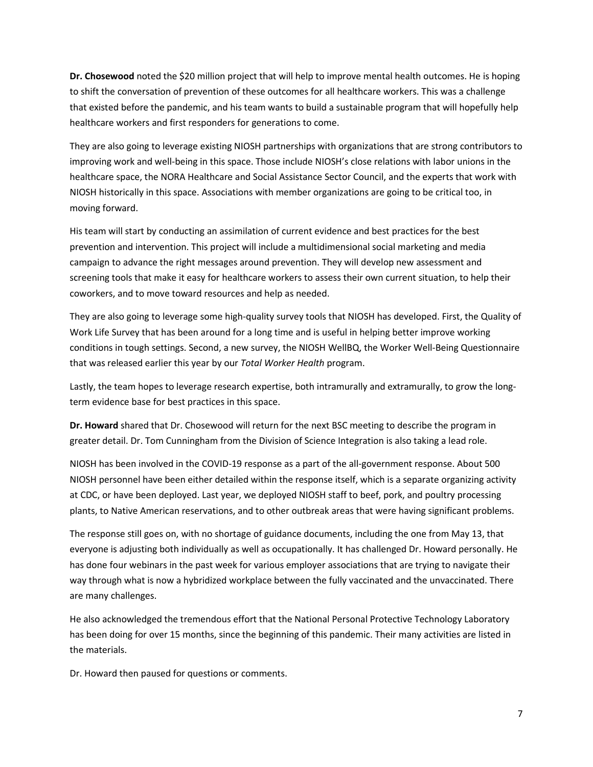**Dr. Chosewood** noted the $20 million project that will help to improve mental health outcomes. He is hoping to shift the conversation of prevention of these outcomes for all healthcare workers. This was a challenge that existed before the pandemic, and his team wants to build a sustainable program that will hopefully help healthcare workers and first responders for generations to come.

They are also going to leverage existing NIOSH partnerships with organizations that are strong contributors to improving work and well-being in this space. Those include NIOSH's close relations with labor unions in the healthcare space, the NORA Healthcare and Social Assistance Sector Council, and the experts that work with NIOSH historically in this space. Associations with member organizations are going to be critical too, in moving forward.

His team will start by conducting an assimilation of current evidence and best practices for the best prevention and intervention. This project will include a multidimensional social marketing and media campaign to advance the right messages around prevention. They will develop new assessment and screening tools that make it easy for healthcare workers to assess their own current situation, to help their coworkers, and to move toward resources and help as needed.

They are also going to leverage some high-quality survey tools that NIOSH has developed. First, the Quality of Work Life Survey that has been around for a long time and is useful in helping better improve working conditions in tough settings. Second, a new survey, the NIOSH WellBQ, the Worker Well-Being Questionnaire that was released earlier this year by our *Total Worker Health* program.

Lastly, the team hopes to leverage research expertise, both intramurally and extramurally, to grow the long-term evidence base for best practices in this space.

**Dr. Howard** shared that Dr. Chosewood will return for the next BSC meeting to describe the program in greater detail. Dr. Tom Cunningham from the Division of Science Integration is also taking a lead role.

NIOSH has been involved in the COVID-19 response as a part of the all-government response. About 500 NIOSH personnel have been either detailed within the response itself, which is a separate organizing activity at CDC, or have been deployed. Last year, we deployed NIOSH staff to beef, pork, and poultry processing plants, to Native American reservations, and to other outbreak areas that were having significant problems.

The response still goes on, with no shortage of guidance documents, including the one from May 13, that everyone is adjusting both individually as well as occupationally. It has challenged Dr. Howard personally. He has done four webinars in the past week for various employer associations that are trying to navigate their way through what is now a hybridized workplace between the fully vaccinated and the unvaccinated. There are many challenges.

He also acknowledged the tremendous effort that the National Personal Protective Technology Laboratory has been doing for over 15 months, since the beginning of this pandemic. Their many activities are listed in the materials.

Dr. Howard then paused for questions or comments.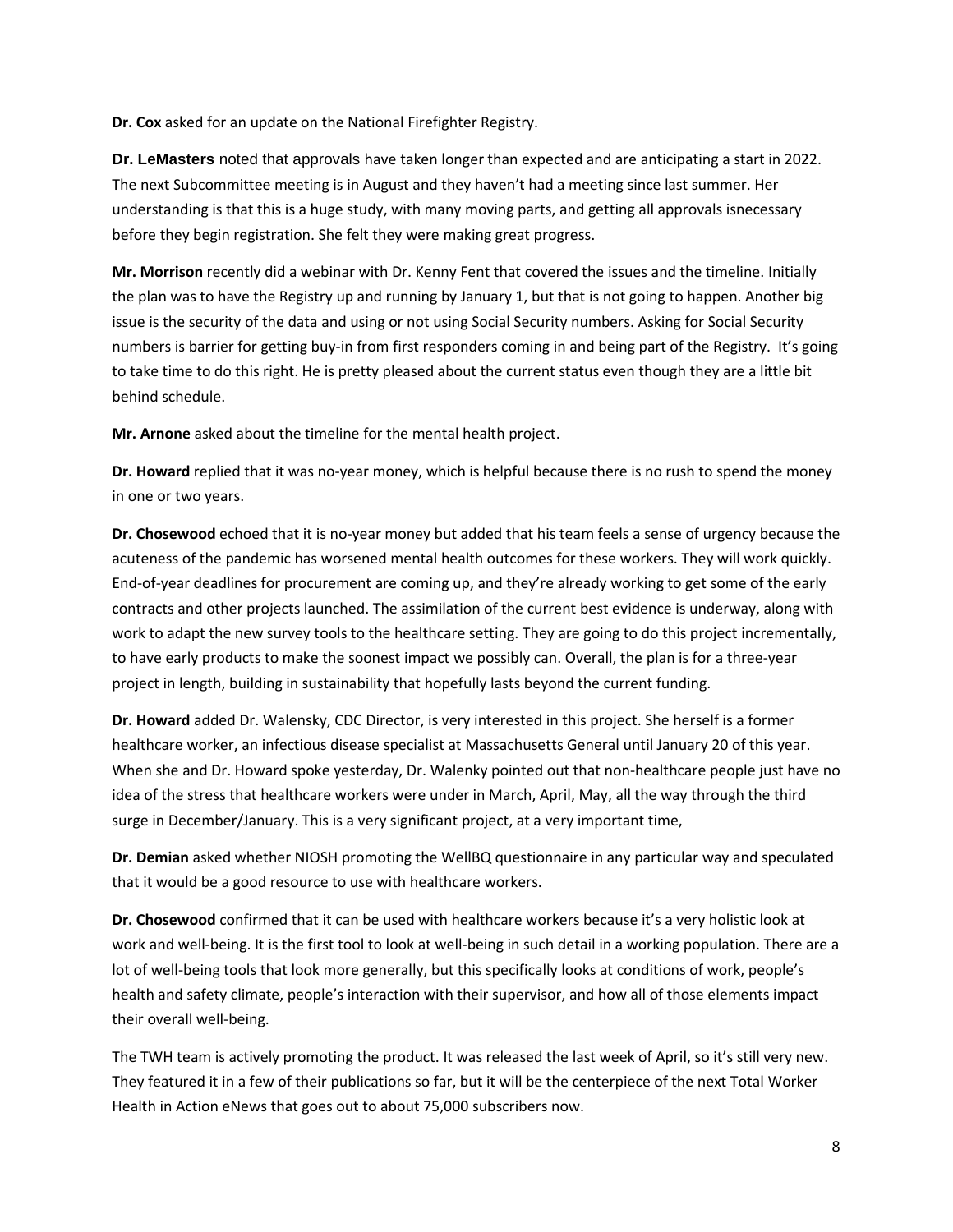**Dr. Cox** asked for an update on the National Firefighter Registry.

**Dr. LeMasters** noted that approvals have taken longer than expected and are anticipating a start in 2022. The next Subcommittee meeting is in August and they haven't had a meeting since last summer. Her understanding is that this is a huge study, with many moving parts, and getting all approvals isnecessary before they begin registration. She felt they were making great progress.

**Mr. Morrison** recently did a webinar with Dr. Kenny Fent that covered the issues and the timeline. Initially the plan was to have the Registry up and running by January 1, but that is not going to happen. Another big issue is the security of the data and using or not using Social Security numbers. Asking for Social Security numbers is barrier for getting buy-in from first responders coming in and being part of the Registry. It's going to take time to do this right. He is pretty pleased about the current status even though they are a little bit behind schedule.

**Mr. Arnone** asked about the timeline for the mental health project.

**Dr. Howard** replied that it was no-year money, which is helpful because there is no rush to spend the money in one or two years.

**Dr. Chosewood** echoed that it is no-year money but added that his team feels a sense of urgency because the acuteness of the pandemic has worsened mental health outcomes for these workers. They will work quickly. End-of-year deadlines for procurement are coming up, and they're already working to get some of the early contracts and other projects launched. The assimilation of the current best evidence is underway, along with work to adapt the new survey tools to the healthcare setting. They are going to do this project incrementally, to have early products to make the soonest impact we possibly can. Overall, the plan is for a three-year project in length, building in sustainability that hopefully lasts beyond the current funding.

**Dr. Howard** added Dr. Walensky, CDC Director, is very interested in this project. She herself is a former healthcare worker, an infectious disease specialist at Massachusetts General until January 20 of this year. When she and Dr. Howard spoke yesterday, Dr. Walenky pointed out that non-healthcare people just have no idea of the stress that healthcare workers were under in March, April, May, all the way through the third surge in December/January. This is a very significant project, at a very important time,

**Dr. Demian** asked whether NIOSH promoting the WellBQ questionnaire in any particular way and speculated that it would be a good resource to use with healthcare workers.

**Dr. Chosewood** confirmed that it can be used with healthcare workers because it's a very holistic look at work and well-being. It is the first tool to look at well-being in such detail in a working population. There are a lot of well-being tools that look more generally, but this specifically looks at conditions of work, people's health and safety climate, people's interaction with their supervisor, and how all of those elements impact their overall well-being.

The TWH team is actively promoting the product. It was released the last week of April, so it's still very new. They featured it in a few of their publications so far, but it will be the centerpiece of the next Total Worker Health in Action eNews that goes out to about 75,000 subscribers now.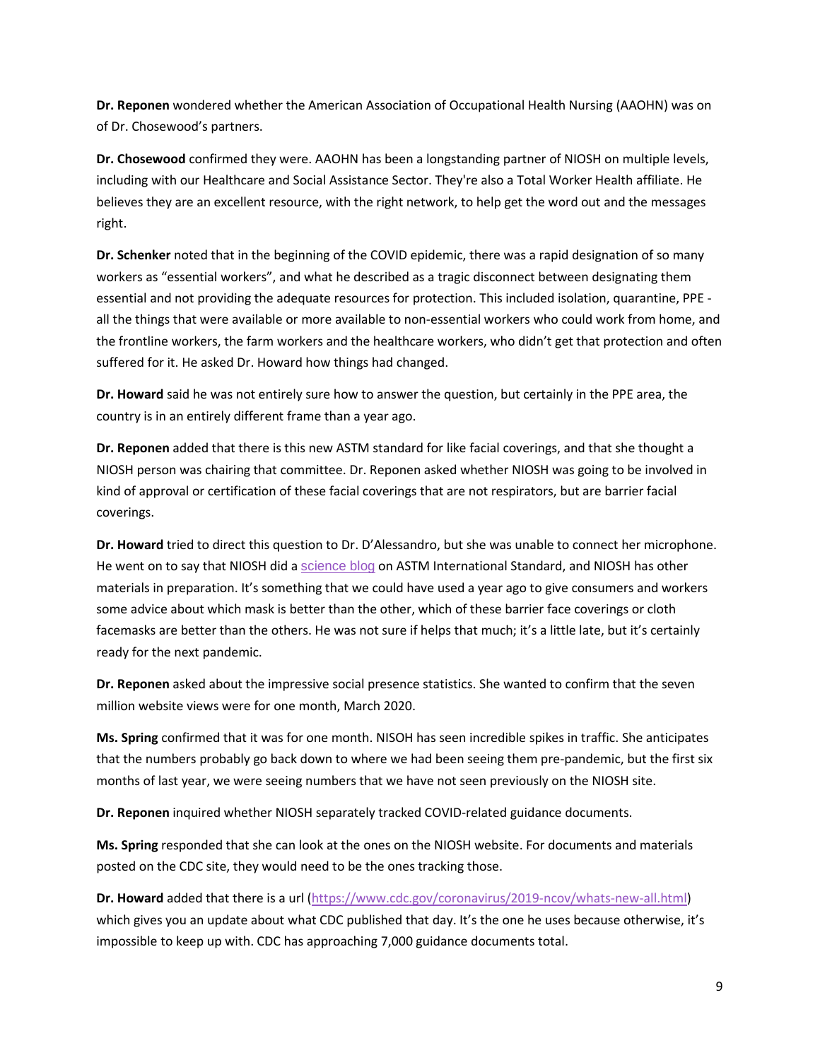**Dr. Reponen** wondered whether the American Association of Occupational Health Nursing (AAOHN) was on of Dr. Chosewood's partners.

**Dr. Chosewood** confirmed they were. AAOHN has been a longstanding partner of NIOSH on multiple levels, including with our Healthcare and Social Assistance Sector. They're also a Total Worker Health affiliate. He believes they are an excellent resource, with the right network, to help get the word out and the messages right.

**Dr. Schenker** noted that in the beginning of the COVID epidemic, there was a rapid designation of so many workers as "essential workers", and what he described as a tragic disconnect between designating them essential and not providing the adequate resources for protection. This included isolation, quarantine, PPE - all the things that were available or more available to non-essential workers who could work from home, and the frontline workers, the farm workers and the healthcare workers, who didn't get that protection and often suffered for it. He asked Dr. Howard how things had changed.

**Dr. Howard** said he was not entirely sure how to answer the question, but certainly in the PPE area, the country is in an entirely different frame than a year ago.

**Dr. Reponen** added that there is this new ASTM standard for like facial coverings, and that she thought a NIOSH person was chairing that committee. Dr. Reponen asked whether NIOSH was going to be involved in kind of approval or certification of these facial coverings that are not respirators, but are barrier facial coverings.

**Dr. Howard** tried to direct this question to Dr. D'Alessandro, but she was unable to connect her microphone. He went on to say that NIOSH did a science blog on ASTM International Standard, and NIOSH has other materials in preparation. It's something that we could have used a year ago to give consumers and workers some advice about which mask is better than the other, which of these barrier face coverings or cloth facemasks are better than the others. He was not sure if helps that much; it's a little late, but it's certainly ready for the next pandemic.

**Dr. Reponen** asked about the impressive social presence statistics. She wanted to confirm that the seven million website views were for one month, March 2020.

**Ms. Spring** confirmed that it was for one month. NISOH has seen incredible spikes in traffic. She anticipates that the numbers probably go back down to where we had been seeing them pre-pandemic, but the first six months of last year, we were seeing numbers that we have not seen previously on the NIOSH site.

**Dr. Reponen** inquired whether NIOSH separately tracked COVID-related guidance documents.

**Ms. Spring** responded that she can look at the ones on the NIOSH website. For documents and materials posted on the CDC site, they would need to be the ones tracking those.

**Dr. Howard** added that there is a url (https://www.cdc.gov/coronavirus/2019-ncov/whats-new-all.html) which gives you an update about what CDC published that day. It's the one he uses because otherwise, it's impossible to keep up with. CDC has approaching 7,000 guidance documents total.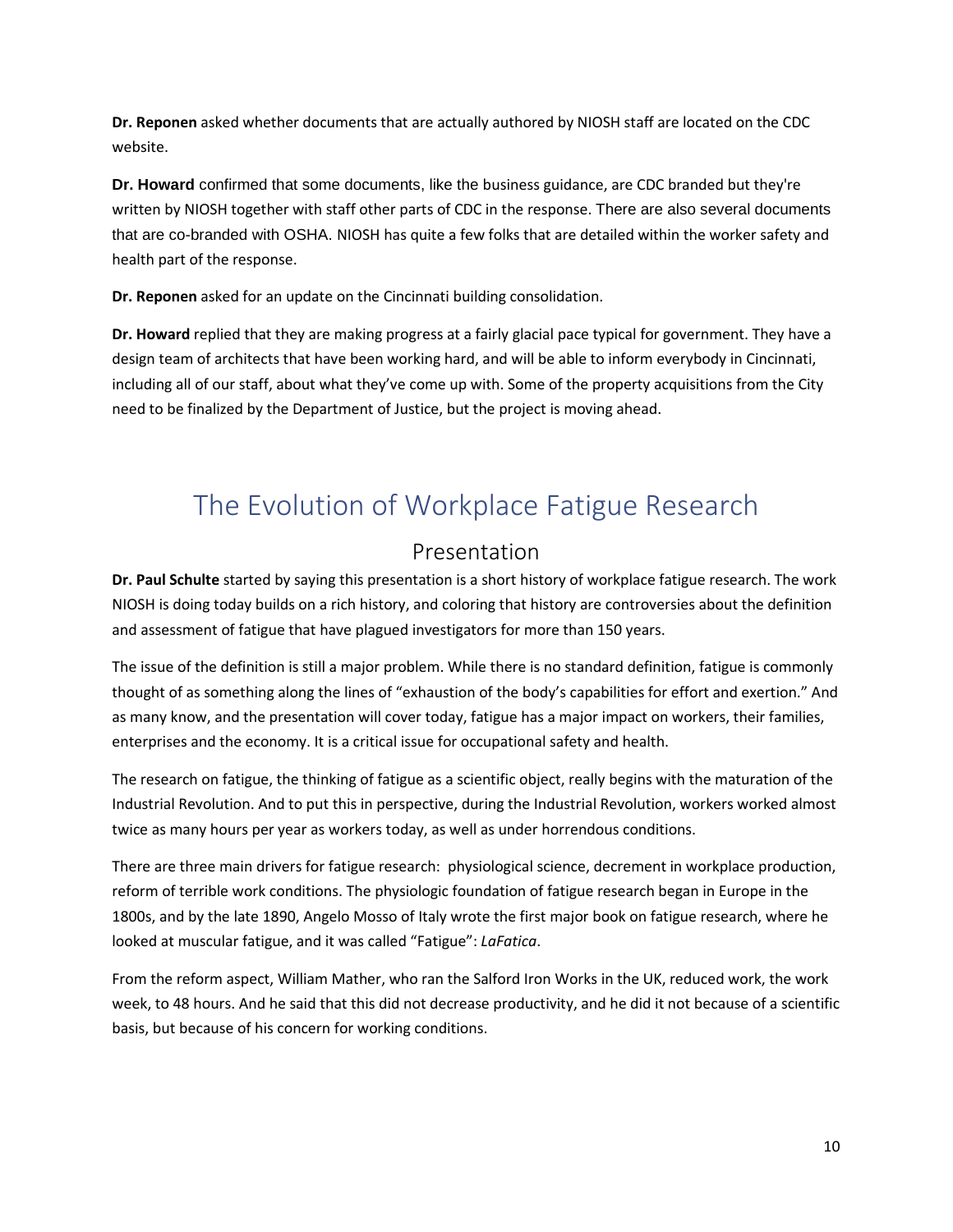**Dr. Reponen** asked whether documents that are actually authored by NIOSH staff are located on the CDC website.

**Dr. Howard** confirmed that some documents, like the business guidance, are CDC branded but they're written by NIOSH together with staff other parts of CDC in the response. There are also several documents that are co-branded with OSHA. NIOSH has quite a few folks that are detailed within the worker safety and health part of the response.

**Dr. Reponen** asked for an update on the Cincinnati building consolidation.

**Dr. Howard** replied that they are making progress at a fairly glacial pace typical for government. They have a design team of architects that have been working hard, and will be able to inform everybody in Cincinnati, including all of our staff, about what they've come up with. Some of the property acquisitions from the City need to be finalized by the Department of Justice, but the project is moving ahead.

# The Evolution of Workplace Fatigue Research

## Presentation

**Dr. Paul Schulte** started by saying this presentation is a short history of workplace fatigue research. The work NIOSH is doing today builds on a rich history, and coloring that history are controversies about the definition and assessment of fatigue that have plagued investigators for more than 150 years.

The issue of the definition is still a major problem. While there is no standard definition, fatigue is commonly thought of as something along the lines of "exhaustion of the body's capabilities for effort and exertion." And as many know, and the presentation will cover today, fatigue has a major impact on workers, their families, enterprises and the economy. It is a critical issue for occupational safety and health.

The research on fatigue, the thinking of fatigue as a scientific object, really begins with the maturation of the Industrial Revolution. And to put this in perspective, during the Industrial Revolution, workers worked almost twice as many hours per year as workers today, as well as under horrendous conditions.

There are three main drivers for fatigue research: physiological science, decrement in workplace production, reform of terrible work conditions. The physiologic foundation of fatigue research began in Europe in the 1800s, and by the late 1890, Angelo Mosso of Italy wrote the first major book on fatigue research, where he looked at muscular fatigue, and it was called "Fatigue": *LaFatica*.

From the reform aspect, William Mather, who ran the Salford Iron Works in the UK, reduced work, the work week, to 48 hours. And he said that this did not decrease productivity, and he did it not because of a scientific basis, but because of his concern for working conditions.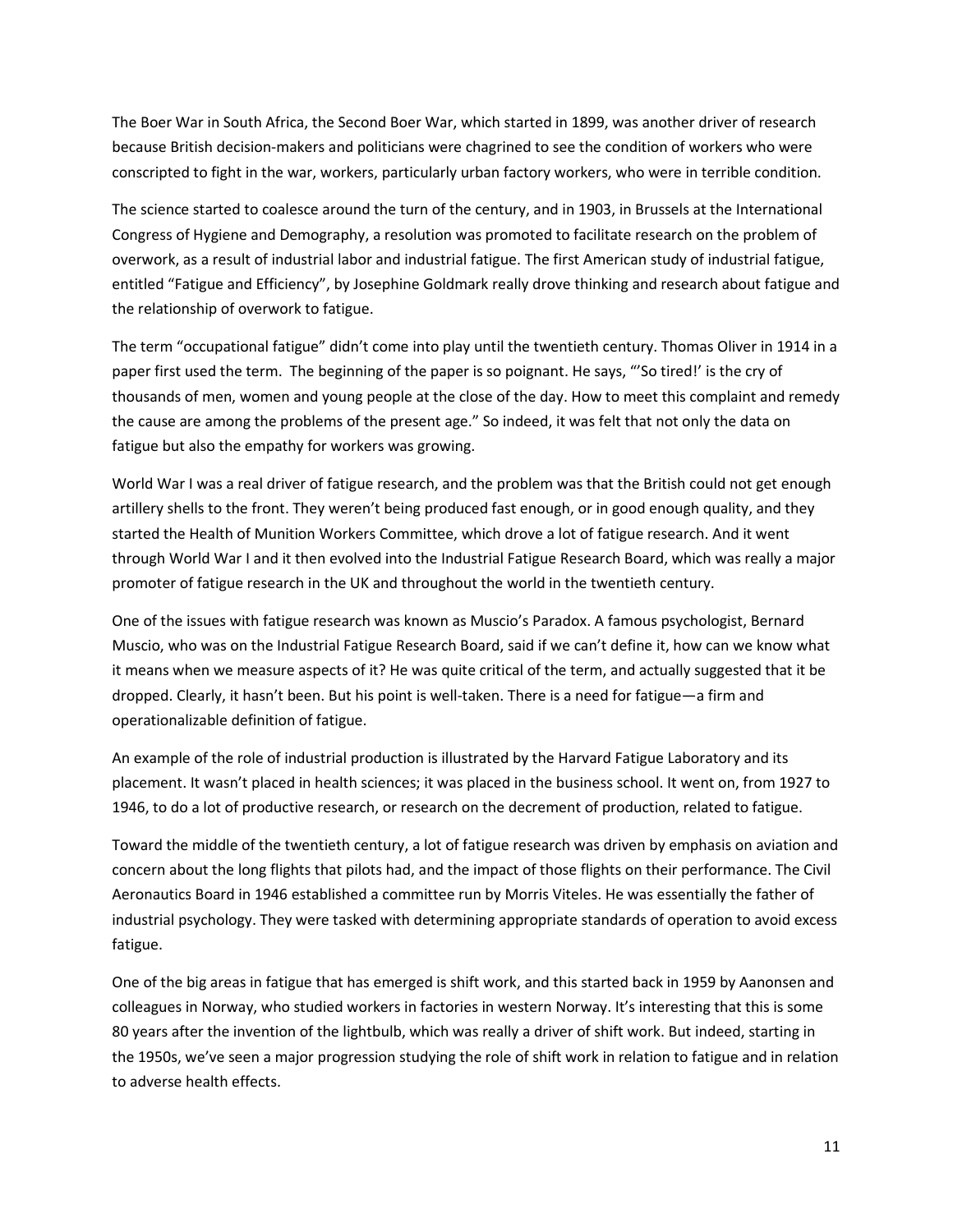The Boer War in South Africa, the Second Boer War, which started in 1899, was another driver of research because British decision-makers and politicians were chagrined to see the condition of workers who were conscripted to fight in the war, workers, particularly urban factory workers, who were in terrible condition.

The science started to coalesce around the turn of the century, and in 1903, in Brussels at the International Congress of Hygiene and Demography, a resolution was promoted to facilitate research on the problem of overwork, as a result of industrial labor and industrial fatigue. The first American study of industrial fatigue, entitled "Fatigue and Efficiency", by Josephine Goldmark really drove thinking and research about fatigue and the relationship of overwork to fatigue.

The term "occupational fatigue" didn't come into play until the twentieth century. Thomas Oliver in 1914 in a paper first used the term. The beginning of the paper is so poignant. He says, "'So tired!' is the cry of thousands of men, women and young people at the close of the day. How to meet this complaint and remedy the cause are among the problems of the present age." So indeed, it was felt that not only the data on fatigue but also the empathy for workers was growing.

World War I was a real driver of fatigue research, and the problem was that the British could not get enough artillery shells to the front. They weren't being produced fast enough, or in good enough quality, and they started the Health of Munition Workers Committee, which drove a lot of fatigue research. And it went through World War I and it then evolved into the Industrial Fatigue Research Board, which was really a major promoter of fatigue research in the UK and throughout the world in the twentieth century.

One of the issues with fatigue research was known as Muscio's Paradox. A famous psychologist, Bernard Muscio, who was on the Industrial Fatigue Research Board, said if we can't define it, how can we know what it means when we measure aspects of it? He was quite critical of the term, and actually suggested that it be dropped. Clearly, it hasn't been. But his point is well-taken. There is a need for fatigue—a firm and operationalizable definition of fatigue.

An example of the role of industrial production is illustrated by the Harvard Fatigue Laboratory and its placement. It wasn't placed in health sciences; it was placed in the business school. It went on, from 1927 to 1946, to do a lot of productive research, or research on the decrement of production, related to fatigue.

Toward the middle of the twentieth century, a lot of fatigue research was driven by emphasis on aviation and concern about the long flights that pilots had, and the impact of those flights on their performance. The Civil Aeronautics Board in 1946 established a committee run by Morris Viteles. He was essentially the father of industrial psychology. They were tasked with determining appropriate standards of operation to avoid excess fatigue.

One of the big areas in fatigue that has emerged is shift work, and this started back in 1959 by Aanonsen and colleagues in Norway, who studied workers in factories in western Norway. It's interesting that this is some 80 years after the invention of the lightbulb, which was really a driver of shift work. But indeed, starting in the 1950s, we've seen a major progression studying the role of shift work in relation to fatigue and in relation to adverse health effects.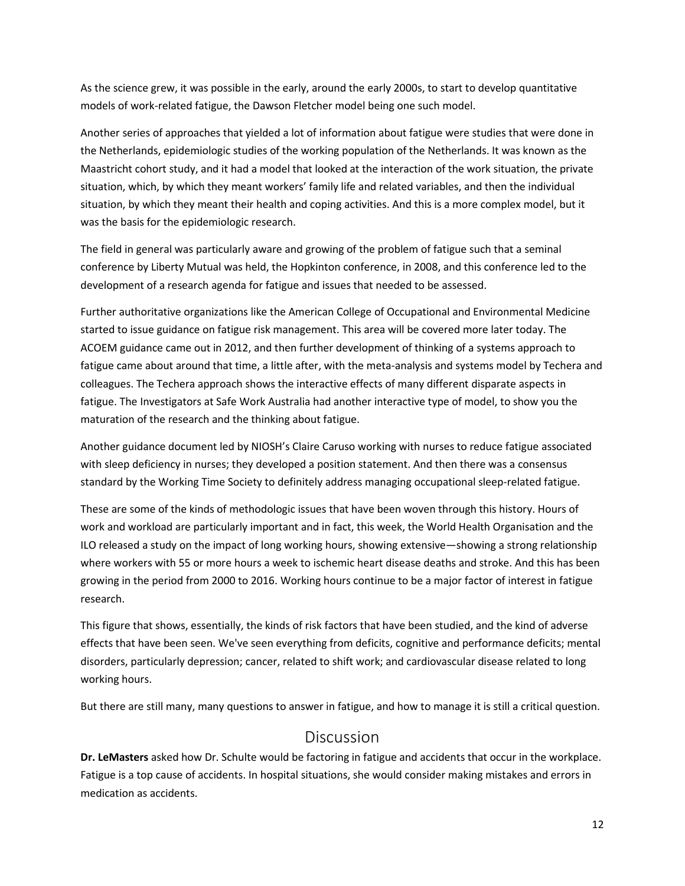As the science grew, it was possible in the early, around the early 2000s, to start to develop quantitative models of work-related fatigue, the Dawson Fletcher model being one such model.

Another series of approaches that yielded a lot of information about fatigue were studies that were done in the Netherlands, epidemiologic studies of the working population of the Netherlands. It was known as the Maastricht cohort study, and it had a model that looked at the interaction of the work situation, the private situation, which, by which they meant workers' family life and related variables, and then the individual situation, by which they meant their health and coping activities. And this is a more complex model, but it was the basis for the epidemiologic research.

The field in general was particularly aware and growing of the problem of fatigue such that a seminal conference by Liberty Mutual was held, the Hopkinton conference, in 2008, and this conference led to the development of a research agenda for fatigue and issues that needed to be assessed.

Further authoritative organizations like the American College of Occupational and Environmental Medicine started to issue guidance on fatigue risk management. This area will be covered more later today. The ACOEM guidance came out in 2012, and then further development of thinking of a systems approach to fatigue came about around that time, a little after, with the meta-analysis and systems model by Techera and colleagues. The Techera approach shows the interactive effects of many different disparate aspects in fatigue. The Investigators at Safe Work Australia had another interactive type of model, to show you the maturation of the research and the thinking about fatigue.

Another guidance document led by NIOSH's Claire Caruso working with nurses to reduce fatigue associated with sleep deficiency in nurses; they developed a position statement. And then there was a consensus standard by the Working Time Society to definitely address managing occupational sleep-related fatigue.

These are some of the kinds of methodologic issues that have been woven through this history. Hours of work and workload are particularly important and in fact, this week, the World Health Organisation and the ILO released a study on the impact of long working hours, showing extensive—showing a strong relationship where workers with 55 or more hours a week to ischemic heart disease deaths and stroke. And this has been growing in the period from 2000 to 2016. Working hours continue to be a major factor of interest in fatigue research.

This figure that shows, essentially, the kinds of risk factors that have been studied, and the kind of adverse effects that have been seen. We've seen everything from deficits, cognitive and performance deficits; mental disorders, particularly depression; cancer, related to shift work; and cardiovascular disease related to long working hours.

But there are still many, many questions to answer in fatigue, and how to manage it is still a critical question.

## Discussion

**Dr. LeMasters** asked how Dr. Schulte would be factoring in fatigue and accidents that occur in the workplace. Fatigue is a top cause of accidents. In hospital situations, she would consider making mistakes and errors in medication as accidents.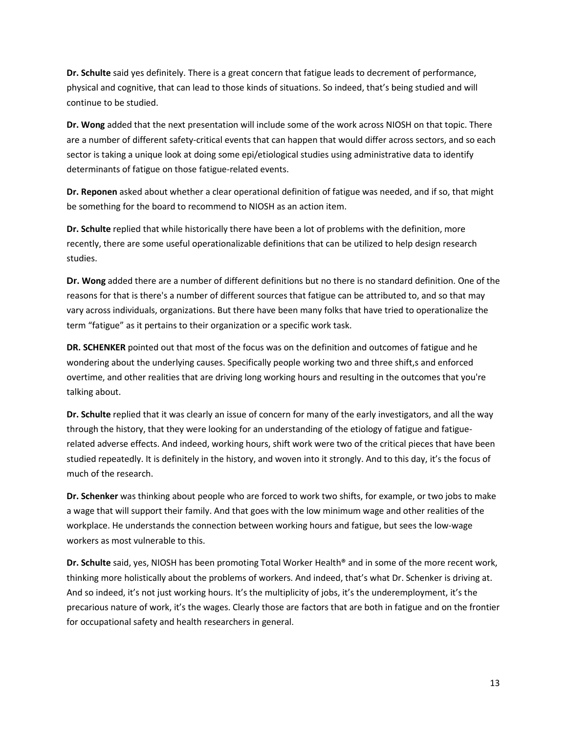**Dr. Schulte** said yes definitely. There is a great concern that fatigue leads to decrement of performance, physical and cognitive, that can lead to those kinds of situations. So indeed, that's being studied and will continue to be studied.

**Dr. Wong** added that the next presentation will include some of the work across NIOSH on that topic. There are a number of different safety-critical events that can happen that would differ across sectors, and so each sector is taking a unique look at doing some epi/etiological studies using administrative data to identify determinants of fatigue on those fatigue-related events.

**Dr. Reponen** asked about whether a clear operational definition of fatigue was needed, and if so, that might be something for the board to recommend to NIOSH as an action item.

**Dr. Schulte** replied that while historically there have been a lot of problems with the definition, more recently, there are some useful operationalizable definitions that can be utilized to help design research studies.

**Dr. Wong** added there are a number of different definitions but no there is no standard definition. One of the reasons for that is there's a number of different sources that fatigue can be attributed to, and so that may vary across individuals, organizations. But there have been many folks that have tried to operationalize the term "fatigue" as it pertains to their organization or a specific work task.

**DR. SCHENKER** pointed out that most of the focus was on the definition and outcomes of fatigue and he wondering about the underlying causes. Specifically people working two and three shift,s and enforced overtime, and other realities that are driving long working hours and resulting in the outcomes that you're talking about.

**Dr. Schulte** replied that it was clearly an issue of concern for many of the early investigators, and all the way through the history, that they were looking for an understanding of the etiology of fatigue and fatigue-related adverse effects. And indeed, working hours, shift work were two of the critical pieces that have been studied repeatedly. It is definitely in the history, and woven into it strongly. And to this day, it's the focus of much of the research.

**Dr. Schenker** was thinking about people who are forced to work two shifts, for example, or two jobs to make a wage that will support their family. And that goes with the low minimum wage and other realities of the workplace. He understands the connection between working hours and fatigue, but sees the low-wage workers as most vulnerable to this.

**Dr. Schulte** said, yes, NIOSH has been promoting Total Worker Health® and in some of the more recent work, thinking more holistically about the problems of workers. And indeed, that's what Dr. Schenker is driving at. And so indeed, it's not just working hours. It's the multiplicity of jobs, it's the underemployment, it's the precarious nature of work, it's the wages. Clearly those are factors that are both in fatigue and on the frontier for occupational safety and health researchers in general.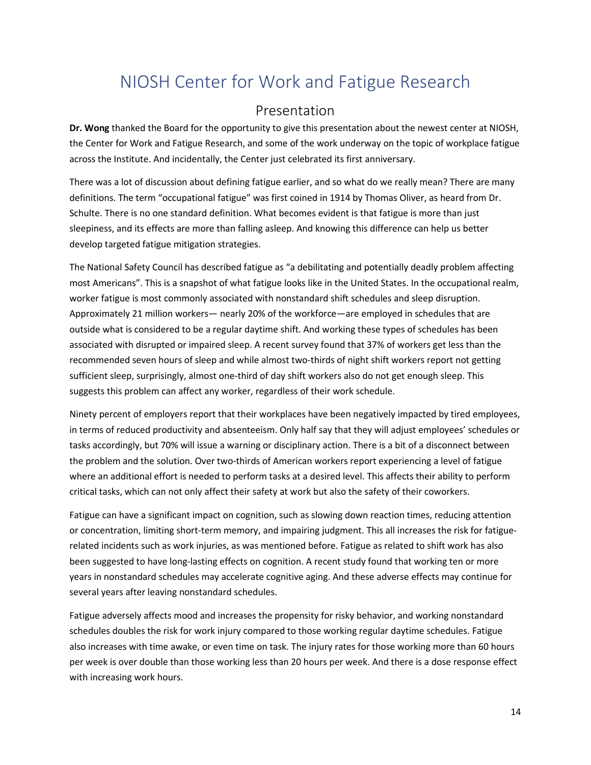# NIOSH Center for Work and Fatigue Research

## Presentation

**Dr. Wong** thanked the Board for the opportunity to give this presentation about the newest center at NIOSH, the Center for Work and Fatigue Research, and some of the work underway on the topic of workplace fatigue across the Institute. And incidentally, the Center just celebrated its first anniversary.

There was a lot of discussion about defining fatigue earlier, and so what do we really mean? There are many definitions. The term “occupational fatigue” was first coined in 1914 by Thomas Oliver, as heard from Dr. Schulte. There is no one standard definition. What becomes evident is that fatigue is more than just sleepiness, and its effects are more than falling asleep. And knowing this difference can help us better develop targeted fatigue mitigation strategies.

The National Safety Council has described fatigue as “a debilitating and potentially deadly problem affecting most Americans”. This is a snapshot of what fatigue looks like in the United States. In the occupational realm, worker fatigue is most commonly associated with nonstandard shift schedules and sleep disruption. Approximately 21 million workers— nearly 20% of the workforce—are employed in schedules that are outside what is considered to be a regular daytime shift. And working these types of schedules has been associated with disrupted or impaired sleep. A recent survey found that 37% of workers get less than the recommended seven hours of sleep and while almost two-thirds of night shift workers report not getting sufficient sleep, surprisingly, almost one-third of day shift workers also do not get enough sleep. This suggests this problem can affect any worker, regardless of their work schedule.

Ninety percent of employers report that their workplaces have been negatively impacted by tired employees, in terms of reduced productivity and absenteeism. Only half say that they will adjust employees’ schedules or tasks accordingly, but 70% will issue a warning or disciplinary action. There is a bit of a disconnect between the problem and the solution. Over two-thirds of American workers report experiencing a level of fatigue where an additional effort is needed to perform tasks at a desired level. This affects their ability to perform critical tasks, which can not only affect their safety at work but also the safety of their coworkers.

Fatigue can have a significant impact on cognition, such as slowing down reaction times, reducing attention or concentration, limiting short-term memory, and impairing judgment. This all increases the risk for fatigue-related incidents such as work injuries, as was mentioned before. Fatigue as related to shift work has also been suggested to have long-lasting effects on cognition. A recent study found that working ten or more years in nonstandard schedules may accelerate cognitive aging. And these adverse effects may continue for several years after leaving nonstandard schedules.

Fatigue adversely affects mood and increases the propensity for risky behavior, and working nonstandard schedules doubles the risk for work injury compared to those working regular daytime schedules. Fatigue also increases with time awake, or even time on task. The injury rates for those working more than 60 hours per week is over double than those working less than 20 hours per week. And there is a dose response effect with increasing work hours.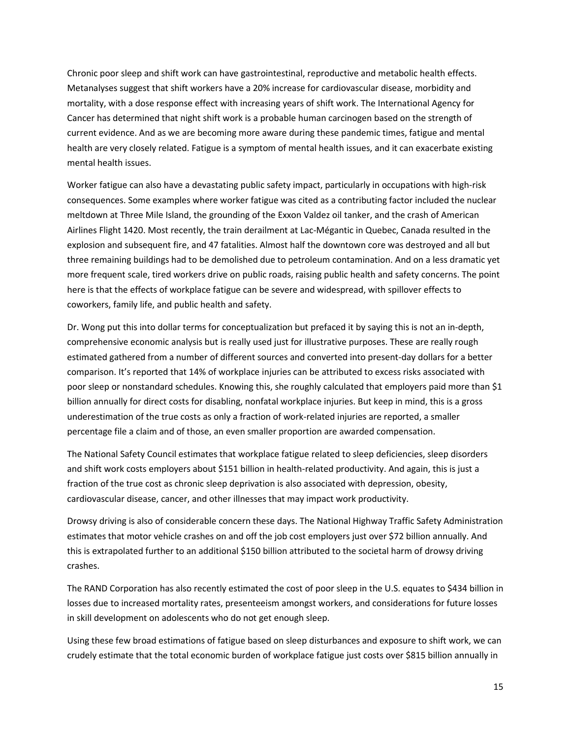Chronic poor sleep and shift work can have gastrointestinal, reproductive and metabolic health effects. Metanalyses suggest that shift workers have a 20% increase for cardiovascular disease, morbidity and mortality, with a dose response effect with increasing years of shift work. The International Agency for Cancer has determined that night shift work is a probable human carcinogen based on the strength of current evidence. And as we are becoming more aware during these pandemic times, fatigue and mental health are very closely related. Fatigue is a symptom of mental health issues, and it can exacerbate existing mental health issues.

Worker fatigue can also have a devastating public safety impact, particularly in occupations with high-risk consequences. Some examples where worker fatigue was cited as a contributing factor included the nuclear meltdown at Three Mile Island, the grounding of the Exxon Valdez oil tanker, and the crash of American Airlines Flight 1420. Most recently, the train derailment at Lac-Mégantic in Quebec, Canada resulted in the explosion and subsequent fire, and 47 fatalities. Almost half the downtown core was destroyed and all but three remaining buildings had to be demolished due to petroleum contamination. And on a less dramatic yet more frequent scale, tired workers drive on public roads, raising public health and safety concerns. The point here is that the effects of workplace fatigue can be severe and widespread, with spillover effects to coworkers, family life, and public health and safety.

Dr. Wong put this into dollar terms for conceptualization but prefaced it by saying this is not an in-depth, comprehensive economic analysis but is really used just for illustrative purposes. These are really rough estimated gathered from a number of different sources and converted into present-day dollars for a better comparison. It's reported that 14% of workplace injuries can be attributed to excess risks associated with poor sleep or nonstandard schedules. Knowing this, she roughly calculated that employers paid more than $1 billion annually for direct costs for disabling, nonfatal workplace injuries. But keep in mind, this is a gross underestimation of the true costs as only a fraction of work-related injuries are reported, a smaller percentage file a claim and of those, an even smaller proportion are awarded compensation.

The National Safety Council estimates that workplace fatigue related to sleep deficiencies, sleep disorders and shift work costs employers about $151 billion in health-related productivity. And again, this is just a fraction of the true cost as chronic sleep deprivation is also associated with depression, obesity, cardiovascular disease, cancer, and other illnesses that may impact work productivity.

Drowsy driving is also of considerable concern these days. The National Highway Traffic Safety Administration estimates that motor vehicle crashes on and off the job cost employers just over $72 billion annually. And this is extrapolated further to an additional $150 billion attributed to the societal harm of drowsy driving crashes.

The RAND Corporation has also recently estimated the cost of poor sleep in the U.S. equates to $434 billion in losses due to increased mortality rates, presenteeism amongst workers, and considerations for future losses in skill development on adolescents who do not get enough sleep.

Using these few broad estimations of fatigue based on sleep disturbances and exposure to shift work, we can crudely estimate that the total economic burden of workplace fatigue just costs over $815 billion annually in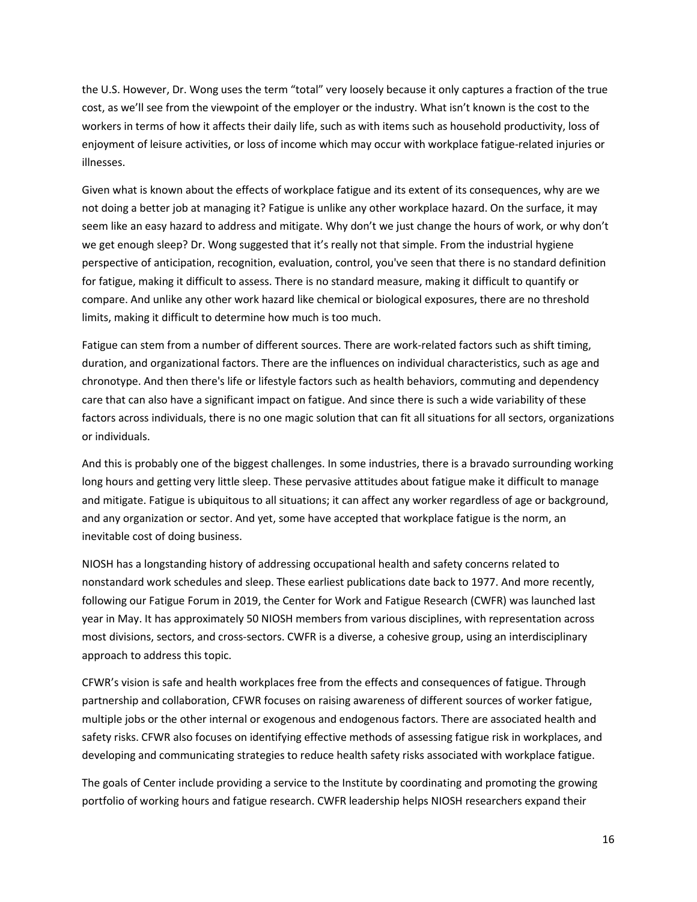the U.S. However, Dr. Wong uses the term "total" very loosely because it only captures a fraction of the true cost, as we'll see from the viewpoint of the employer or the industry. What isn't known is the cost to the workers in terms of how it affects their daily life, such as with items such as household productivity, loss of enjoyment of leisure activities, or loss of income which may occur with workplace fatigue-related injuries or illnesses.

Given what is known about the effects of workplace fatigue and its extent of its consequences, why are we not doing a better job at managing it? Fatigue is unlike any other workplace hazard. On the surface, it may seem like an easy hazard to address and mitigate. Why don't we just change the hours of work, or why don't we get enough sleep? Dr. Wong suggested that it's really not that simple. From the industrial hygiene perspective of anticipation, recognition, evaluation, control, you've seen that there is no standard definition for fatigue, making it difficult to assess. There is no standard measure, making it difficult to quantify or compare. And unlike any other work hazard like chemical or biological exposures, there are no threshold limits, making it difficult to determine how much is too much.

Fatigue can stem from a number of different sources. There are work-related factors such as shift timing, duration, and organizational factors. There are the influences on individual characteristics, such as age and chronotype. And then there's life or lifestyle factors such as health behaviors, commuting and dependency care that can also have a significant impact on fatigue. And since there is such a wide variability of these factors across individuals, there is no one magic solution that can fit all situations for all sectors, organizations or individuals.

And this is probably one of the biggest challenges. In some industries, there is a bravado surrounding working long hours and getting very little sleep. These pervasive attitudes about fatigue make it difficult to manage and mitigate. Fatigue is ubiquitous to all situations; it can affect any worker regardless of age or background, and any organization or sector. And yet, some have accepted that workplace fatigue is the norm, an inevitable cost of doing business.

NIOSH has a longstanding history of addressing occupational health and safety concerns related to nonstandard work schedules and sleep. These earliest publications date back to 1977. And more recently, following our Fatigue Forum in 2019, the Center for Work and Fatigue Research (CWFR) was launched last year in May. It has approximately 50 NIOSH members from various disciplines, with representation across most divisions, sectors, and cross-sectors. CWFR is a diverse, a cohesive group, using an interdisciplinary approach to address this topic.

CFWR's vision is safe and health workplaces free from the effects and consequences of fatigue. Through partnership and collaboration, CFWR focuses on raising awareness of different sources of worker fatigue, multiple jobs or the other internal or exogenous and endogenous factors. There are associated health and safety risks. CFWR also focuses on identifying effective methods of assessing fatigue risk in workplaces, and developing and communicating strategies to reduce health safety risks associated with workplace fatigue.

The goals of Center include providing a service to the Institute by coordinating and promoting the growing portfolio of working hours and fatigue research. CWFR leadership helps NIOSH researchers expand their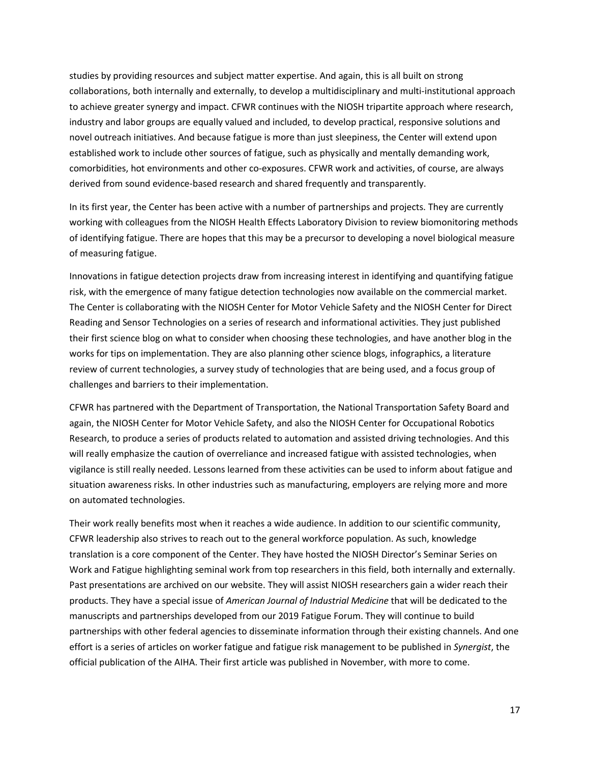studies by providing resources and subject matter expertise. And again, this is all built on strong collaborations, both internally and externally, to develop a multidisciplinary and multi-institutional approach to achieve greater synergy and impact. CFWR continues with the NIOSH tripartite approach where research, industry and labor groups are equally valued and included, to develop practical, responsive solutions and novel outreach initiatives. And because fatigue is more than just sleepiness, the Center will extend upon established work to include other sources of fatigue, such as physically and mentally demanding work, comorbidities, hot environments and other co-exposures. CFWR work and activities, of course, are always derived from sound evidence-based research and shared frequently and transparently.

In its first year, the Center has been active with a number of partnerships and projects. They are currently working with colleagues from the NIOSH Health Effects Laboratory Division to review biomonitoring methods of identifying fatigue. There are hopes that this may be a precursor to developing a novel biological measure of measuring fatigue.

Innovations in fatigue detection projects draw from increasing interest in identifying and quantifying fatigue risk, with the emergence of many fatigue detection technologies now available on the commercial market. The Center is collaborating with the NIOSH Center for Motor Vehicle Safety and the NIOSH Center for Direct Reading and Sensor Technologies on a series of research and informational activities. They just published their first science blog on what to consider when choosing these technologies, and have another blog in the works for tips on implementation. They are also planning other science blogs, infographics, a literature review of current technologies, a survey study of technologies that are being used, and a focus group of challenges and barriers to their implementation.

CFWR has partnered with the Department of Transportation, the National Transportation Safety Board and again, the NIOSH Center for Motor Vehicle Safety, and also the NIOSH Center for Occupational Robotics Research, to produce a series of products related to automation and assisted driving technologies. And this will really emphasize the caution of overreliance and increased fatigue with assisted technologies, when vigilance is still really needed. Lessons learned from these activities can be used to inform about fatigue and situation awareness risks. In other industries such as manufacturing, employers are relying more and more on automated technologies.

Their work really benefits most when it reaches a wide audience. In addition to our scientific community, CFWR leadership also strives to reach out to the general workforce population. As such, knowledge translation is a core component of the Center. They have hosted the NIOSH Director's Seminar Series on Work and Fatigue highlighting seminal work from top researchers in this field, both internally and externally. Past presentations are archived on our website. They will assist NIOSH researchers gain a wider reach their products. They have a special issue of *American Journal of Industrial Medicine* that will be dedicated to the manuscripts and partnerships developed from our 2019 Fatigue Forum. They will continue to build partnerships with other federal agencies to disseminate information through their existing channels. And one effort is a series of articles on worker fatigue and fatigue risk management to be published in *Synergist*, the official publication of the AIHA. Their first article was published in November, with more to come.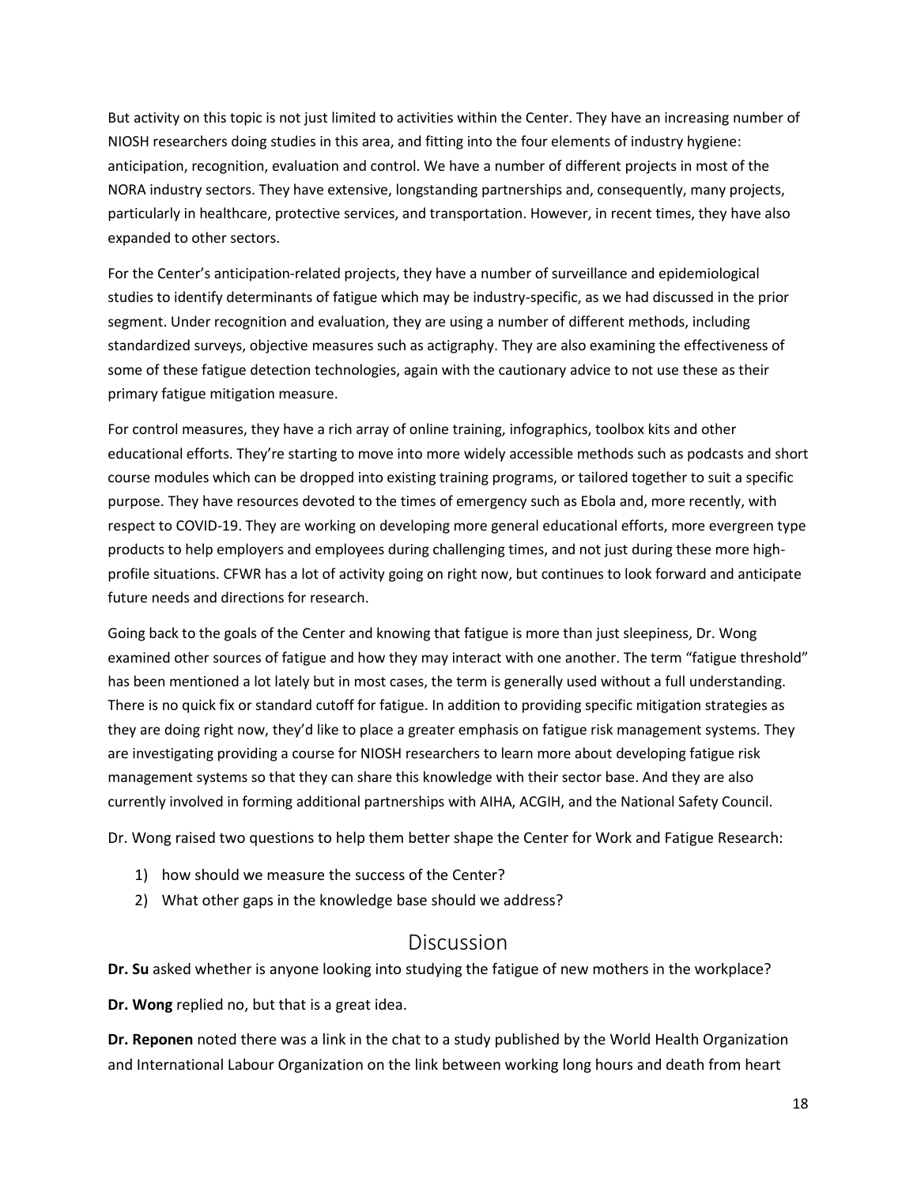But activity on this topic is not just limited to activities within the Center. They have an increasing number of NIOSH researchers doing studies in this area, and fitting into the four elements of industry hygiene: anticipation, recognition, evaluation and control. We have a number of different projects in most of the NORA industry sectors. They have extensive, longstanding partnerships and, consequently, many projects, particularly in healthcare, protective services, and transportation. However, in recent times, they have also expanded to other sectors.

For the Center's anticipation-related projects, they have a number of surveillance and epidemiological studies to identify determinants of fatigue which may be industry-specific, as we had discussed in the prior segment. Under recognition and evaluation, they are using a number of different methods, including standardized surveys, objective measures such as actigraphy. They are also examining the effectiveness of some of these fatigue detection technologies, again with the cautionary advice to not use these as their primary fatigue mitigation measure.

For control measures, they have a rich array of online training, infographics, toolbox kits and other educational efforts. They're starting to move into more widely accessible methods such as podcasts and short course modules which can be dropped into existing training programs, or tailored together to suit a specific purpose. They have resources devoted to the times of emergency such as Ebola and, more recently, with respect to COVID-19. They are working on developing more general educational efforts, more evergreen type products to help employers and employees during challenging times, and not just during these more high-profile situations. CFWR has a lot of activity going on right now, but continues to look forward and anticipate future needs and directions for research.

Going back to the goals of the Center and knowing that fatigue is more than just sleepiness, Dr. Wong examined other sources of fatigue and how they may interact with one another. The term "fatigue threshold" has been mentioned a lot lately but in most cases, the term is generally used without a full understanding. There is no quick fix or standard cutoff for fatigue. In addition to providing specific mitigation strategies as they are doing right now, they'd like to place a greater emphasis on fatigue risk management systems. They are investigating providing a course for NIOSH researchers to learn more about developing fatigue risk management systems so that they can share this knowledge with their sector base. And they are also currently involved in forming additional partnerships with AIHA, ACGIH, and the National Safety Council.

Dr. Wong raised two questions to help them better shape the Center for Work and Fatigue Research:

1) how should we measure the success of the Center?
2) What other gaps in the knowledge base should we address?

## Discussion

**Dr. Su** asked whether is anyone looking into studying the fatigue of new mothers in the workplace?

**Dr. Wong** replied no, but that is a great idea.

**Dr. Reponen** noted there was a link in the chat to a study published by the World Health Organization and International Labour Organization on the link between working long hours and death from heart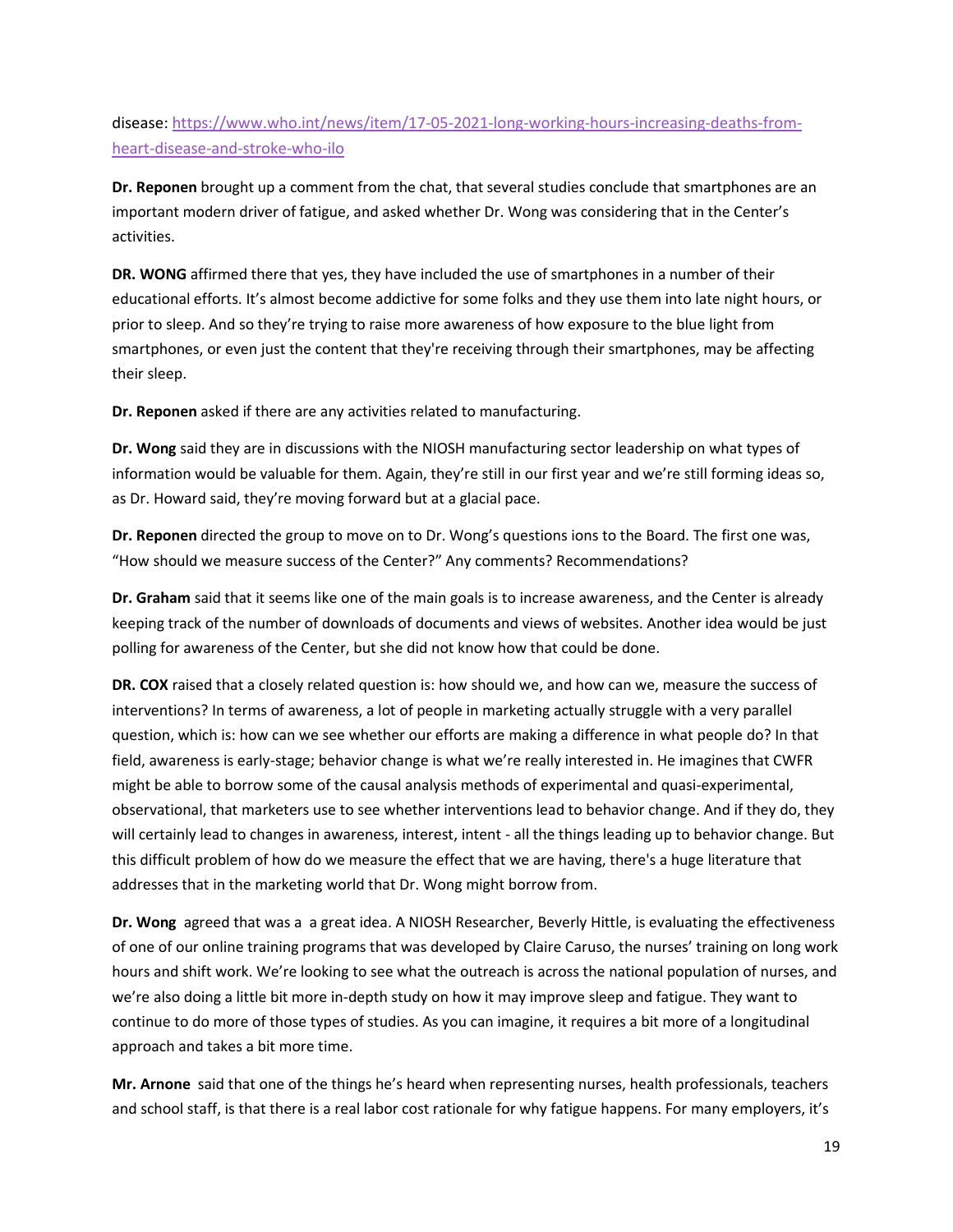disease: [https://www.who.int/news/item/17-05-2021-long-working-hours-increasing-deaths-from-heart-disease-and-stroke-who-ilo](https://www.who.int/news/item/17-05-2021-long-working-hours-increasing-deaths-from-heart-disease-and-stroke-who-ilo)

**Dr. Reponen** brought up a comment from the chat, that several studies conclude that smartphones are an important modern driver of fatigue, and asked whether Dr. Wong was considering that in the Center's activities.

**DR. WONG** affirmed there that yes, they have included the use of smartphones in a number of their educational efforts. It's almost become addictive for some folks and they use them into late night hours, or prior to sleep. And so they're trying to raise more awareness of how exposure to the blue light from smartphones, or even just the content that they're receiving through their smartphones, may be affecting their sleep.

**Dr. Reponen** asked if there are any activities related to manufacturing.

**Dr. Wong** said they are in discussions with the NIOSH manufacturing sector leadership on what types of information would be valuable for them. Again, they're still in our first year and we're still forming ideas so, as Dr. Howard said, they're moving forward but at a glacial pace.

**Dr. Reponen** directed the group to move on to Dr. Wong's questions ions to the Board. The first one was, "How should we measure success of the Center?" Any comments? Recommendations?

**Dr. Graham** said that it seems like one of the main goals is to increase awareness, and the Center is already keeping track of the number of downloads of documents and views of websites. Another idea would be just polling for awareness of the Center, but she did not know how that could be done.

**DR. COX** raised that a closely related question is: how should we, and how can we, measure the success of interventions? In terms of awareness, a lot of people in marketing actually struggle with a very parallel question, which is: how can we see whether our efforts are making a difference in what people do? In that field, awareness is early-stage; behavior change is what we're really interested in. He imagines that CWFR might be able to borrow some of the causal analysis methods of experimental and quasi-experimental, observational, that marketers use to see whether interventions lead to behavior change. And if they do, they will certainly lead to changes in awareness, interest, intent - all the things leading up to behavior change. But this difficult problem of how do we measure the effect that we are having, there's a huge literature that addresses that in the marketing world that Dr. Wong might borrow from.

**Dr. Wong** agreed that was a a great idea. A NIOSH Researcher, Beverly Hittle, is evaluating the effectiveness of one of our online training programs that was developed by Claire Caruso, the nurses' training on long work hours and shift work. We're looking to see what the outreach is across the national population of nurses, and we're also doing a little bit more in-depth study on how it may improve sleep and fatigue. They want to continue to do more of those types of studies. As you can imagine, it requires a bit more of a longitudinal approach and takes a bit more time.

**Mr. Arnone** said that one of the things he's heard when representing nurses, health professionals, teachers and school staff, is that there is a real labor cost rationale for why fatigue happens. For many employers, it's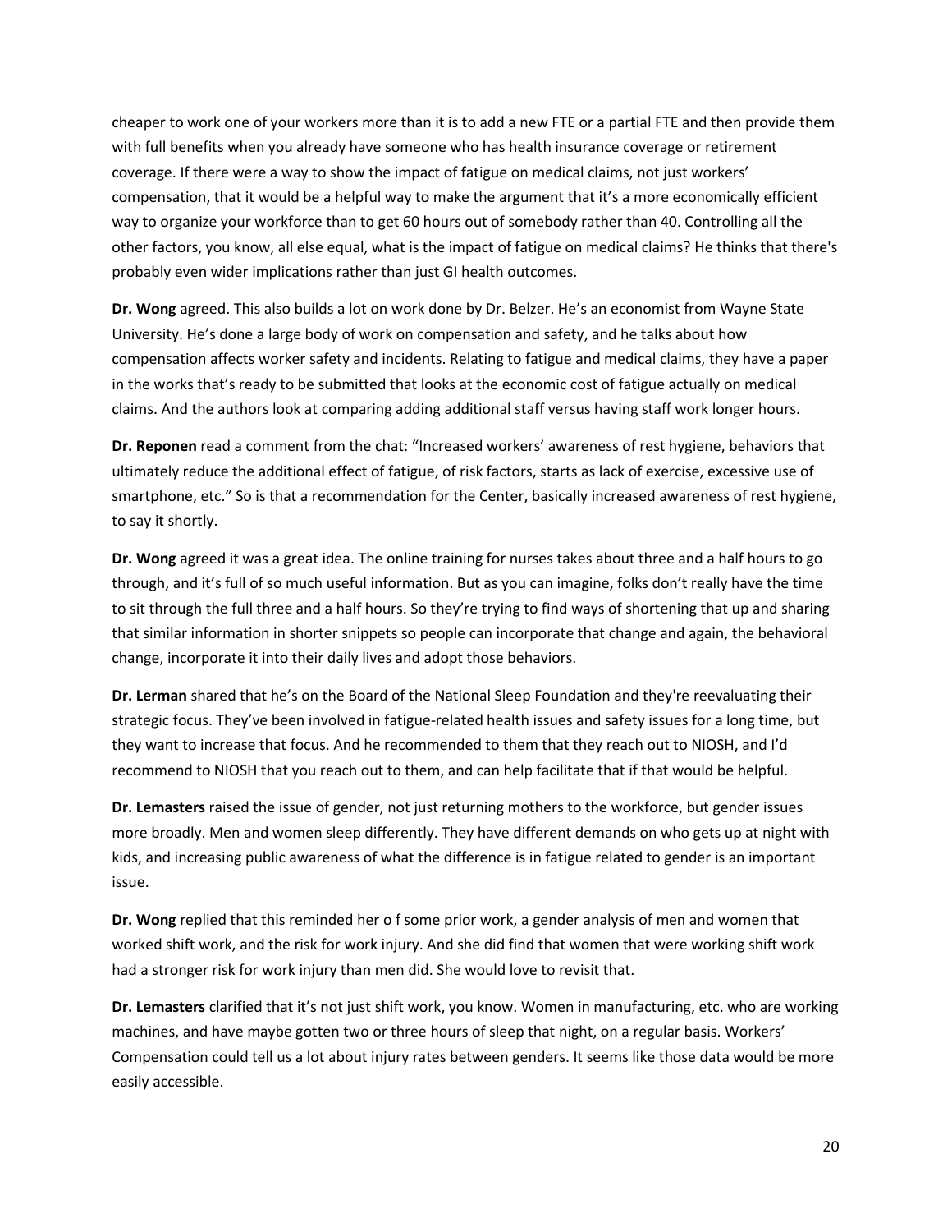cheaper to work one of your workers more than it is to add a new FTE or a partial FTE and then provide them with full benefits when you already have someone who has health insurance coverage or retirement coverage. If there were a way to show the impact of fatigue on medical claims, not just workers' compensation, that it would be a helpful way to make the argument that it's a more economically efficient way to organize your workforce than to get 60 hours out of somebody rather than 40. Controlling all the other factors, you know, all else equal, what is the impact of fatigue on medical claims? He thinks that there's probably even wider implications rather than just GI health outcomes.

**Dr. Wong** agreed. This also builds a lot on work done by Dr. Belzer. He's an economist from Wayne State University. He's done a large body of work on compensation and safety, and he talks about how compensation affects worker safety and incidents. Relating to fatigue and medical claims, they have a paper in the works that's ready to be submitted that looks at the economic cost of fatigue actually on medical claims. And the authors look at comparing adding additional staff versus having staff work longer hours.

**Dr. Reponen** read a comment from the chat: "Increased workers' awareness of rest hygiene, behaviors that ultimately reduce the additional effect of fatigue, of risk factors, starts as lack of exercise, excessive use of smartphone, etc." So is that a recommendation for the Center, basically increased awareness of rest hygiene, to say it shortly.

**Dr. Wong** agreed it was a great idea. The online training for nurses takes about three and a half hours to go through, and it's full of so much useful information. But as you can imagine, folks don't really have the time to sit through the full three and a half hours. So they're trying to find ways of shortening that up and sharing that similar information in shorter snippets so people can incorporate that change and again, the behavioral change, incorporate it into their daily lives and adopt those behaviors.

**Dr. Lerman** shared that he's on the Board of the National Sleep Foundation and they're reevaluating their strategic focus. They've been involved in fatigue-related health issues and safety issues for a long time, but they want to increase that focus. And he recommended to them that they reach out to NIOSH, and I'd recommend to NIOSH that you reach out to them, and can help facilitate that if that would be helpful.

**Dr. Lemasters** raised the issue of gender, not just returning mothers to the workforce, but gender issues more broadly. Men and women sleep differently. They have different demands on who gets up at night with kids, and increasing public awareness of what the difference is in fatigue related to gender is an important issue.

**Dr. Wong** replied that this reminded her o f some prior work, a gender analysis of men and women that worked shift work, and the risk for work injury. And she did find that women that were working shift work had a stronger risk for work injury than men did. She would love to revisit that.

**Dr. Lemasters** clarified that it's not just shift work, you know. Women in manufacturing, etc. who are working machines, and have maybe gotten two or three hours of sleep that night, on a regular basis. Workers' Compensation could tell us a lot about injury rates between genders. It seems like those data would be more easily accessible.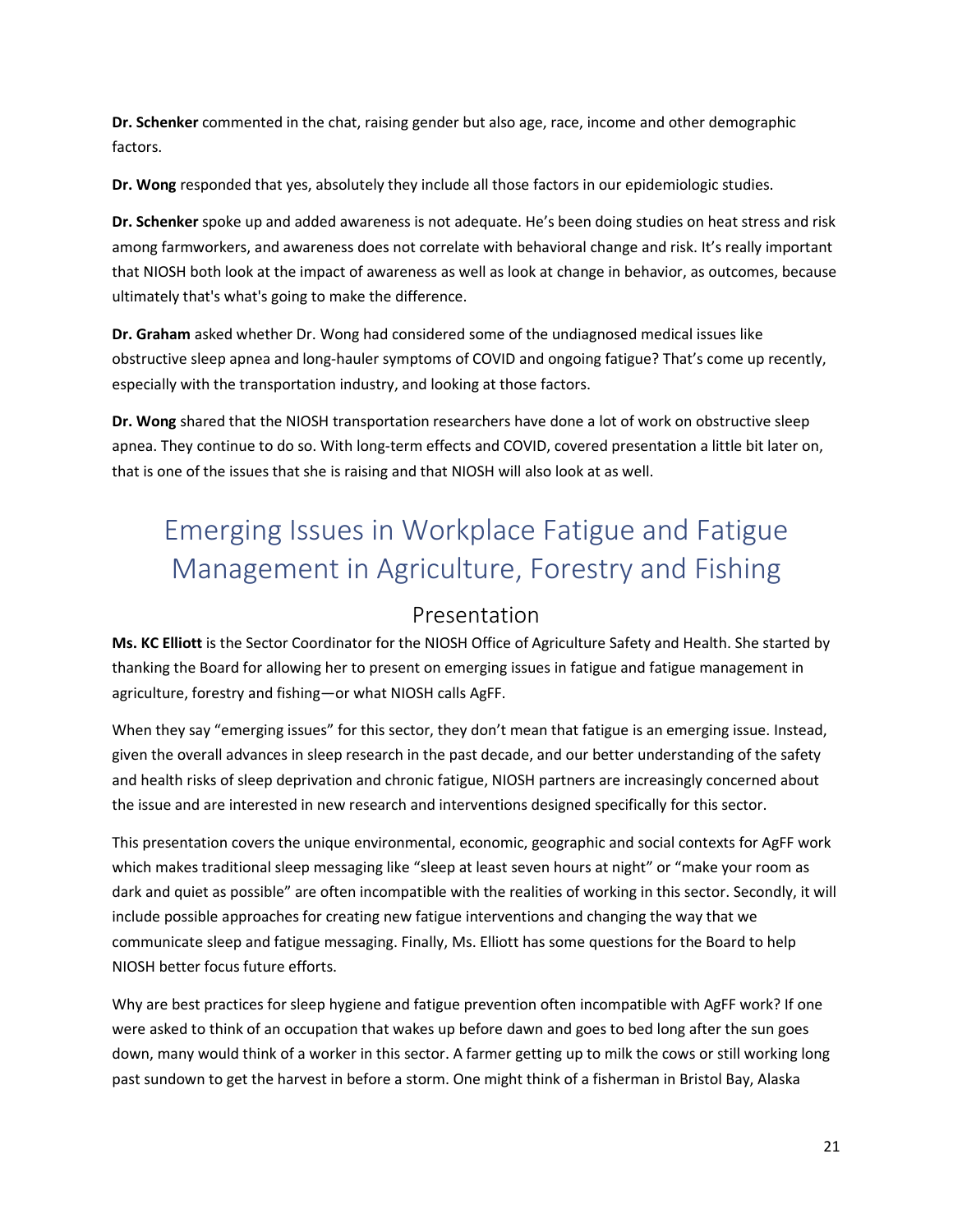**Dr. Schenker** commented in the chat, raising gender but also age, race, income and other demographic factors.

**Dr. Wong** responded that yes, absolutely they include all those factors in our epidemiologic studies.

**Dr. Schenker** spoke up and added awareness is not adequate. He's been doing studies on heat stress and risk among farmworkers, and awareness does not correlate with behavioral change and risk. It's really important that NIOSH both look at the impact of awareness as well as look at change in behavior, as outcomes, because ultimately that's what's going to make the difference.

**Dr. Graham** asked whether Dr. Wong had considered some of the undiagnosed medical issues like obstructive sleep apnea and long-hauler symptoms of COVID and ongoing fatigue? That's come up recently, especially with the transportation industry, and looking at those factors.

**Dr. Wong** shared that the NIOSH transportation researchers have done a lot of work on obstructive sleep apnea. They continue to do so. With long-term effects and COVID, covered presentation a little bit later on, that is one of the issues that she is raising and that NIOSH will also look at as well.

# Emerging Issues in Workplace Fatigue and Fatigue Management in Agriculture, Forestry and Fishing

## Presentation

**Ms. KC Elliott** is the Sector Coordinator for the NIOSH Office of Agriculture Safety and Health. She started by thanking the Board for allowing her to present on emerging issues in fatigue and fatigue management in agriculture, forestry and fishing—or what NIOSH calls AgFF.

When they say "emerging issues" for this sector, they don't mean that fatigue is an emerging issue. Instead, given the overall advances in sleep research in the past decade, and our better understanding of the safety and health risks of sleep deprivation and chronic fatigue, NIOSH partners are increasingly concerned about the issue and are interested in new research and interventions designed specifically for this sector.

This presentation covers the unique environmental, economic, geographic and social contexts for AgFF work which makes traditional sleep messaging like "sleep at least seven hours at night" or "make your room as dark and quiet as possible" are often incompatible with the realities of working in this sector. Secondly, it will include possible approaches for creating new fatigue interventions and changing the way that we communicate sleep and fatigue messaging. Finally, Ms. Elliott has some questions for the Board to help NIOSH better focus future efforts.

Why are best practices for sleep hygiene and fatigue prevention often incompatible with AgFF work? If one were asked to think of an occupation that wakes up before dawn and goes to bed long after the sun goes down, many would think of a worker in this sector. A farmer getting up to milk the cows or still working long past sundown to get the harvest in before a storm. One might think of a fisherman in Bristol Bay, Alaska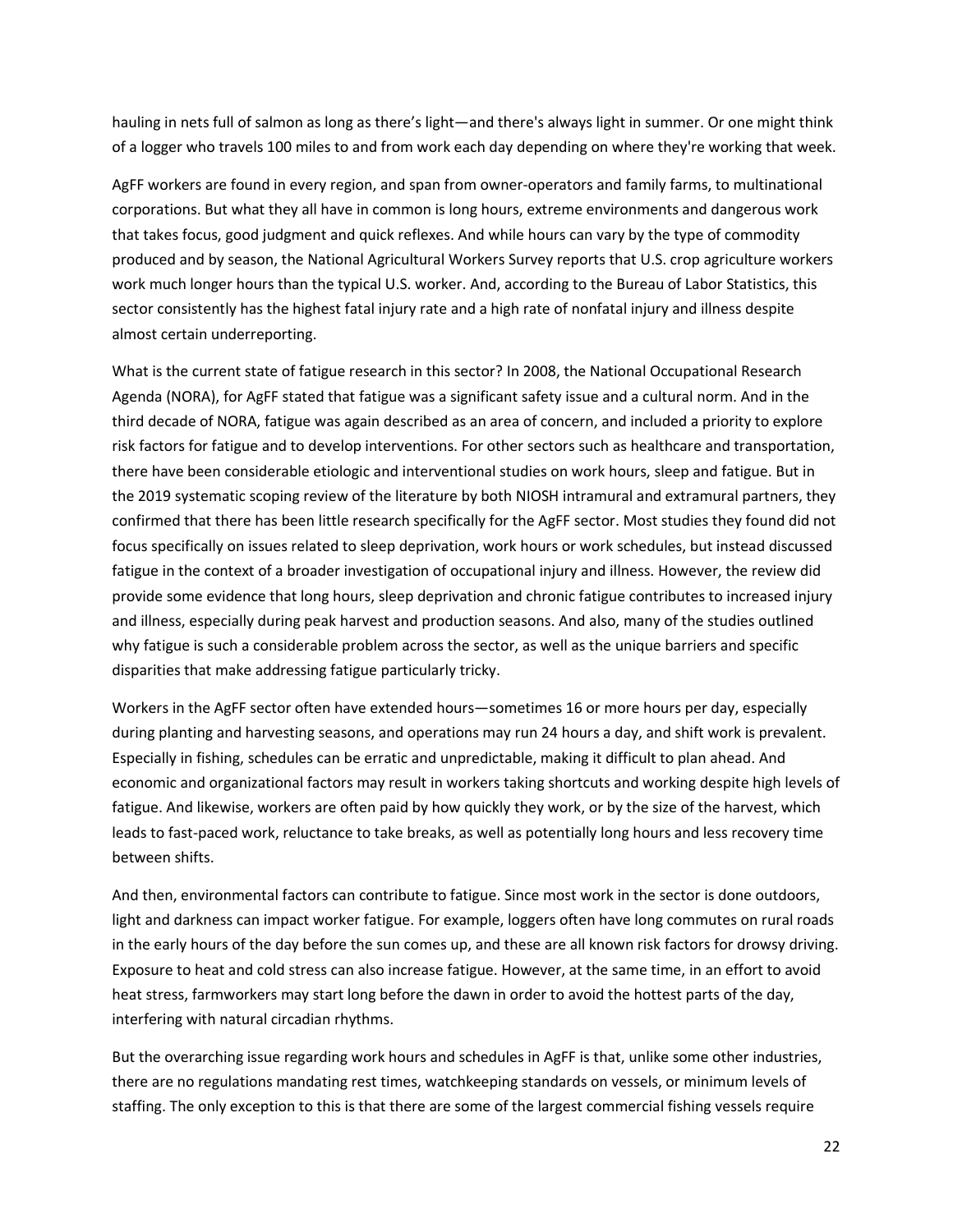hauling in nets full of salmon as long as there's light—and there's always light in summer. Or one might think of a logger who travels 100 miles to and from work each day depending on where they're working that week.

AgFF workers are found in every region, and span from owner-operators and family farms, to multinational corporations. But what they all have in common is long hours, extreme environments and dangerous work that takes focus, good judgment and quick reflexes. And while hours can vary by the type of commodity produced and by season, the National Agricultural Workers Survey reports that U.S. crop agriculture workers work much longer hours than the typical U.S. worker. And, according to the Bureau of Labor Statistics, this sector consistently has the highest fatal injury rate and a high rate of nonfatal injury and illness despite almost certain underreporting.

What is the current state of fatigue research in this sector? In 2008, the National Occupational Research Agenda (NORA), for AgFF stated that fatigue was a significant safety issue and a cultural norm. And in the third decade of NORA, fatigue was again described as an area of concern, and included a priority to explore risk factors for fatigue and to develop interventions. For other sectors such as healthcare and transportation, there have been considerable etiologic and interventional studies on work hours, sleep and fatigue. But in the 2019 systematic scoping review of the literature by both NIOSH intramural and extramural partners, they confirmed that there has been little research specifically for the AgFF sector. Most studies they found did not focus specifically on issues related to sleep deprivation, work hours or work schedules, but instead discussed fatigue in the context of a broader investigation of occupational injury and illness. However, the review did provide some evidence that long hours, sleep deprivation and chronic fatigue contributes to increased injury and illness, especially during peak harvest and production seasons. And also, many of the studies outlined why fatigue is such a considerable problem across the sector, as well as the unique barriers and specific disparities that make addressing fatigue particularly tricky.

Workers in the AgFF sector often have extended hours—sometimes 16 or more hours per day, especially during planting and harvesting seasons, and operations may run 24 hours a day, and shift work is prevalent. Especially in fishing, schedules can be erratic and unpredictable, making it difficult to plan ahead. And economic and organizational factors may result in workers taking shortcuts and working despite high levels of fatigue. And likewise, workers are often paid by how quickly they work, or by the size of the harvest, which leads to fast-paced work, reluctance to take breaks, as well as potentially long hours and less recovery time between shifts.

And then, environmental factors can contribute to fatigue. Since most work in the sector is done outdoors, light and darkness can impact worker fatigue. For example, loggers often have long commutes on rural roads in the early hours of the day before the sun comes up, and these are all known risk factors for drowsy driving. Exposure to heat and cold stress can also increase fatigue. However, at the same time, in an effort to avoid heat stress, farmworkers may start long before the dawn in order to avoid the hottest parts of the day, interfering with natural circadian rhythms.

But the overarching issue regarding work hours and schedules in AgFF is that, unlike some other industries, there are no regulations mandating rest times, watchkeeping standards on vessels, or minimum levels of staffing. The only exception to this is that there are some of the largest commercial fishing vessels require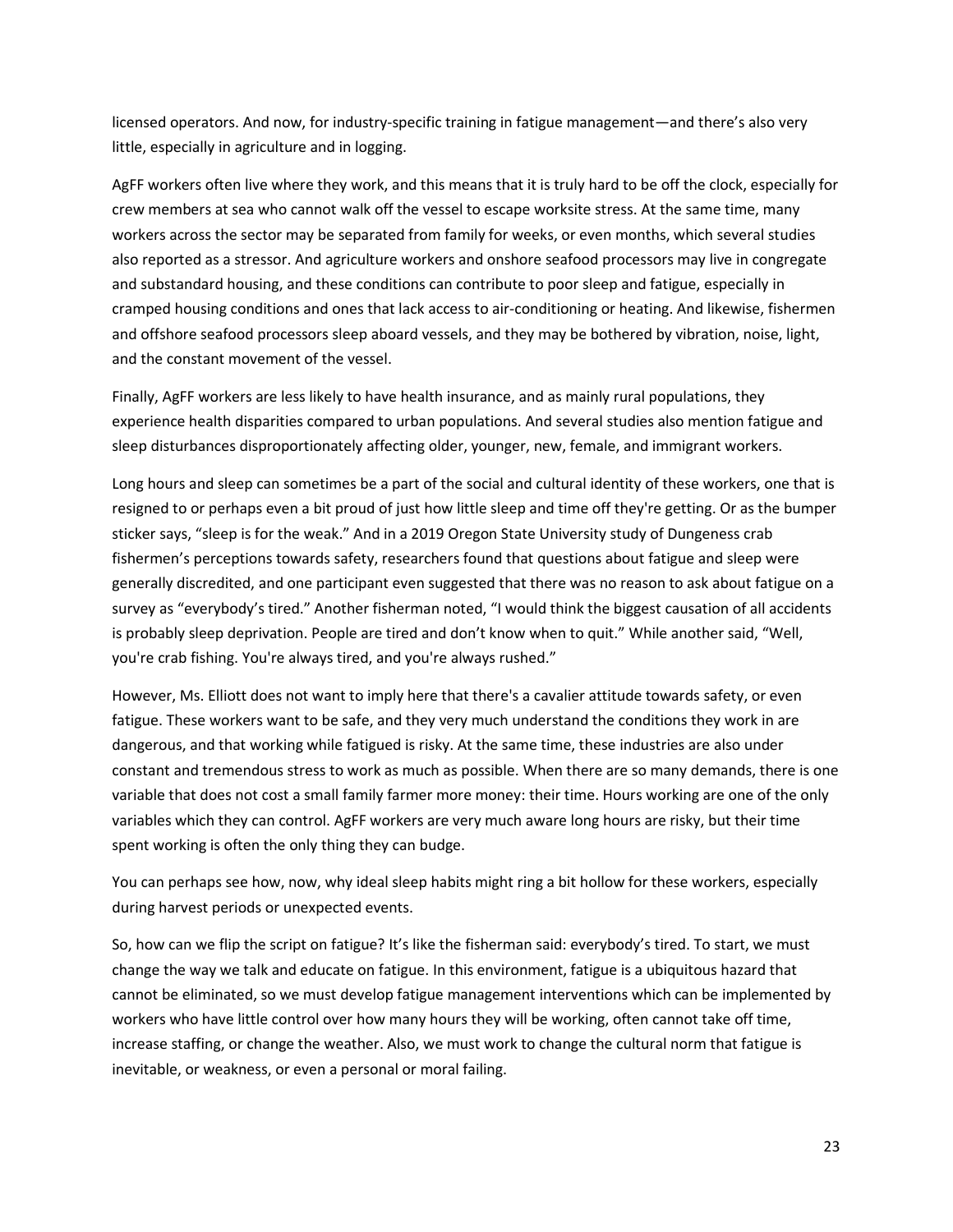licensed operators. And now, for industry-specific training in fatigue management—and there's also very little, especially in agriculture and in logging.

AgFF workers often live where they work, and this means that it is truly hard to be off the clock, especially for crew members at sea who cannot walk off the vessel to escape worksite stress. At the same time, many workers across the sector may be separated from family for weeks, or even months, which several studies also reported as a stressor. And agriculture workers and onshore seafood processors may live in congregate and substandard housing, and these conditions can contribute to poor sleep and fatigue, especially in cramped housing conditions and ones that lack access to air-conditioning or heating. And likewise, fishermen and offshore seafood processors sleep aboard vessels, and they may be bothered by vibration, noise, light, and the constant movement of the vessel.

Finally, AgFF workers are less likely to have health insurance, and as mainly rural populations, they experience health disparities compared to urban populations. And several studies also mention fatigue and sleep disturbances disproportionately affecting older, younger, new, female, and immigrant workers.

Long hours and sleep can sometimes be a part of the social and cultural identity of these workers, one that is resigned to or perhaps even a bit proud of just how little sleep and time off they're getting. Or as the bumper sticker says, "sleep is for the weak." And in a 2019 Oregon State University study of Dungeness crab fishermen's perceptions towards safety, researchers found that questions about fatigue and sleep were generally discredited, and one participant even suggested that there was no reason to ask about fatigue on a survey as "everybody's tired." Another fisherman noted, "I would think the biggest causation of all accidents is probably sleep deprivation. People are tired and don't know when to quit." While another said, "Well, you're crab fishing. You're always tired, and you're always rushed."

However, Ms. Elliott does not want to imply here that there's a cavalier attitude towards safety, or even fatigue. These workers want to be safe, and they very much understand the conditions they work in are dangerous, and that working while fatigued is risky. At the same time, these industries are also under constant and tremendous stress to work as much as possible. When there are so many demands, there is one variable that does not cost a small family farmer more money: their time. Hours working are one of the only variables which they can control. AgFF workers are very much aware long hours are risky, but their time spent working is often the only thing they can budge.

You can perhaps see how, now, why ideal sleep habits might ring a bit hollow for these workers, especially during harvest periods or unexpected events.

So, how can we flip the script on fatigue? It's like the fisherman said: everybody's tired. To start, we must change the way we talk and educate on fatigue. In this environment, fatigue is a ubiquitous hazard that cannot be eliminated, so we must develop fatigue management interventions which can be implemented by workers who have little control over how many hours they will be working, often cannot take off time, increase staffing, or change the weather. Also, we must work to change the cultural norm that fatigue is inevitable, or weakness, or even a personal or moral failing.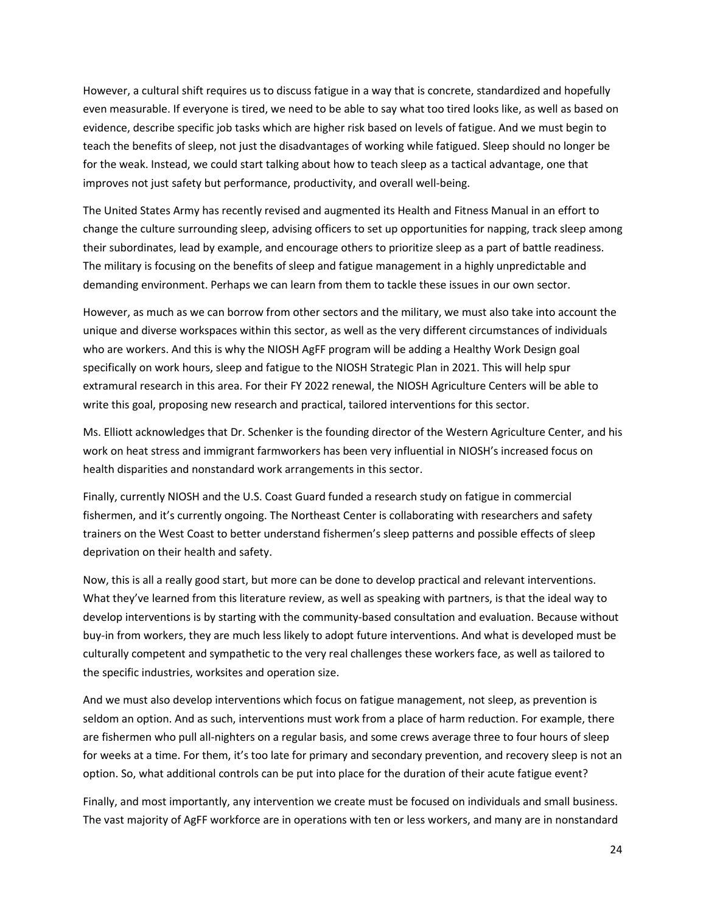However, a cultural shift requires us to discuss fatigue in a way that is concrete, standardized and hopefully even measurable. If everyone is tired, we need to be able to say what too tired looks like, as well as based on evidence, describe specific job tasks which are higher risk based on levels of fatigue. And we must begin to teach the benefits of sleep, not just the disadvantages of working while fatigued. Sleep should no longer be for the weak. Instead, we could start talking about how to teach sleep as a tactical advantage, one that improves not just safety but performance, productivity, and overall well-being.

The United States Army has recently revised and augmented its Health and Fitness Manual in an effort to change the culture surrounding sleep, advising officers to set up opportunities for napping, track sleep among their subordinates, lead by example, and encourage others to prioritize sleep as a part of battle readiness. The military is focusing on the benefits of sleep and fatigue management in a highly unpredictable and demanding environment. Perhaps we can learn from them to tackle these issues in our own sector.

However, as much as we can borrow from other sectors and the military, we must also take into account the unique and diverse workspaces within this sector, as well as the very different circumstances of individuals who are workers. And this is why the NIOSH AgFF program will be adding a Healthy Work Design goal specifically on work hours, sleep and fatigue to the NIOSH Strategic Plan in 2021. This will help spur extramural research in this area. For their FY 2022 renewal, the NIOSH Agriculture Centers will be able to write this goal, proposing new research and practical, tailored interventions for this sector.

Ms. Elliott acknowledges that Dr. Schenker is the founding director of the Western Agriculture Center, and his work on heat stress and immigrant farmworkers has been very influential in NIOSH's increased focus on health disparities and nonstandard work arrangements in this sector.

Finally, currently NIOSH and the U.S. Coast Guard funded a research study on fatigue in commercial fishermen, and it's currently ongoing. The Northeast Center is collaborating with researchers and safety trainers on the West Coast to better understand fishermen's sleep patterns and possible effects of sleep deprivation on their health and safety.

Now, this is all a really good start, but more can be done to develop practical and relevant interventions. What they've learned from this literature review, as well as speaking with partners, is that the ideal way to develop interventions is by starting with the community-based consultation and evaluation. Because without buy-in from workers, they are much less likely to adopt future interventions. And what is developed must be culturally competent and sympathetic to the very real challenges these workers face, as well as tailored to the specific industries, worksites and operation size.

And we must also develop interventions which focus on fatigue management, not sleep, as prevention is seldom an option. And as such, interventions must work from a place of harm reduction. For example, there are fishermen who pull all-nighters on a regular basis, and some crews average three to four hours of sleep for weeks at a time. For them, it's too late for primary and secondary prevention, and recovery sleep is not an option. So, what additional controls can be put into place for the duration of their acute fatigue event?

Finally, and most importantly, any intervention we create must be focused on individuals and small business. The vast majority of AgFF workforce are in operations with ten or less workers, and many are in nonstandard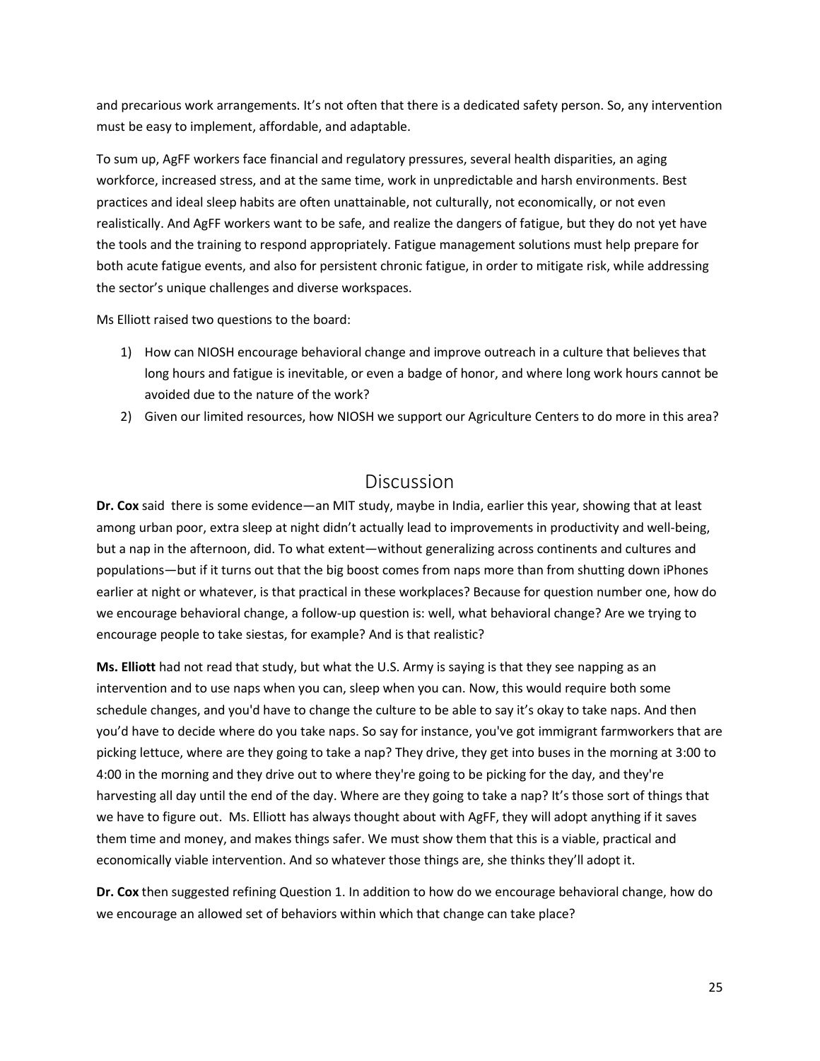and precarious work arrangements. It's not often that there is a dedicated safety person. So, any intervention must be easy to implement, affordable, and adaptable.

To sum up, AgFF workers face financial and regulatory pressures, several health disparities, an aging workforce, increased stress, and at the same time, work in unpredictable and harsh environments. Best practices and ideal sleep habits are often unattainable, not culturally, not economically, or not even realistically. And AgFF workers want to be safe, and realize the dangers of fatigue, but they do not yet have the tools and the training to respond appropriately. Fatigue management solutions must help prepare for both acute fatigue events, and also for persistent chronic fatigue, in order to mitigate risk, while addressing the sector's unique challenges and diverse workspaces.

Ms Elliott raised two questions to the board:

1) How can NIOSH encourage behavioral change and improve outreach in a culture that believes that long hours and fatigue is inevitable, or even a badge of honor, and where long work hours cannot be avoided due to the nature of the work?
2) Given our limited resources, how NIOSH we support our Agriculture Centers to do more in this area?

## Discussion

**Dr. Cox** said there is some evidence—an MIT study, maybe in India, earlier this year, showing that at least among urban poor, extra sleep at night didn't actually lead to improvements in productivity and well-being, but a nap in the afternoon, did. To what extent—without generalizing across continents and cultures and populations—but if it turns out that the big boost comes from naps more than from shutting down iPhones earlier at night or whatever, is that practical in these workplaces? Because for question number one, how do we encourage behavioral change, a follow-up question is: well, what behavioral change? Are we trying to encourage people to take siestas, for example? And is that realistic?

**Ms. Elliott** had not read that study, but what the U.S. Army is saying is that they see napping as an intervention and to use naps when you can, sleep when you can. Now, this would require both some schedule changes, and you'd have to change the culture to be able to say it's okay to take naps. And then you'd have to decide where do you take naps. So say for instance, you've got immigrant farmworkers that are picking lettuce, where are they going to take a nap? They drive, they get into buses in the morning at 3:00 to 4:00 in the morning and they drive out to where they're going to be picking for the day, and they're harvesting all day until the end of the day. Where are they going to take a nap? It's those sort of things that we have to figure out. Ms. Elliott has always thought about with AgFF, they will adopt anything if it saves them time and money, and makes things safer. We must show them that this is a viable, practical and economically viable intervention. And so whatever those things are, she thinks they'll adopt it.

**Dr. Cox** then suggested refining Question 1. In addition to how do we encourage behavioral change, how do we encourage an allowed set of behaviors within which that change can take place?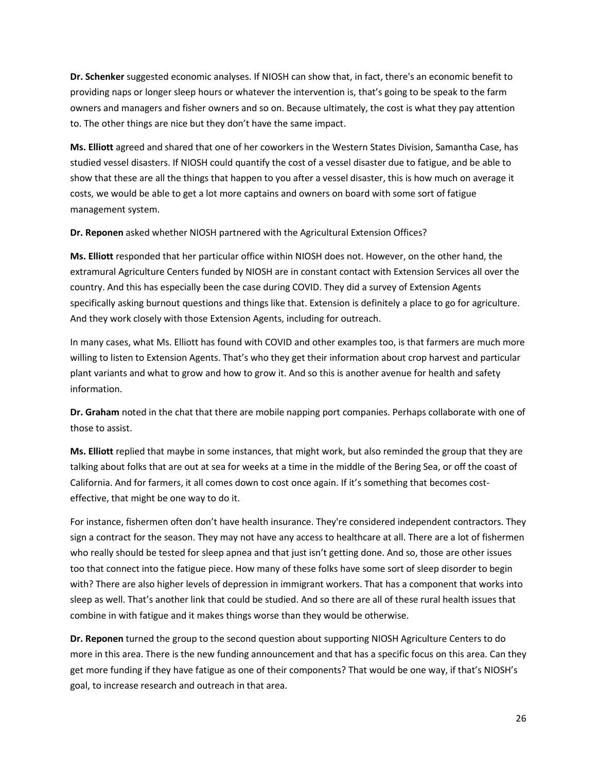**Dr. Schenker** suggested economic analyses. If NIOSH can show that, in fact, there's an economic benefit to providing naps or longer sleep hours or whatever the intervention is, that's going to be speak to the farm owners and managers and fisher owners and so on. Because ultimately, the cost is what they pay attention to. The other things are nice but they don't have the same impact.

**Ms. Elliott** agreed and shared that one of her coworkers in the Western States Division, Samantha Case, has studied vessel disasters. If NIOSH could quantify the cost of a vessel disaster due to fatigue, and be able to show that these are all the things that happen to you after a vessel disaster, this is how much on average it costs, we would be able to get a lot more captains and owners on board with some sort of fatigue management system.

**Dr. Reponen** asked whether NIOSH partnered with the Agricultural Extension Offices?

**Ms. Elliott** responded that her particular office within NIOSH does not. However, on the other hand, the extramural Agriculture Centers funded by NIOSH are in constant contact with Extension Services all over the country. And this has especially been the case during COVID. They did a survey of Extension Agents specifically asking burnout questions and things like that. Extension is definitely a place to go for agriculture. And they work closely with those Extension Agents, including for outreach.

In many cases, what Ms. Elliott has found with COVID and other examples too, is that farmers are much more willing to listen to Extension Agents. That's who they get their information about crop harvest and particular plant variants and what to grow and how to grow it. And so this is another avenue for health and safety information.

**Dr. Graham** noted in the chat that there are mobile napping port companies. Perhaps collaborate with one of those to assist.

**Ms. Elliott** replied that maybe in some instances, that might work, but also reminded the group that they are talking about folks that are out at sea for weeks at a time in the middle of the Bering Sea, or off the coast of California. And for farmers, it all comes down to cost once again. If it's something that becomes cost-effective, that might be one way to do it.

For instance, fishermen often don't have health insurance. They're considered independent contractors. They sign a contract for the season. They may not have any access to healthcare at all. There are a lot of fishermen who really should be tested for sleep apnea and that just isn't getting done. And so, those are other issues too that connect into the fatigue piece. How many of these folks have some sort of sleep disorder to begin with? There are also higher levels of depression in immigrant workers. That has a component that works into sleep as well. That's another link that could be studied. And so there are all of these rural health issues that combine in with fatigue and it makes things worse than they would be otherwise.

**Dr. Reponen** turned the group to the second question about supporting NIOSH Agriculture Centers to do more in this area. There is the new funding announcement and that has a specific focus on this area. Can they get more funding if they have fatigue as one of their components? That would be one way, if that's NIOSH's goal, to increase research and outreach in that area.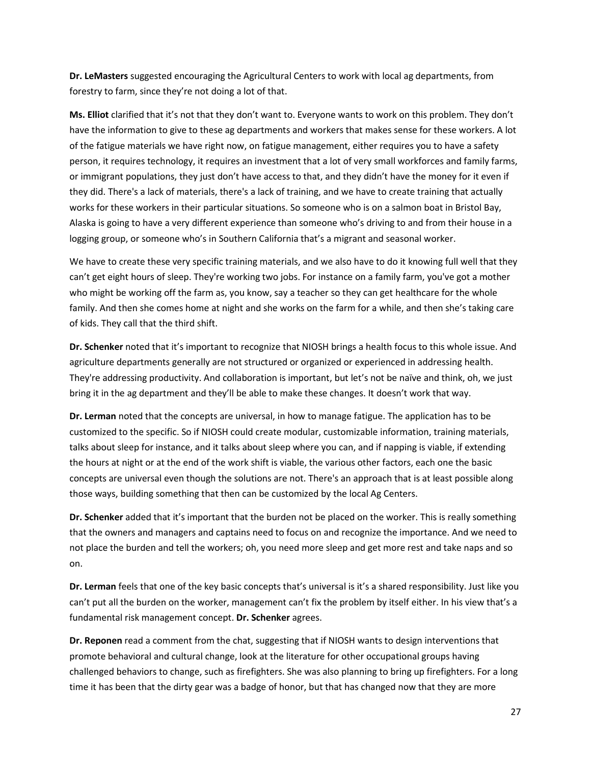**Dr. LeMasters** suggested encouraging the Agricultural Centers to work with local ag departments, from forestry to farm, since they're not doing a lot of that.

**Ms. Elliot** clarified that it's not that they don't want to. Everyone wants to work on this problem. They don't have the information to give to these ag departments and workers that makes sense for these workers. A lot of the fatigue materials we have right now, on fatigue management, either requires you to have a safety person, it requires technology, it requires an investment that a lot of very small workforces and family farms, or immigrant populations, they just don't have access to that, and they didn't have the money for it even if they did. There's a lack of materials, there's a lack of training, and we have to create training that actually works for these workers in their particular situations. So someone who is on a salmon boat in Bristol Bay, Alaska is going to have a very different experience than someone who's driving to and from their house in a logging group, or someone who's in Southern California that's a migrant and seasonal worker.

We have to create these very specific training materials, and we also have to do it knowing full well that they can't get eight hours of sleep. They're working two jobs. For instance on a family farm, you've got a mother who might be working off the farm as, you know, say a teacher so they can get healthcare for the whole family. And then she comes home at night and she works on the farm for a while, and then she's taking care of kids. They call that the third shift.

**Dr. Schenker** noted that it's important to recognize that NIOSH brings a health focus to this whole issue. And agriculture departments generally are not structured or organized or experienced in addressing health. They're addressing productivity. And collaboration is important, but let's not be naïve and think, oh, we just bring it in the ag department and they'll be able to make these changes. It doesn't work that way.

**Dr. Lerman** noted that the concepts are universal, in how to manage fatigue. The application has to be customized to the specific. So if NIOSH could create modular, customizable information, training materials, talks about sleep for instance, and it talks about sleep where you can, and if napping is viable, if extending the hours at night or at the end of the work shift is viable, the various other factors, each one the basic concepts are universal even though the solutions are not. There's an approach that is at least possible along those ways, building something that then can be customized by the local Ag Centers.

**Dr. Schenker** added that it's important that the burden not be placed on the worker. This is really something that the owners and managers and captains need to focus on and recognize the importance. And we need to not place the burden and tell the workers; oh, you need more sleep and get more rest and take naps and so on.

**Dr. Lerman** feels that one of the key basic concepts that's universal is it's a shared responsibility. Just like you can't put all the burden on the worker, management can't fix the problem by itself either. In his view that's a fundamental risk management concept. **Dr. Schenker** agrees.

**Dr. Reponen** read a comment from the chat, suggesting that if NIOSH wants to design interventions that promote behavioral and cultural change, look at the literature for other occupational groups having challenged behaviors to change, such as firefighters. She was also planning to bring up firefighters. For a long time it has been that the dirty gear was a badge of honor, but that has changed now that they are more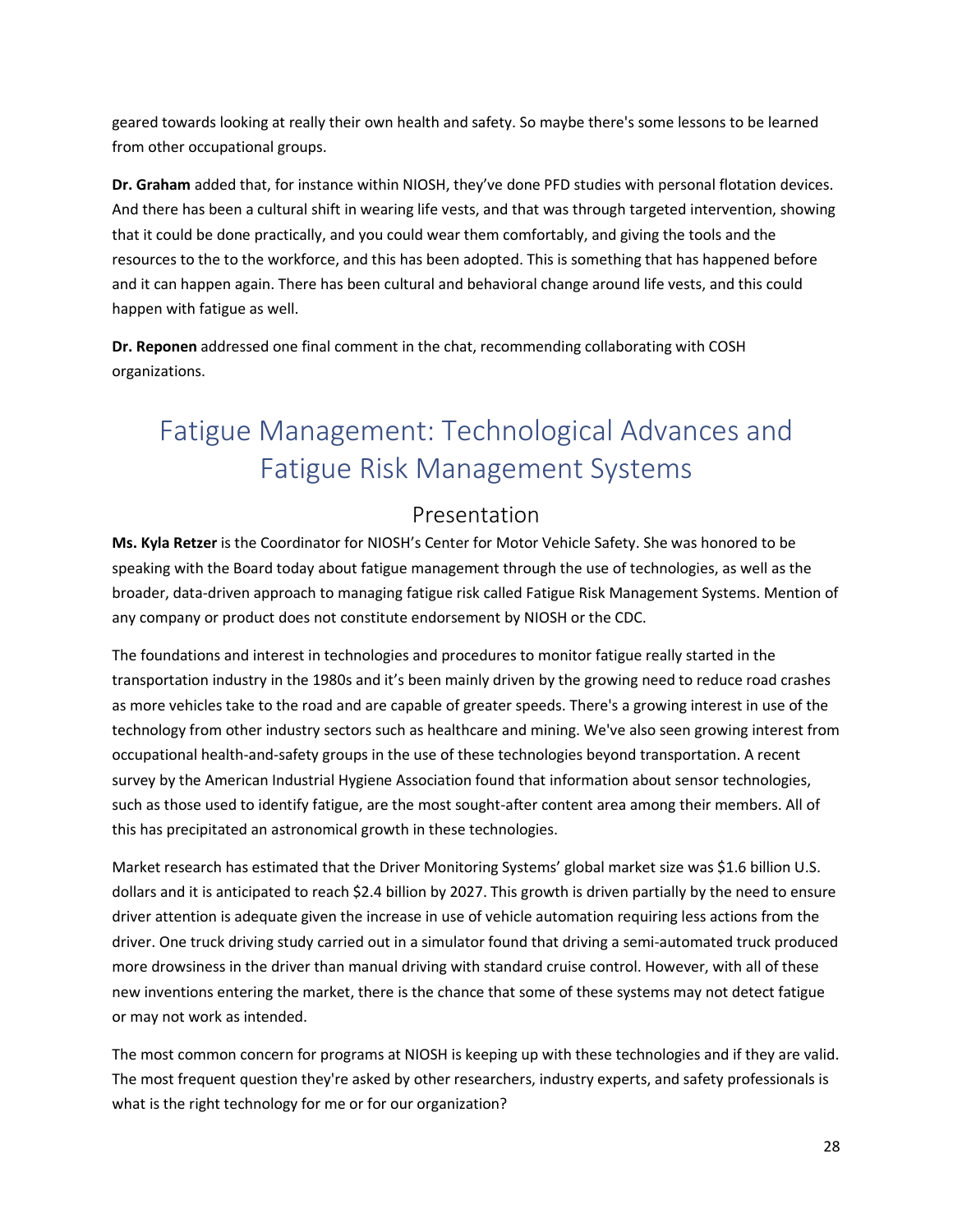geared towards looking at really their own health and safety. So maybe there's some lessons to be learned from other occupational groups.

**Dr. Graham** added that, for instance within NIOSH, they've done PFD studies with personal flotation devices. And there has been a cultural shift in wearing life vests, and that was through targeted intervention, showing that it could be done practically, and you could wear them comfortably, and giving the tools and the resources to the to the workforce, and this has been adopted. This is something that has happened before and it can happen again. There has been cultural and behavioral change around life vests, and this could happen with fatigue as well.

**Dr. Reponen** addressed one final comment in the chat, recommending collaborating with COSH organizations.

# Fatigue Management: Technological Advances and Fatigue Risk Management Systems

## Presentation

**Ms. Kyla Retzer** is the Coordinator for NIOSH's Center for Motor Vehicle Safety. She was honored to be speaking with the Board today about fatigue management through the use of technologies, as well as the broader, data-driven approach to managing fatigue risk called Fatigue Risk Management Systems. Mention of any company or product does not constitute endorsement by NIOSH or the CDC.

The foundations and interest in technologies and procedures to monitor fatigue really started in the transportation industry in the 1980s and it's been mainly driven by the growing need to reduce road crashes as more vehicles take to the road and are capable of greater speeds. There's a growing interest in use of the technology from other industry sectors such as healthcare and mining. We've also seen growing interest from occupational health-and-safety groups in the use of these technologies beyond transportation. A recent survey by the American Industrial Hygiene Association found that information about sensor technologies, such as those used to identify fatigue, are the most sought-after content area among their members. All of this has precipitated an astronomical growth in these technologies.

Market research has estimated that the Driver Monitoring Systems' global market size was $1.6 billion U.S. dollars and it is anticipated to reach $2.4 billion by 2027. This growth is driven partially by the need to ensure driver attention is adequate given the increase in use of vehicle automation requiring less actions from the driver. One truck driving study carried out in a simulator found that driving a semi-automated truck produced more drowsiness in the driver than manual driving with standard cruise control. However, with all of these new inventions entering the market, there is the chance that some of these systems may not detect fatigue or may not work as intended.

The most common concern for programs at NIOSH is keeping up with these technologies and if they are valid. The most frequent question they're asked by other researchers, industry experts, and safety professionals is what is the right technology for me or for our organization?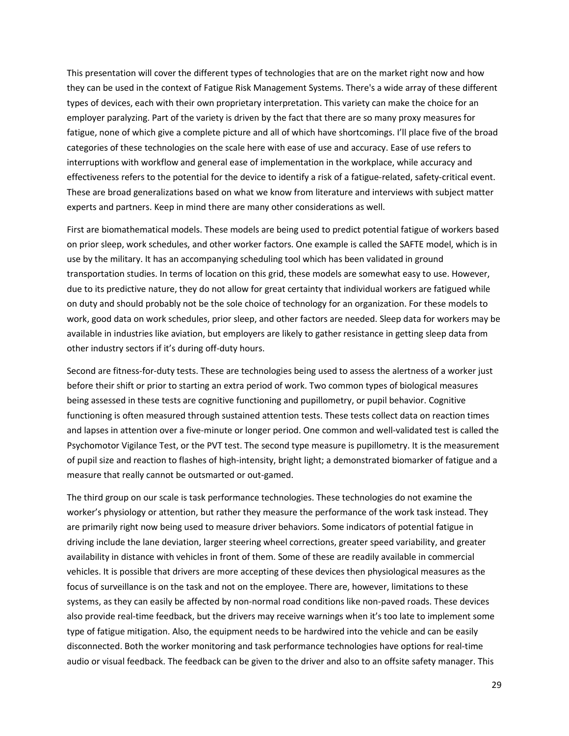This presentation will cover the different types of technologies that are on the market right now and how they can be used in the context of Fatigue Risk Management Systems. There's a wide array of these different types of devices, each with their own proprietary interpretation. This variety can make the choice for an employer paralyzing. Part of the variety is driven by the fact that there are so many proxy measures for fatigue, none of which give a complete picture and all of which have shortcomings. I'll place five of the broad categories of these technologies on the scale here with ease of use and accuracy. Ease of use refers to interruptions with workflow and general ease of implementation in the workplace, while accuracy and effectiveness refers to the potential for the device to identify a risk of a fatigue-related, safety-critical event. These are broad generalizations based on what we know from literature and interviews with subject matter experts and partners. Keep in mind there are many other considerations as well.

First are biomathematical models. These models are being used to predict potential fatigue of workers based on prior sleep, work schedules, and other worker factors. One example is called the SAFTE model, which is in use by the military. It has an accompanying scheduling tool which has been validated in ground transportation studies. In terms of location on this grid, these models are somewhat easy to use. However, due to its predictive nature, they do not allow for great certainty that individual workers are fatigued while on duty and should probably not be the sole choice of technology for an organization. For these models to work, good data on work schedules, prior sleep, and other factors are needed. Sleep data for workers may be available in industries like aviation, but employers are likely to gather resistance in getting sleep data from other industry sectors if it's during off-duty hours.

Second are fitness-for-duty tests. These are technologies being used to assess the alertness of a worker just before their shift or prior to starting an extra period of work. Two common types of biological measures being assessed in these tests are cognitive functioning and pupillometry, or pupil behavior. Cognitive functioning is often measured through sustained attention tests. These tests collect data on reaction times and lapses in attention over a five-minute or longer period. One common and well-validated test is called the Psychomotor Vigilance Test, or the PVT test. The second type measure is pupillometry. It is the measurement of pupil size and reaction to flashes of high-intensity, bright light; a demonstrated biomarker of fatigue and a measure that really cannot be outsmarted or out-gamed.

The third group on our scale is task performance technologies. These technologies do not examine the worker's physiology or attention, but rather they measure the performance of the work task instead. They are primarily right now being used to measure driver behaviors. Some indicators of potential fatigue in driving include the lane deviation, larger steering wheel corrections, greater speed variability, and greater availability in distance with vehicles in front of them. Some of these are readily available in commercial vehicles. It is possible that drivers are more accepting of these devices then physiological measures as the focus of surveillance is on the task and not on the employee. There are, however, limitations to these systems, as they can easily be affected by non-normal road conditions like non-paved roads. These devices also provide real-time feedback, but the drivers may receive warnings when it's too late to implement some type of fatigue mitigation. Also, the equipment needs to be hardwired into the vehicle and can be easily disconnected. Both the worker monitoring and task performance technologies have options for real-time audio or visual feedback. The feedback can be given to the driver and also to an offsite safety manager. This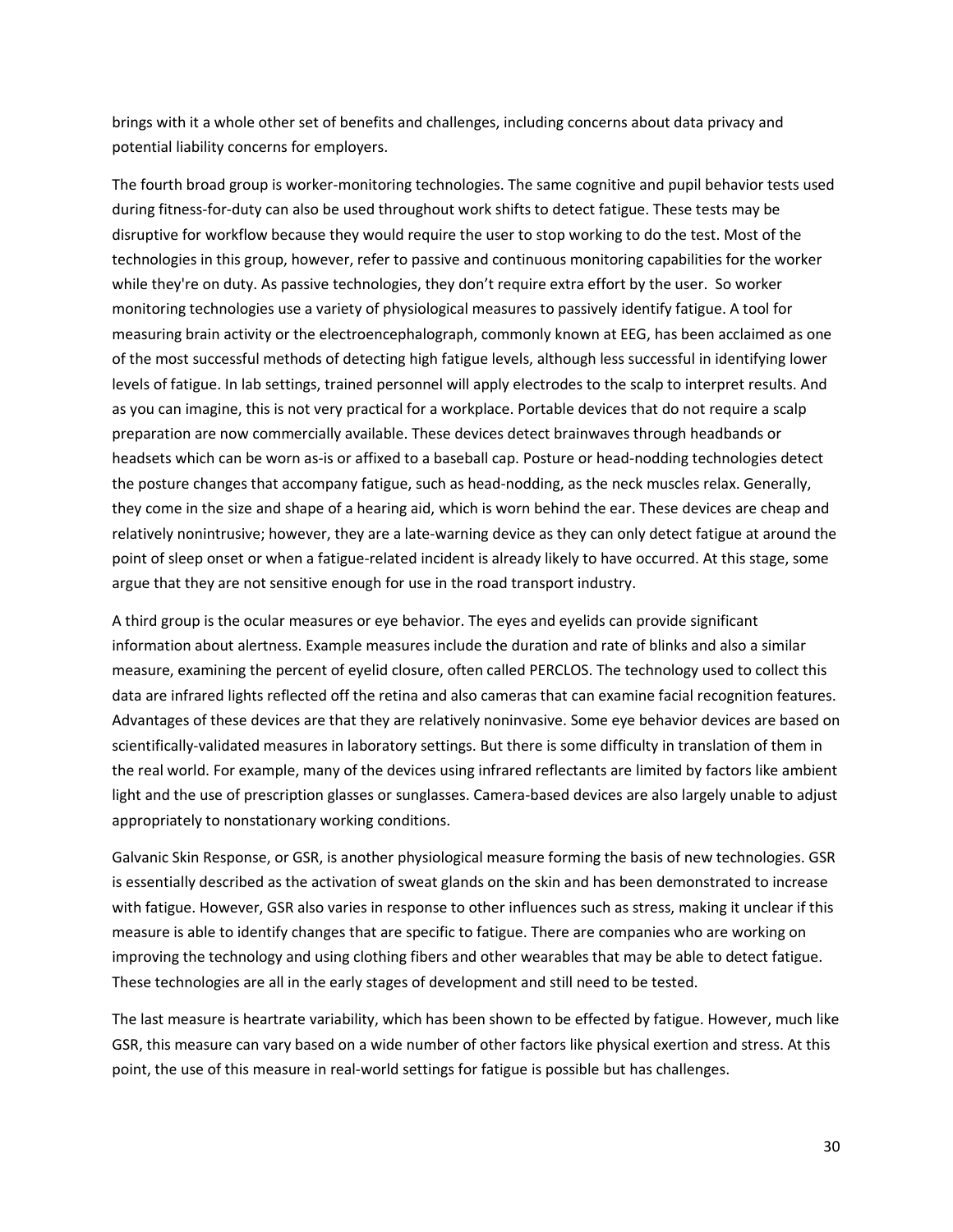brings with it a whole other set of benefits and challenges, including concerns about data privacy and potential liability concerns for employers.

The fourth broad group is worker-monitoring technologies. The same cognitive and pupil behavior tests used during fitness-for-duty can also be used throughout work shifts to detect fatigue. These tests may be disruptive for workflow because they would require the user to stop working to do the test. Most of the technologies in this group, however, refer to passive and continuous monitoring capabilities for the worker while they're on duty. As passive technologies, they don't require extra effort by the user. So worker monitoring technologies use a variety of physiological measures to passively identify fatigue. A tool for measuring brain activity or the electroencephalograph, commonly known at EEG, has been acclaimed as one of the most successful methods of detecting high fatigue levels, although less successful in identifying lower levels of fatigue. In lab settings, trained personnel will apply electrodes to the scalp to interpret results. And as you can imagine, this is not very practical for a workplace. Portable devices that do not require a scalp preparation are now commercially available. These devices detect brainwaves through headbands or headsets which can be worn as-is or affixed to a baseball cap. Posture or head-nodding technologies detect the posture changes that accompany fatigue, such as head-nodding, as the neck muscles relax. Generally, they come in the size and shape of a hearing aid, which is worn behind the ear. These devices are cheap and relatively nonintrusive; however, they are a late-warning device as they can only detect fatigue at around the point of sleep onset or when a fatigue-related incident is already likely to have occurred. At this stage, some argue that they are not sensitive enough for use in the road transport industry.

A third group is the ocular measures or eye behavior. The eyes and eyelids can provide significant information about alertness. Example measures include the duration and rate of blinks and also a similar measure, examining the percent of eyelid closure, often called PERCLOS. The technology used to collect this data are infrared lights reflected off the retina and also cameras that can examine facial recognition features. Advantages of these devices are that they are relatively noninvasive. Some eye behavior devices are based on scientifically-validated measures in laboratory settings. But there is some difficulty in translation of them in the real world. For example, many of the devices using infrared reflectants are limited by factors like ambient light and the use of prescription glasses or sunglasses. Camera-based devices are also largely unable to adjust appropriately to nonstationary working conditions.

Galvanic Skin Response, or GSR, is another physiological measure forming the basis of new technologies. GSR is essentially described as the activation of sweat glands on the skin and has been demonstrated to increase with fatigue. However, GSR also varies in response to other influences such as stress, making it unclear if this measure is able to identify changes that are specific to fatigue. There are companies who are working on improving the technology and using clothing fibers and other wearables that may be able to detect fatigue. These technologies are all in the early stages of development and still need to be tested.

The last measure is heartrate variability, which has been shown to be effected by fatigue. However, much like GSR, this measure can vary based on a wide number of other factors like physical exertion and stress. At this point, the use of this measure in real-world settings for fatigue is possible but has challenges.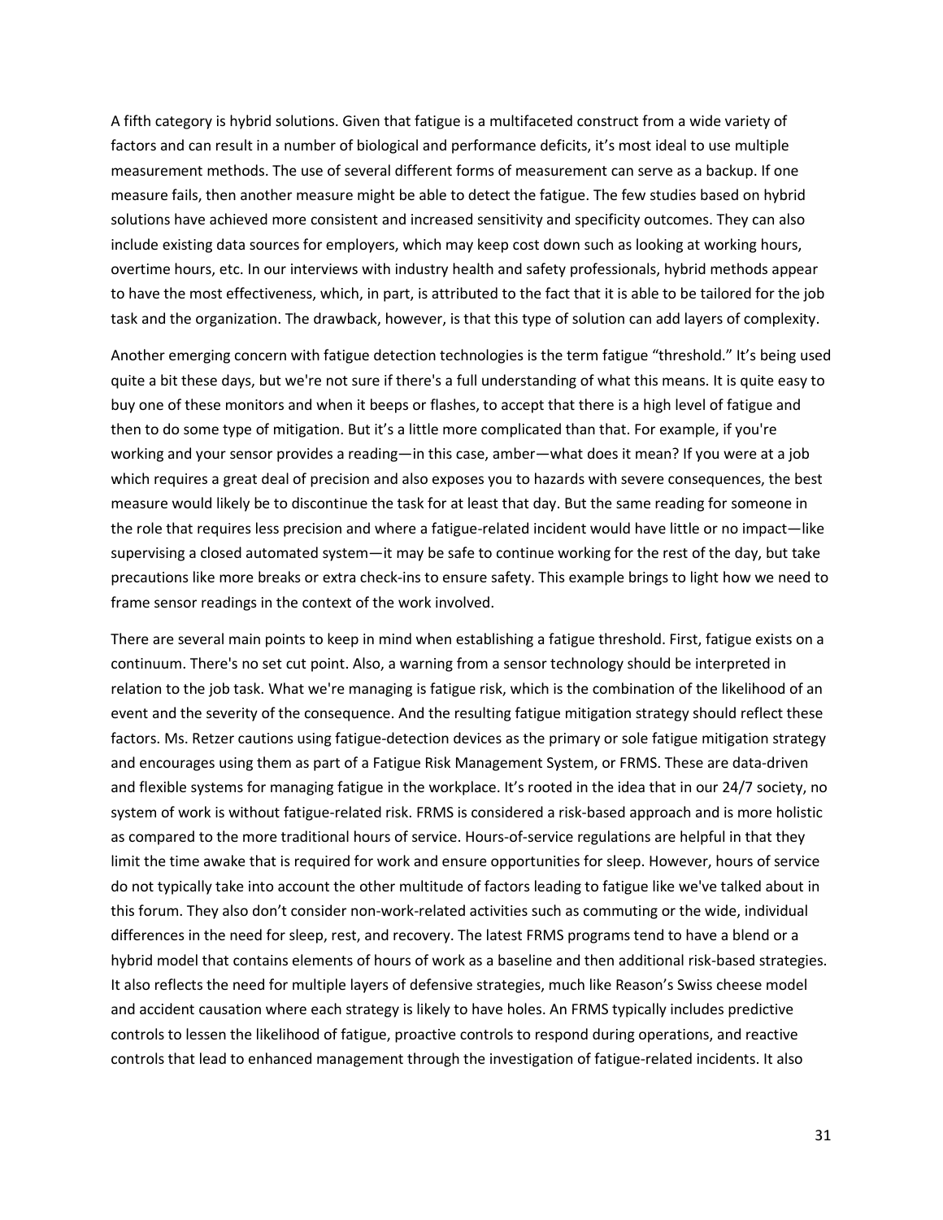A fifth category is hybrid solutions. Given that fatigue is a multifaceted construct from a wide variety of factors and can result in a number of biological and performance deficits, it's most ideal to use multiple measurement methods. The use of several different forms of measurement can serve as a backup. If one measure fails, then another measure might be able to detect the fatigue. The few studies based on hybrid solutions have achieved more consistent and increased sensitivity and specificity outcomes. They can also include existing data sources for employers, which may keep cost down such as looking at working hours, overtime hours, etc. In our interviews with industry health and safety professionals, hybrid methods appear to have the most effectiveness, which, in part, is attributed to the fact that it is able to be tailored for the job task and the organization. The drawback, however, is that this type of solution can add layers of complexity.

Another emerging concern with fatigue detection technologies is the term fatigue "threshold." It's being used quite a bit these days, but we're not sure if there's a full understanding of what this means. It is quite easy to buy one of these monitors and when it beeps or flashes, to accept that there is a high level of fatigue and then to do some type of mitigation. But it's a little more complicated than that. For example, if you're working and your sensor provides a reading—in this case, amber—what does it mean? If you were at a job which requires a great deal of precision and also exposes you to hazards with severe consequences, the best measure would likely be to discontinue the task for at least that day. But the same reading for someone in the role that requires less precision and where a fatigue-related incident would have little or no impact—like supervising a closed automated system—it may be safe to continue working for the rest of the day, but take precautions like more breaks or extra check-ins to ensure safety. This example brings to light how we need to frame sensor readings in the context of the work involved.

There are several main points to keep in mind when establishing a fatigue threshold. First, fatigue exists on a continuum. There's no set cut point. Also, a warning from a sensor technology should be interpreted in relation to the job task. What we're managing is fatigue risk, which is the combination of the likelihood of an event and the severity of the consequence. And the resulting fatigue mitigation strategy should reflect these factors. Ms. Retzer cautions using fatigue-detection devices as the primary or sole fatigue mitigation strategy and encourages using them as part of a Fatigue Risk Management System, or FRMS. These are data-driven and flexible systems for managing fatigue in the workplace. It's rooted in the idea that in our 24/7 society, no system of work is without fatigue-related risk. FRMS is considered a risk-based approach and is more holistic as compared to the more traditional hours of service. Hours-of-service regulations are helpful in that they limit the time awake that is required for work and ensure opportunities for sleep. However, hours of service do not typically take into account the other multitude of factors leading to fatigue like we've talked about in this forum. They also don't consider non-work-related activities such as commuting or the wide, individual differences in the need for sleep, rest, and recovery. The latest FRMS programs tend to have a blend or a hybrid model that contains elements of hours of work as a baseline and then additional risk-based strategies. It also reflects the need for multiple layers of defensive strategies, much like Reason's Swiss cheese model and accident causation where each strategy is likely to have holes. An FRMS typically includes predictive controls to lessen the likelihood of fatigue, proactive controls to respond during operations, and reactive controls that lead to enhanced management through the investigation of fatigue-related incidents. It also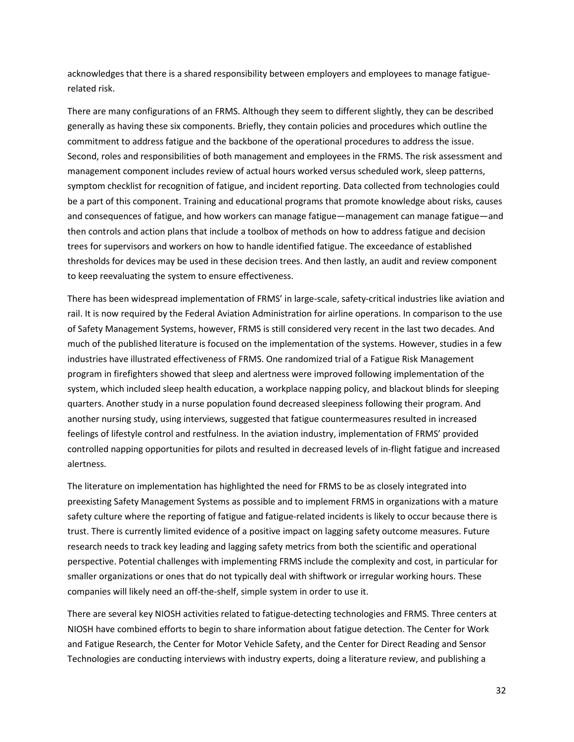acknowledges that there is a shared responsibility between employers and employees to manage fatigue-related risk.

There are many configurations of an FRMS. Although they seem to different slightly, they can be described generally as having these six components. Briefly, they contain policies and procedures which outline the commitment to address fatigue and the backbone of the operational procedures to address the issue. Second, roles and responsibilities of both management and employees in the FRMS. The risk assessment and management component includes review of actual hours worked versus scheduled work, sleep patterns, symptom checklist for recognition of fatigue, and incident reporting. Data collected from technologies could be a part of this component. Training and educational programs that promote knowledge about risks, causes and consequences of fatigue, and how workers can manage fatigue—management can manage fatigue—and then controls and action plans that include a toolbox of methods on how to address fatigue and decision trees for supervisors and workers on how to handle identified fatigue. The exceedance of established thresholds for devices may be used in these decision trees. And then lastly, an audit and review component to keep reevaluating the system to ensure effectiveness.

There has been widespread implementation of FRMS' in large-scale, safety-critical industries like aviation and rail. It is now required by the Federal Aviation Administration for airline operations. In comparison to the use of Safety Management Systems, however, FRMS is still considered very recent in the last two decades. And much of the published literature is focused on the implementation of the systems. However, studies in a few industries have illustrated effectiveness of FRMS. One randomized trial of a Fatigue Risk Management program in firefighters showed that sleep and alertness were improved following implementation of the system, which included sleep health education, a workplace napping policy, and blackout blinds for sleeping quarters. Another study in a nurse population found decreased sleepiness following their program. And another nursing study, using interviews, suggested that fatigue countermeasures resulted in increased feelings of lifestyle control and restfulness. In the aviation industry, implementation of FRMS' provided controlled napping opportunities for pilots and resulted in decreased levels of in-flight fatigue and increased alertness.

The literature on implementation has highlighted the need for FRMS to be as closely integrated into preexisting Safety Management Systems as possible and to implement FRMS in organizations with a mature safety culture where the reporting of fatigue and fatigue-related incidents is likely to occur because there is trust. There is currently limited evidence of a positive impact on lagging safety outcome measures. Future research needs to track key leading and lagging safety metrics from both the scientific and operational perspective. Potential challenges with implementing FRMS include the complexity and cost, in particular for smaller organizations or ones that do not typically deal with shiftwork or irregular working hours. These companies will likely need an off-the-shelf, simple system in order to use it.

There are several key NIOSH activities related to fatigue-detecting technologies and FRMS. Three centers at NIOSH have combined efforts to begin to share information about fatigue detection. The Center for Work and Fatigue Research, the Center for Motor Vehicle Safety, and the Center for Direct Reading and Sensor Technologies are conducting interviews with industry experts, doing a literature review, and publishing a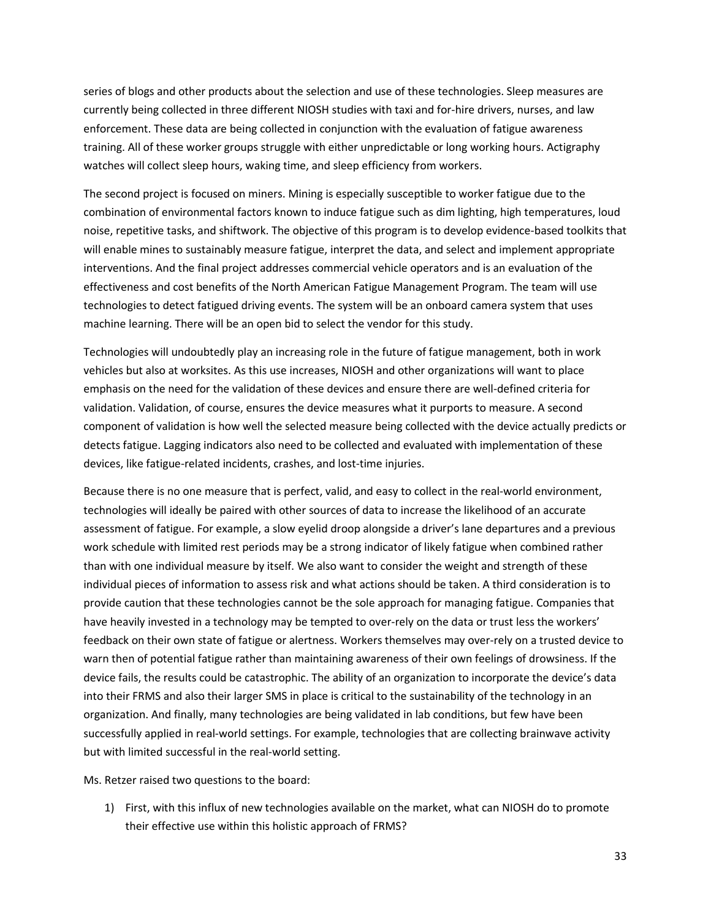series of blogs and other products about the selection and use of these technologies. Sleep measures are currently being collected in three different NIOSH studies with taxi and for-hire drivers, nurses, and law enforcement. These data are being collected in conjunction with the evaluation of fatigue awareness training. All of these worker groups struggle with either unpredictable or long working hours. Actigraphy watches will collect sleep hours, waking time, and sleep efficiency from workers.

The second project is focused on miners. Mining is especially susceptible to worker fatigue due to the combination of environmental factors known to induce fatigue such as dim lighting, high temperatures, loud noise, repetitive tasks, and shiftwork. The objective of this program is to develop evidence-based toolkits that will enable mines to sustainably measure fatigue, interpret the data, and select and implement appropriate interventions. And the final project addresses commercial vehicle operators and is an evaluation of the effectiveness and cost benefits of the North American Fatigue Management Program. The team will use technologies to detect fatigued driving events. The system will be an onboard camera system that uses machine learning. There will be an open bid to select the vendor for this study.

Technologies will undoubtedly play an increasing role in the future of fatigue management, both in work vehicles but also at worksites. As this use increases, NIOSH and other organizations will want to place emphasis on the need for the validation of these devices and ensure there are well-defined criteria for validation. Validation, of course, ensures the device measures what it purports to measure. A second component of validation is how well the selected measure being collected with the device actually predicts or detects fatigue. Lagging indicators also need to be collected and evaluated with implementation of these devices, like fatigue-related incidents, crashes, and lost-time injuries.

Because there is no one measure that is perfect, valid, and easy to collect in the real-world environment, technologies will ideally be paired with other sources of data to increase the likelihood of an accurate assessment of fatigue. For example, a slow eyelid droop alongside a driver's lane departures and a previous work schedule with limited rest periods may be a strong indicator of likely fatigue when combined rather than with one individual measure by itself. We also want to consider the weight and strength of these individual pieces of information to assess risk and what actions should be taken. A third consideration is to provide caution that these technologies cannot be the sole approach for managing fatigue. Companies that have heavily invested in a technology may be tempted to over-rely on the data or trust less the workers' feedback on their own state of fatigue or alertness. Workers themselves may over-rely on a trusted device to warn then of potential fatigue rather than maintaining awareness of their own feelings of drowsiness. If the device fails, the results could be catastrophic. The ability of an organization to incorporate the device's data into their FRMS and also their larger SMS in place is critical to the sustainability of the technology in an organization. And finally, many technologies are being validated in lab conditions, but few have been successfully applied in real-world settings. For example, technologies that are collecting brainwave activity but with limited successful in the real-world setting.

Ms. Retzer raised two questions to the board:

1) First, with this influx of new technologies available on the market, what can NIOSH do to promote their effective use within this holistic approach of FRMS?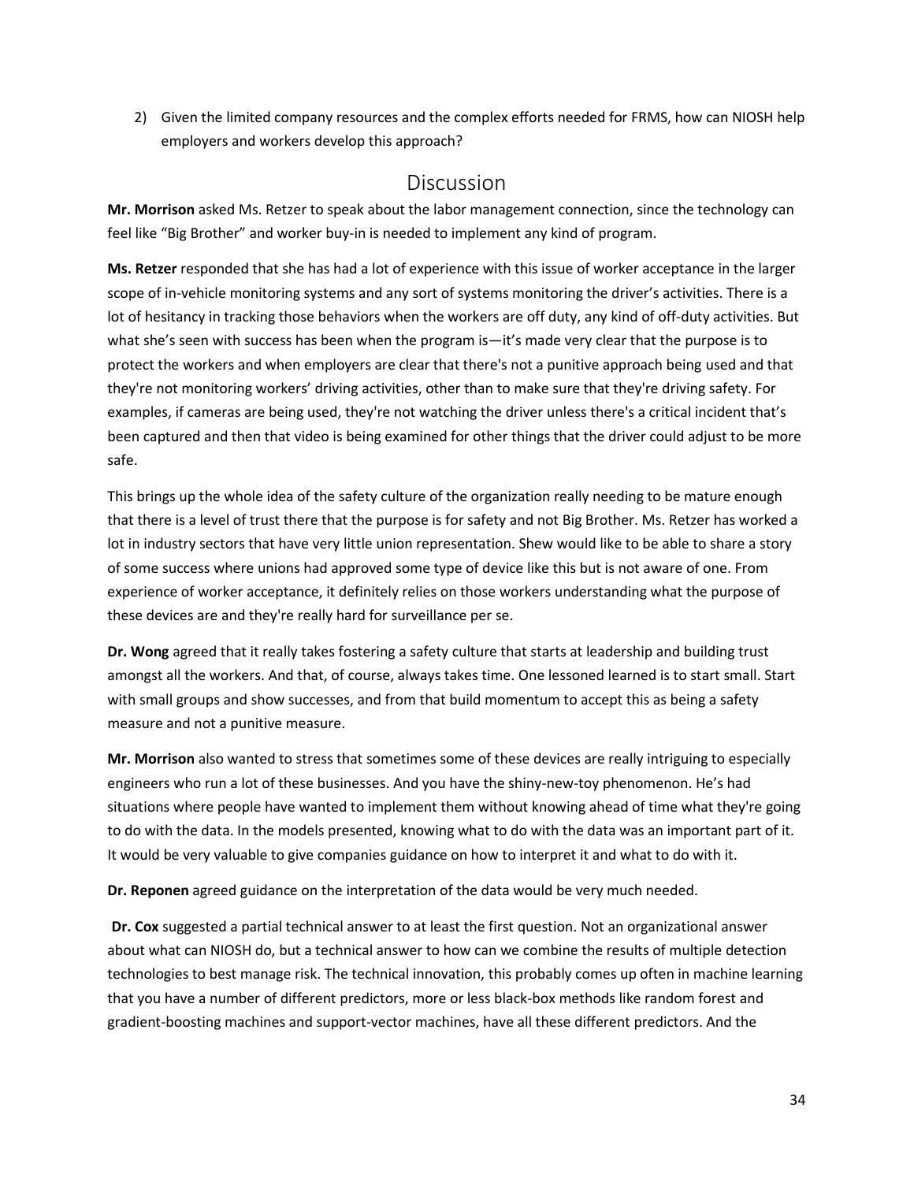2) Given the limited company resources and the complex efforts needed for FRMS, how can NIOSH help employers and workers develop this approach?

## Discussion

**Mr. Morrison** asked Ms. Retzer to speak about the labor management connection, since the technology can feel like "Big Brother" and worker buy-in is needed to implement any kind of program.

**Ms. Retzer** responded that she has had a lot of experience with this issue of worker acceptance in the larger scope of in-vehicle monitoring systems and any sort of systems monitoring the driver's activities. There is a lot of hesitancy in tracking those behaviors when the workers are off duty, any kind of off-duty activities. But what she's seen with success has been when the program is—it's made very clear that the purpose is to protect the workers and when employers are clear that there's not a punitive approach being used and that they're not monitoring workers' driving activities, other than to make sure that they're driving safety. For examples, if cameras are being used, they're not watching the driver unless there's a critical incident that's been captured and then that video is being examined for other things that the driver could adjust to be more safe.

This brings up the whole idea of the safety culture of the organization really needing to be mature enough that there is a level of trust there that the purpose is for safety and not Big Brother. Ms. Retzer has worked a lot in industry sectors that have very little union representation. Shew would like to be able to share a story of some success where unions had approved some type of device like this but is not aware of one. From experience of worker acceptance, it definitely relies on those workers understanding what the purpose of these devices are and they're really hard for surveillance per se.

**Dr. Wong** agreed that it really takes fostering a safety culture that starts at leadership and building trust amongst all the workers. And that, of course, always takes time. One lessoned learned is to start small. Start with small groups and show successes, and from that build momentum to accept this as being a safety measure and not a punitive measure.

**Mr. Morrison** also wanted to stress that sometimes some of these devices are really intriguing to especially engineers who run a lot of these businesses. And you have the shiny-new-toy phenomenon. He's had situations where people have wanted to implement them without knowing ahead of time what they're going to do with the data. In the models presented, knowing what to do with the data was an important part of it. It would be very valuable to give companies guidance on how to interpret it and what to do with it.

**Dr. Reponen** agreed guidance on the interpretation of the data would be very much needed.

**Dr. Cox** suggested a partial technical answer to at least the first question. Not an organizational answer about what can NIOSH do, but a technical answer to how can we combine the results of multiple detection technologies to best manage risk. The technical innovation, this probably comes up often in machine learning that you have a number of different predictors, more or less black-box methods like random forest and gradient-boosting machines and support-vector machines, have all these different predictors. And the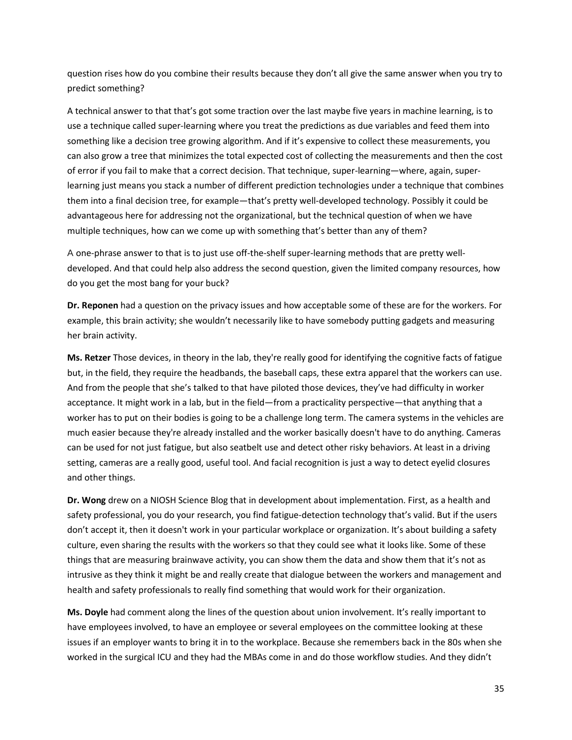question rises how do you combine their results because they don't all give the same answer when you try to predict something?

A technical answer to that that's got some traction over the last maybe five years in machine learning, is to use a technique called super-learning where you treat the predictions as due variables and feed them into something like a decision tree growing algorithm. And if it's expensive to collect these measurements, you can also grow a tree that minimizes the total expected cost of collecting the measurements and then the cost of error if you fail to make that a correct decision. That technique, super-learning—where, again, super-learning just means you stack a number of different prediction technologies under a technique that combines them into a final decision tree, for example—that's pretty well-developed technology. Possibly it could be advantageous here for addressing not the organizational, but the technical question of when we have multiple techniques, how can we come up with something that's better than any of them?

A one-phrase answer to that is to just use off-the-shelf super-learning methods that are pretty well-developed. And that could help also address the second question, given the limited company resources, how do you get the most bang for your buck?

**Dr. Reponen** had a question on the privacy issues and how acceptable some of these are for the workers. For example, this brain activity; she wouldn't necessarily like to have somebody putting gadgets and measuring her brain activity.

**Ms. Retzer** Those devices, in theory in the lab, they're really good for identifying the cognitive facts of fatigue but, in the field, they require the headbands, the baseball caps, these extra apparel that the workers can use. And from the people that she's talked to that have piloted those devices, they've had difficulty in worker acceptance. It might work in a lab, but in the field—from a practicality perspective—that anything that a worker has to put on their bodies is going to be a challenge long term. The camera systems in the vehicles are much easier because they're already installed and the worker basically doesn't have to do anything. Cameras can be used for not just fatigue, but also seatbelt use and detect other risky behaviors. At least in a driving setting, cameras are a really good, useful tool. And facial recognition is just a way to detect eyelid closures and other things.

**Dr. Wong** drew on a NIOSH Science Blog that in development about implementation. First, as a health and safety professional, you do your research, you find fatigue-detection technology that's valid. But if the users don't accept it, then it doesn't work in your particular workplace or organization. It's about building a safety culture, even sharing the results with the workers so that they could see what it looks like. Some of these things that are measuring brainwave activity, you can show them the data and show them that it's not as intrusive as they think it might be and really create that dialogue between the workers and management and health and safety professionals to really find something that would work for their organization.

**Ms. Doyle** had comment along the lines of the question about union involvement. It's really important to have employees involved, to have an employee or several employees on the committee looking at these issues if an employer wants to bring it in to the workplace. Because she remembers back in the 80s when she worked in the surgical ICU and they had the MBAs come in and do those workflow studies. And they didn't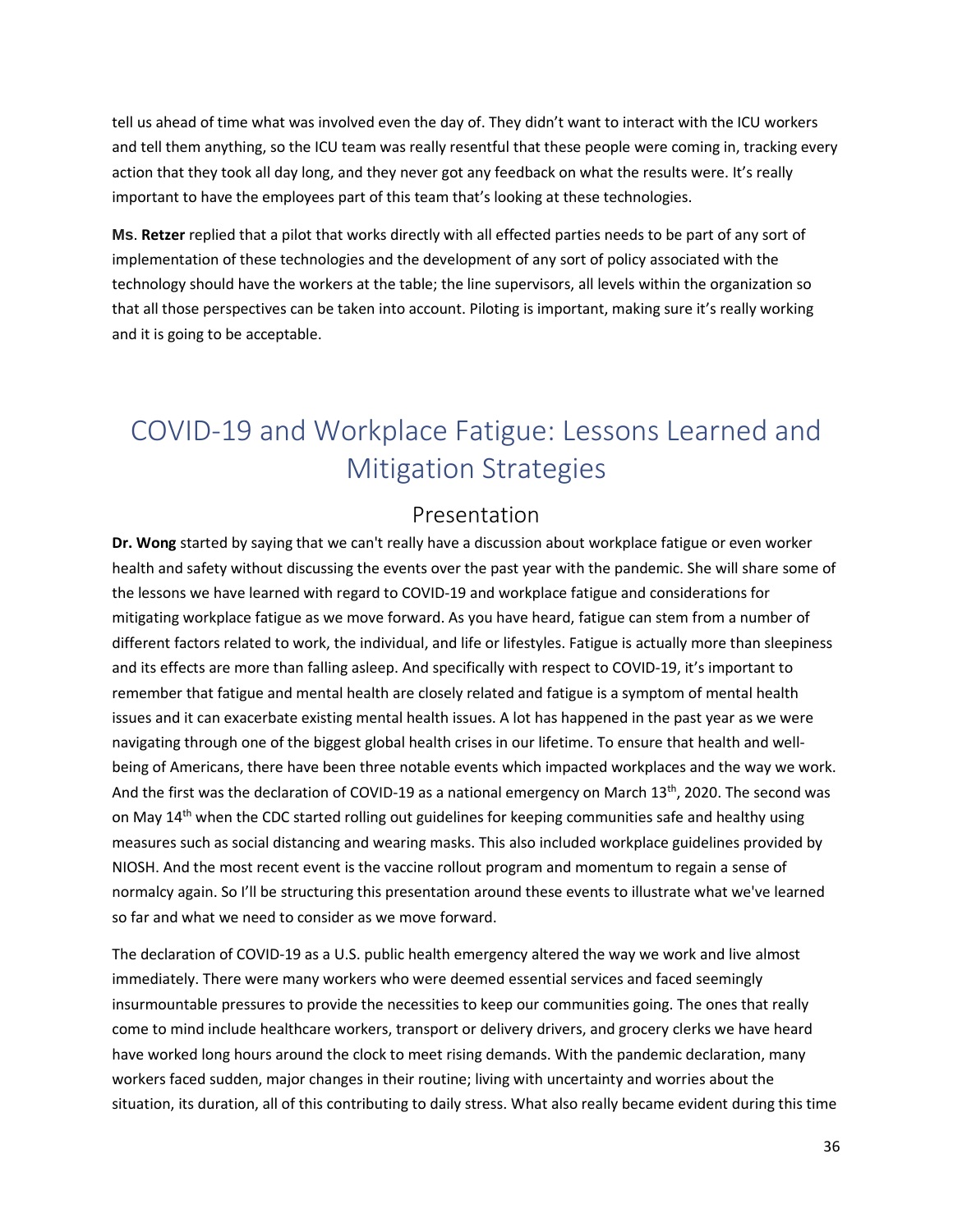tell us ahead of time what was involved even the day of. They didn't want to interact with the ICU workers and tell them anything, so the ICU team was really resentful that these people were coming in, tracking every action that they took all day long, and they never got any feedback on what the results were. It's really important to have the employees part of this team that's looking at these technologies.

**Ms**. **Retzer** replied that a pilot that works directly with all effected parties needs to be part of any sort of implementation of these technologies and the development of any sort of policy associated with the technology should have the workers at the table; the line supervisors, all levels within the organization so that all those perspectives can be taken into account. Piloting is important, making sure it's really working and it is going to be acceptable.

# COVID-19 and Workplace Fatigue: Lessons Learned and Mitigation Strategies

## Presentation

**Dr. Wong** started by saying that we can't really have a discussion about workplace fatigue or even worker health and safety without discussing the events over the past year with the pandemic. She will share some of the lessons we have learned with regard to COVID-19 and workplace fatigue and considerations for mitigating workplace fatigue as we move forward. As you have heard, fatigue can stem from a number of different factors related to work, the individual, and life or lifestyles. Fatigue is actually more than sleepiness and its effects are more than falling asleep. And specifically with respect to COVID-19, it's important to remember that fatigue and mental health are closely related and fatigue is a symptom of mental health issues and it can exacerbate existing mental health issues. A lot has happened in the past year as we were navigating through one of the biggest global health crises in our lifetime. To ensure that health and well-being of Americans, there have been three notable events which impacted workplaces and the way we work. And the first was the declaration of COVID-19 as a national emergency on March 13th, 2020. The second was on May 14th when the CDC started rolling out guidelines for keeping communities safe and healthy using measures such as social distancing and wearing masks. This also included workplace guidelines provided by NIOSH. And the most recent event is the vaccine rollout program and momentum to regain a sense of normalcy again. So I'll be structuring this presentation around these events to illustrate what we've learned so far and what we need to consider as we move forward.

The declaration of COVID-19 as a U.S. public health emergency altered the way we work and live almost immediately. There were many workers who were deemed essential services and faced seemingly insurmountable pressures to provide the necessities to keep our communities going. The ones that really come to mind include healthcare workers, transport or delivery drivers, and grocery clerks we have heard have worked long hours around the clock to meet rising demands. With the pandemic declaration, many workers faced sudden, major changes in their routine; living with uncertainty and worries about the situation, its duration, all of this contributing to daily stress. What also really became evident during this time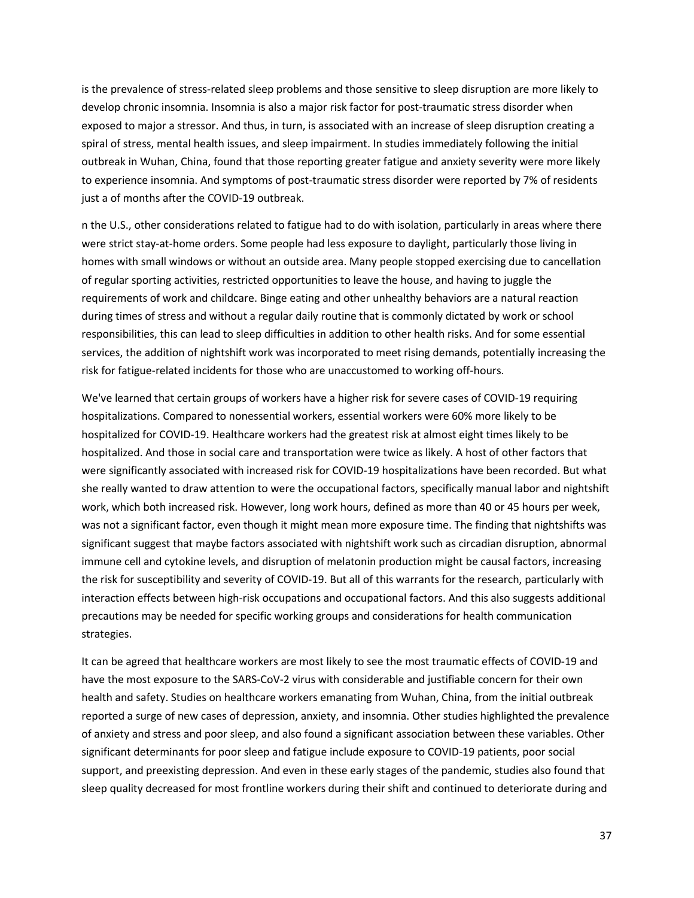is the prevalence of stress-related sleep problems and those sensitive to sleep disruption are more likely to develop chronic insomnia. Insomnia is also a major risk factor for post-traumatic stress disorder when exposed to major a stressor. And thus, in turn, is associated with an increase of sleep disruption creating a spiral of stress, mental health issues, and sleep impairment. In studies immediately following the initial outbreak in Wuhan, China, found that those reporting greater fatigue and anxiety severity were more likely to experience insomnia. And symptoms of post-traumatic stress disorder were reported by 7% of residents just a of months after the COVID-19 outbreak.

n the U.S., other considerations related to fatigue had to do with isolation, particularly in areas where there were strict stay-at-home orders. Some people had less exposure to daylight, particularly those living in homes with small windows or without an outside area. Many people stopped exercising due to cancellation of regular sporting activities, restricted opportunities to leave the house, and having to juggle the requirements of work and childcare. Binge eating and other unhealthy behaviors are a natural reaction during times of stress and without a regular daily routine that is commonly dictated by work or school responsibilities, this can lead to sleep difficulties in addition to other health risks. And for some essential services, the addition of nightshift work was incorporated to meet rising demands, potentially increasing the risk for fatigue-related incidents for those who are unaccustomed to working off-hours.

We've learned that certain groups of workers have a higher risk for severe cases of COVID-19 requiring hospitalizations. Compared to nonessential workers, essential workers were 60% more likely to be hospitalized for COVID-19. Healthcare workers had the greatest risk at almost eight times likely to be hospitalized. And those in social care and transportation were twice as likely. A host of other factors that were significantly associated with increased risk for COVID-19 hospitalizations have been recorded. But what she really wanted to draw attention to were the occupational factors, specifically manual labor and nightshift work, which both increased risk. However, long work hours, defined as more than 40 or 45 hours per week, was not a significant factor, even though it might mean more exposure time. The finding that nightshifts was significant suggest that maybe factors associated with nightshift work such as circadian disruption, abnormal immune cell and cytokine levels, and disruption of melatonin production might be causal factors, increasing the risk for susceptibility and severity of COVID-19. But all of this warrants for the research, particularly with interaction effects between high-risk occupations and occupational factors. And this also suggests additional precautions may be needed for specific working groups and considerations for health communication strategies.

It can be agreed that healthcare workers are most likely to see the most traumatic effects of COVID-19 and have the most exposure to the SARS-CoV-2 virus with considerable and justifiable concern for their own health and safety. Studies on healthcare workers emanating from Wuhan, China, from the initial outbreak reported a surge of new cases of depression, anxiety, and insomnia. Other studies highlighted the prevalence of anxiety and stress and poor sleep, and also found a significant association between these variables. Other significant determinants for poor sleep and fatigue include exposure to COVID-19 patients, poor social support, and preexisting depression. And even in these early stages of the pandemic, studies also found that sleep quality decreased for most frontline workers during their shift and continued to deteriorate during and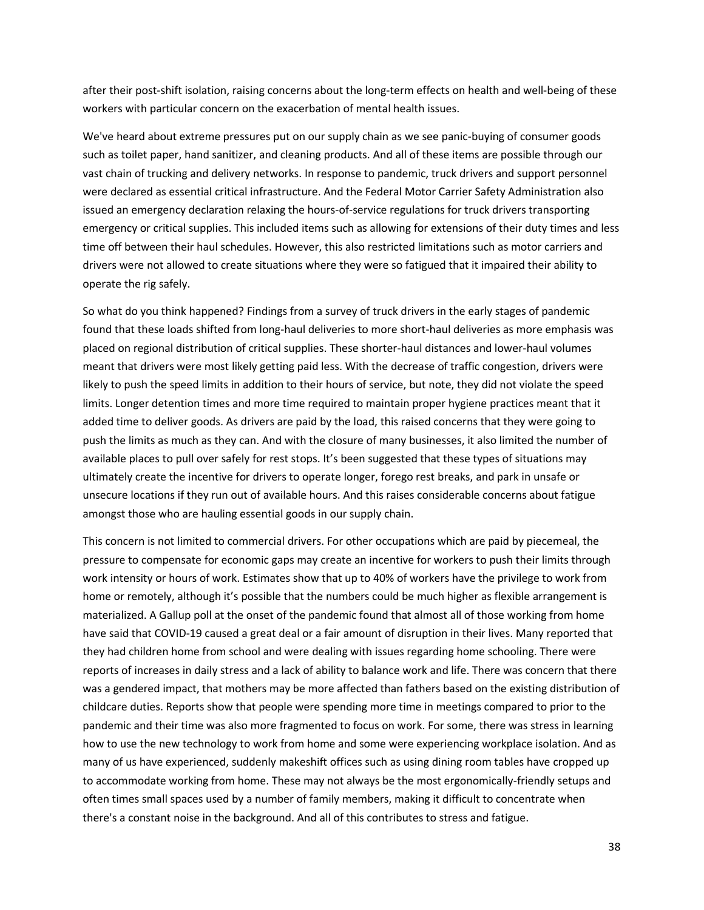after their post-shift isolation, raising concerns about the long-term effects on health and well-being of these workers with particular concern on the exacerbation of mental health issues.

We've heard about extreme pressures put on our supply chain as we see panic-buying of consumer goods such as toilet paper, hand sanitizer, and cleaning products. And all of these items are possible through our vast chain of trucking and delivery networks. In response to pandemic, truck drivers and support personnel were declared as essential critical infrastructure. And the Federal Motor Carrier Safety Administration also issued an emergency declaration relaxing the hours-of-service regulations for truck drivers transporting emergency or critical supplies. This included items such as allowing for extensions of their duty times and less time off between their haul schedules. However, this also restricted limitations such as motor carriers and drivers were not allowed to create situations where they were so fatigued that it impaired their ability to operate the rig safely.

So what do you think happened? Findings from a survey of truck drivers in the early stages of pandemic found that these loads shifted from long-haul deliveries to more short-haul deliveries as more emphasis was placed on regional distribution of critical supplies. These shorter-haul distances and lower-haul volumes meant that drivers were most likely getting paid less. With the decrease of traffic congestion, drivers were likely to push the speed limits in addition to their hours of service, but note, they did not violate the speed limits. Longer detention times and more time required to maintain proper hygiene practices meant that it added time to deliver goods. As drivers are paid by the load, this raised concerns that they were going to push the limits as much as they can. And with the closure of many businesses, it also limited the number of available places to pull over safely for rest stops. It's been suggested that these types of situations may ultimately create the incentive for drivers to operate longer, forego rest breaks, and park in unsafe or unsecure locations if they run out of available hours. And this raises considerable concerns about fatigue amongst those who are hauling essential goods in our supply chain.

This concern is not limited to commercial drivers. For other occupations which are paid by piecemeal, the pressure to compensate for economic gaps may create an incentive for workers to push their limits through work intensity or hours of work. Estimates show that up to 40% of workers have the privilege to work from home or remotely, although it's possible that the numbers could be much higher as flexible arrangement is materialized. A Gallup poll at the onset of the pandemic found that almost all of those working from home have said that COVID-19 caused a great deal or a fair amount of disruption in their lives. Many reported that they had children home from school and were dealing with issues regarding home schooling. There were reports of increases in daily stress and a lack of ability to balance work and life. There was concern that there was a gendered impact, that mothers may be more affected than fathers based on the existing distribution of childcare duties. Reports show that people were spending more time in meetings compared to prior to the pandemic and their time was also more fragmented to focus on work. For some, there was stress in learning how to use the new technology to work from home and some were experiencing workplace isolation. And as many of us have experienced, suddenly makeshift offices such as using dining room tables have cropped up to accommodate working from home. These may not always be the most ergonomically-friendly setups and often times small spaces used by a number of family members, making it difficult to concentrate when there's a constant noise in the background. And all of this contributes to stress and fatigue.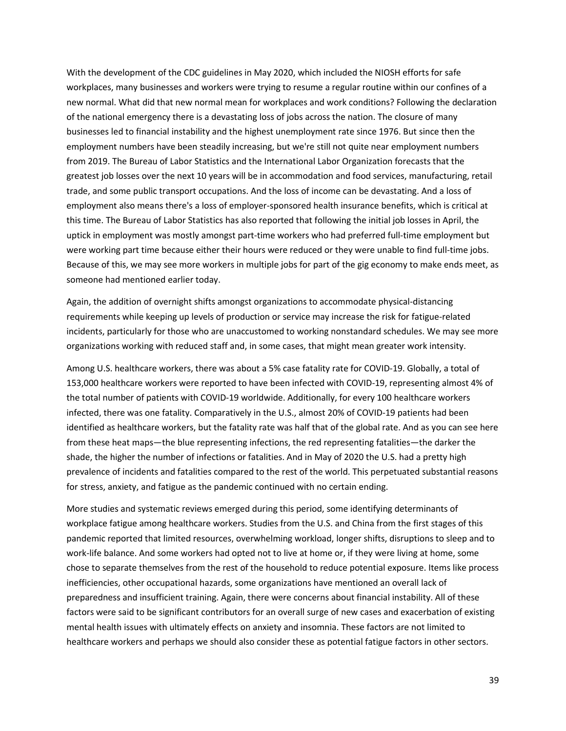With the development of the CDC guidelines in May 2020, which included the NIOSH efforts for safe workplaces, many businesses and workers were trying to resume a regular routine within our confines of a new normal. What did that new normal mean for workplaces and work conditions? Following the declaration of the national emergency there is a devastating loss of jobs across the nation. The closure of many businesses led to financial instability and the highest unemployment rate since 1976. But since then the employment numbers have been steadily increasing, but we're still not quite near employment numbers from 2019. The Bureau of Labor Statistics and the International Labor Organization forecasts that the greatest job losses over the next 10 years will be in accommodation and food services, manufacturing, retail trade, and some public transport occupations. And the loss of income can be devastating. And a loss of employment also means there's a loss of employer-sponsored health insurance benefits, which is critical at this time. The Bureau of Labor Statistics has also reported that following the initial job losses in April, the uptick in employment was mostly amongst part-time workers who had preferred full-time employment but were working part time because either their hours were reduced or they were unable to find full-time jobs. Because of this, we may see more workers in multiple jobs for part of the gig economy to make ends meet, as someone had mentioned earlier today.

Again, the addition of overnight shifts amongst organizations to accommodate physical-distancing requirements while keeping up levels of production or service may increase the risk for fatigue-related incidents, particularly for those who are unaccustomed to working nonstandard schedules. We may see more organizations working with reduced staff and, in some cases, that might mean greater work intensity.

Among U.S. healthcare workers, there was about a 5% case fatality rate for COVID-19. Globally, a total of 153,000 healthcare workers were reported to have been infected with COVID-19, representing almost 4% of the total number of patients with COVID-19 worldwide. Additionally, for every 100 healthcare workers infected, there was one fatality. Comparatively in the U.S., almost 20% of COVID-19 patients had been identified as healthcare workers, but the fatality rate was half that of the global rate. And as you can see here from these heat maps—the blue representing infections, the red representing fatalities—the darker the shade, the higher the number of infections or fatalities. And in May of 2020 the U.S. had a pretty high prevalence of incidents and fatalities compared to the rest of the world. This perpetuated substantial reasons for stress, anxiety, and fatigue as the pandemic continued with no certain ending.

More studies and systematic reviews emerged during this period, some identifying determinants of workplace fatigue among healthcare workers. Studies from the U.S. and China from the first stages of this pandemic reported that limited resources, overwhelming workload, longer shifts, disruptions to sleep and to work-life balance. And some workers had opted not to live at home or, if they were living at home, some chose to separate themselves from the rest of the household to reduce potential exposure. Items like process inefficiencies, other occupational hazards, some organizations have mentioned an overall lack of preparedness and insufficient training. Again, there were concerns about financial instability. All of these factors were said to be significant contributors for an overall surge of new cases and exacerbation of existing mental health issues with ultimately effects on anxiety and insomnia. These factors are not limited to healthcare workers and perhaps we should also consider these as potential fatigue factors in other sectors.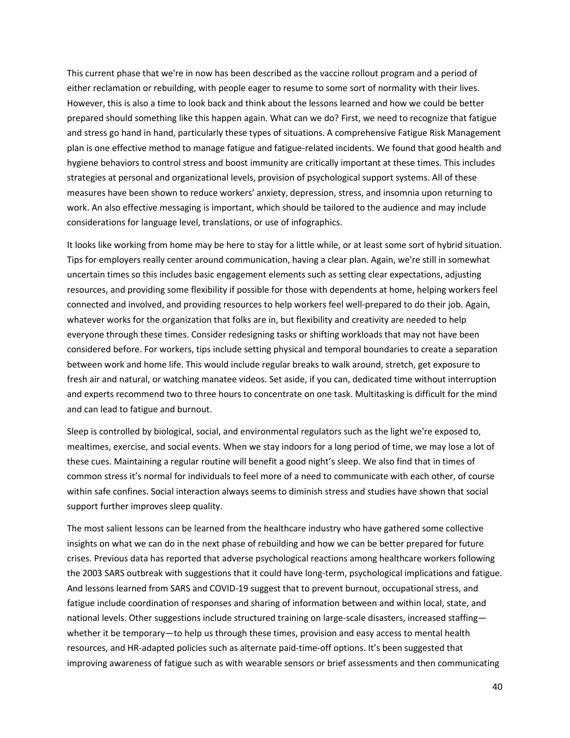This current phase that we're in now has been described as the vaccine rollout program and a period of either reclamation or rebuilding, with people eager to resume to some sort of normality with their lives. However, this is also a time to look back and think about the lessons learned and how we could be better prepared should something like this happen again. What can we do? First, we need to recognize that fatigue and stress go hand in hand, particularly these types of situations. A comprehensive Fatigue Risk Management plan is one effective method to manage fatigue and fatigue-related incidents. We found that good health and hygiene behaviors to control stress and boost immunity are critically important at these times. This includes strategies at personal and organizational levels, provision of psychological support systems. All of these measures have been shown to reduce workers' anxiety, depression, stress, and insomnia upon returning to work. An also effective messaging is important, which should be tailored to the audience and may include considerations for language level, translations, or use of infographics.

It looks like working from home may be here to stay for a little while, or at least some sort of hybrid situation. Tips for employers really center around communication, having a clear plan. Again, we're still in somewhat uncertain times so this includes basic engagement elements such as setting clear expectations, adjusting resources, and providing some flexibility if possible for those with dependents at home, helping workers feel connected and involved, and providing resources to help workers feel well-prepared to do their job. Again, whatever works for the organization that folks are in, but flexibility and creativity are needed to help everyone through these times. Consider redesigning tasks or shifting workloads that may not have been considered before. For workers, tips include setting physical and temporal boundaries to create a separation between work and home life. This would include regular breaks to walk around, stretch, get exposure to fresh air and natural, or watching manatee videos. Set aside, if you can, dedicated time without interruption and experts recommend two to three hours to concentrate on one task. Multitasking is difficult for the mind and can lead to fatigue and burnout.

Sleep is controlled by biological, social, and environmental regulators such as the light we're exposed to, mealtimes, exercise, and social events. When we stay indoors for a long period of time, we may lose a lot of these cues. Maintaining a regular routine will benefit a good night's sleep. We also find that in times of common stress it's normal for individuals to feel more of a need to communicate with each other, of course within safe confines. Social interaction always seems to diminish stress and studies have shown that social support further improves sleep quality.

The most salient lessons can be learned from the healthcare industry who have gathered some collective insights on what we can do in the next phase of rebuilding and how we can be better prepared for future crises. Previous data has reported that adverse psychological reactions among healthcare workers following the 2003 SARS outbreak with suggestions that it could have long-term, psychological implications and fatigue. And lessons learned from SARS and COVID-19 suggest that to prevent burnout, occupational stress, and fatigue include coordination of responses and sharing of information between and within local, state, and national levels. Other suggestions include structured training on large-scale disasters, increased staffing—whether it be temporary—to help us through these times, provision and easy access to mental health resources, and HR-adapted policies such as alternate paid-time-off options. It's been suggested that improving awareness of fatigue such as with wearable sensors or brief assessments and then communicating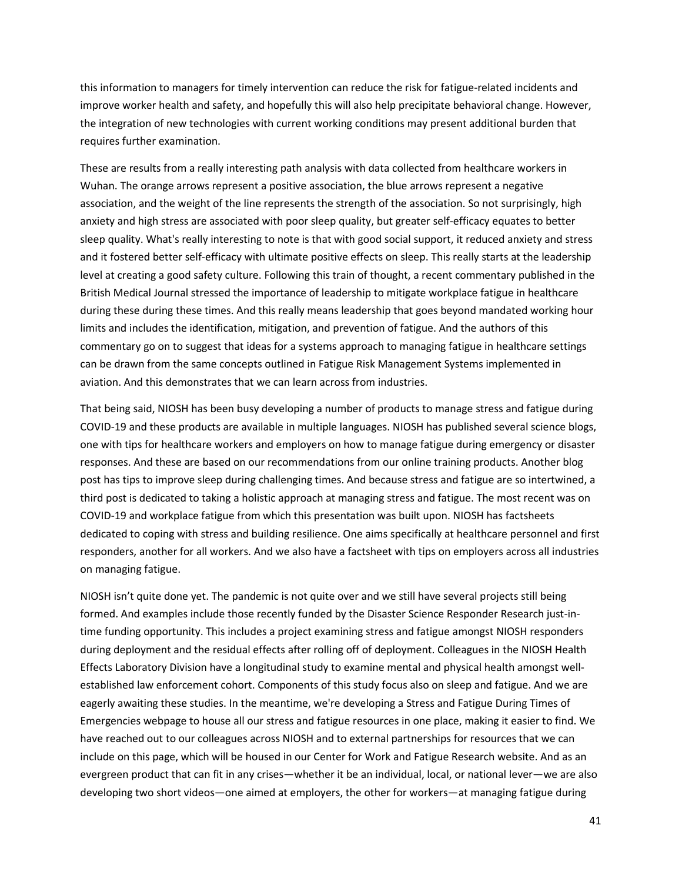this information to managers for timely intervention can reduce the risk for fatigue-related incidents and improve worker health and safety, and hopefully this will also help precipitate behavioral change. However, the integration of new technologies with current working conditions may present additional burden that requires further examination.

These are results from a really interesting path analysis with data collected from healthcare workers in Wuhan. The orange arrows represent a positive association, the blue arrows represent a negative association, and the weight of the line represents the strength of the association. So not surprisingly, high anxiety and high stress are associated with poor sleep quality, but greater self-efficacy equates to better sleep quality. What's really interesting to note is that with good social support, it reduced anxiety and stress and it fostered better self-efficacy with ultimate positive effects on sleep. This really starts at the leadership level at creating a good safety culture. Following this train of thought, a recent commentary published in the British Medical Journal stressed the importance of leadership to mitigate workplace fatigue in healthcare during these during these times. And this really means leadership that goes beyond mandated working hour limits and includes the identification, mitigation, and prevention of fatigue. And the authors of this commentary go on to suggest that ideas for a systems approach to managing fatigue in healthcare settings can be drawn from the same concepts outlined in Fatigue Risk Management Systems implemented in aviation. And this demonstrates that we can learn across from industries.

That being said, NIOSH has been busy developing a number of products to manage stress and fatigue during COVID-19 and these products are available in multiple languages. NIOSH has published several science blogs, one with tips for healthcare workers and employers on how to manage fatigue during emergency or disaster responses. And these are based on our recommendations from our online training products. Another blog post has tips to improve sleep during challenging times. And because stress and fatigue are so intertwined, a third post is dedicated to taking a holistic approach at managing stress and fatigue. The most recent was on COVID-19 and workplace fatigue from which this presentation was built upon. NIOSH has factsheets dedicated to coping with stress and building resilience. One aims specifically at healthcare personnel and first responders, another for all workers. And we also have a factsheet with tips on employers across all industries on managing fatigue.

NIOSH isn't quite done yet. The pandemic is not quite over and we still have several projects still being formed. And examples include those recently funded by the Disaster Science Responder Research just-in-time funding opportunity. This includes a project examining stress and fatigue amongst NIOSH responders during deployment and the residual effects after rolling off of deployment. Colleagues in the NIOSH Health Effects Laboratory Division have a longitudinal study to examine mental and physical health amongst well-established law enforcement cohort. Components of this study focus also on sleep and fatigue. And we are eagerly awaiting these studies. In the meantime, we're developing a Stress and Fatigue During Times of Emergencies webpage to house all our stress and fatigue resources in one place, making it easier to find. We have reached out to our colleagues across NIOSH and to external partnerships for resources that we can include on this page, which will be housed in our Center for Work and Fatigue Research website. And as an evergreen product that can fit in any crises—whether it be an individual, local, or national lever—we are also developing two short videos—one aimed at employers, the other for workers—at managing fatigue during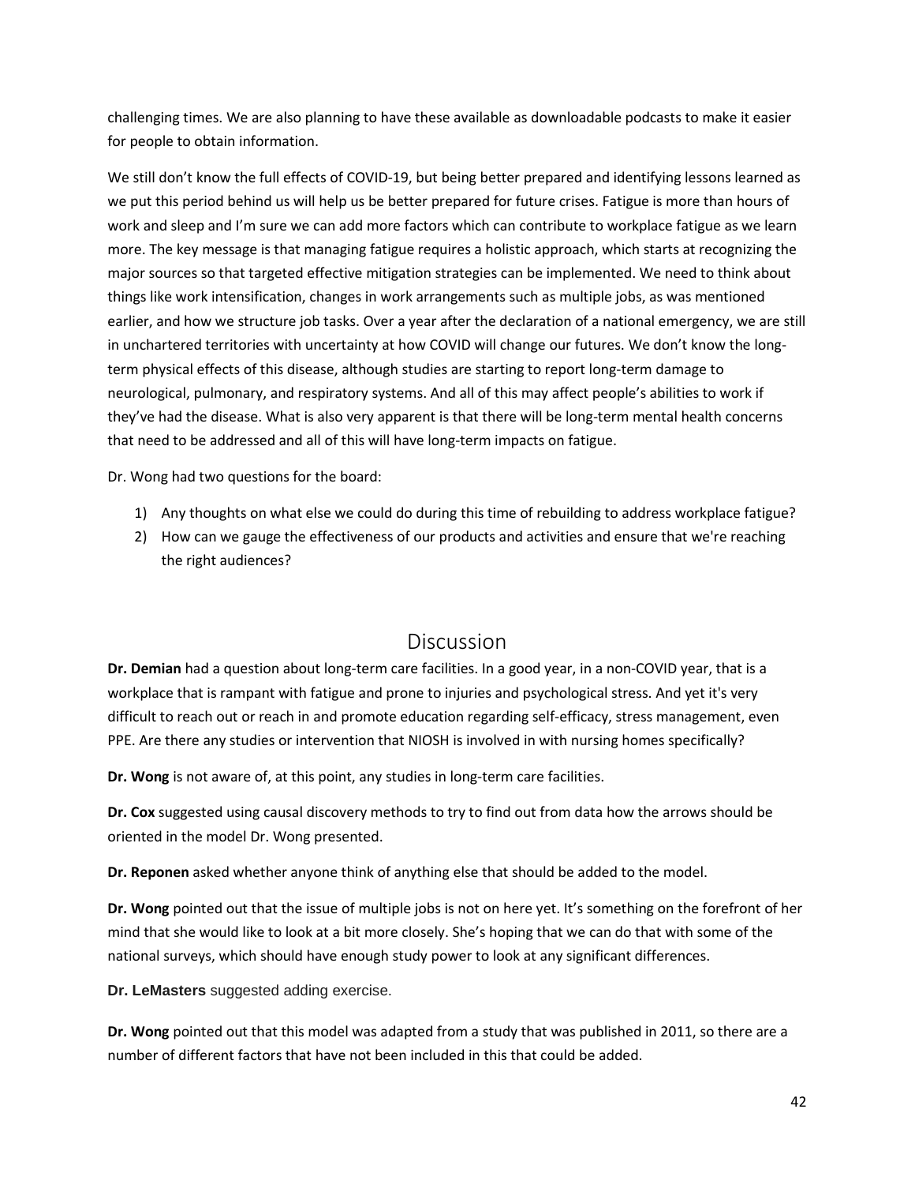challenging times. We are also planning to have these available as downloadable podcasts to make it easier for people to obtain information.

We still don't know the full effects of COVID-19, but being better prepared and identifying lessons learned as we put this period behind us will help us be better prepared for future crises. Fatigue is more than hours of work and sleep and I'm sure we can add more factors which can contribute to workplace fatigue as we learn more. The key message is that managing fatigue requires a holistic approach, which starts at recognizing the major sources so that targeted effective mitigation strategies can be implemented. We need to think about things like work intensification, changes in work arrangements such as multiple jobs, as was mentioned earlier, and how we structure job tasks. Over a year after the declaration of a national emergency, we are still in unchartered territories with uncertainty at how COVID will change our futures. We don't know the long-term physical effects of this disease, although studies are starting to report long-term damage to neurological, pulmonary, and respiratory systems. And all of this may affect people's abilities to work if they've had the disease. What is also very apparent is that there will be long-term mental health concerns that need to be addressed and all of this will have long-term impacts on fatigue.

Dr. Wong had two questions for the board:

1) Any thoughts on what else we could do during this time of rebuilding to address workplace fatigue?
2) How can we gauge the effectiveness of our products and activities and ensure that we're reaching the right audiences?

## Discussion

**Dr. Demian** had a question about long-term care facilities. In a good year, in a non-COVID year, that is a workplace that is rampant with fatigue and prone to injuries and psychological stress. And yet it's very difficult to reach out or reach in and promote education regarding self-efficacy, stress management, even PPE. Are there any studies or intervention that NIOSH is involved in with nursing homes specifically?

**Dr. Wong** is not aware of, at this point, any studies in long-term care facilities.

**Dr. Cox** suggested using causal discovery methods to try to find out from data how the arrows should be oriented in the model Dr. Wong presented.

**Dr. Reponen** asked whether anyone think of anything else that should be added to the model.

**Dr. Wong** pointed out that the issue of multiple jobs is not on here yet. It's something on the forefront of her mind that she would like to look at a bit more closely. She's hoping that we can do that with some of the national surveys, which should have enough study power to look at any significant differences.

**Dr. LeMasters** suggested adding exercise.

**Dr. Wong** pointed out that this model was adapted from a study that was published in 2011, so there are a number of different factors that have not been included in this that could be added.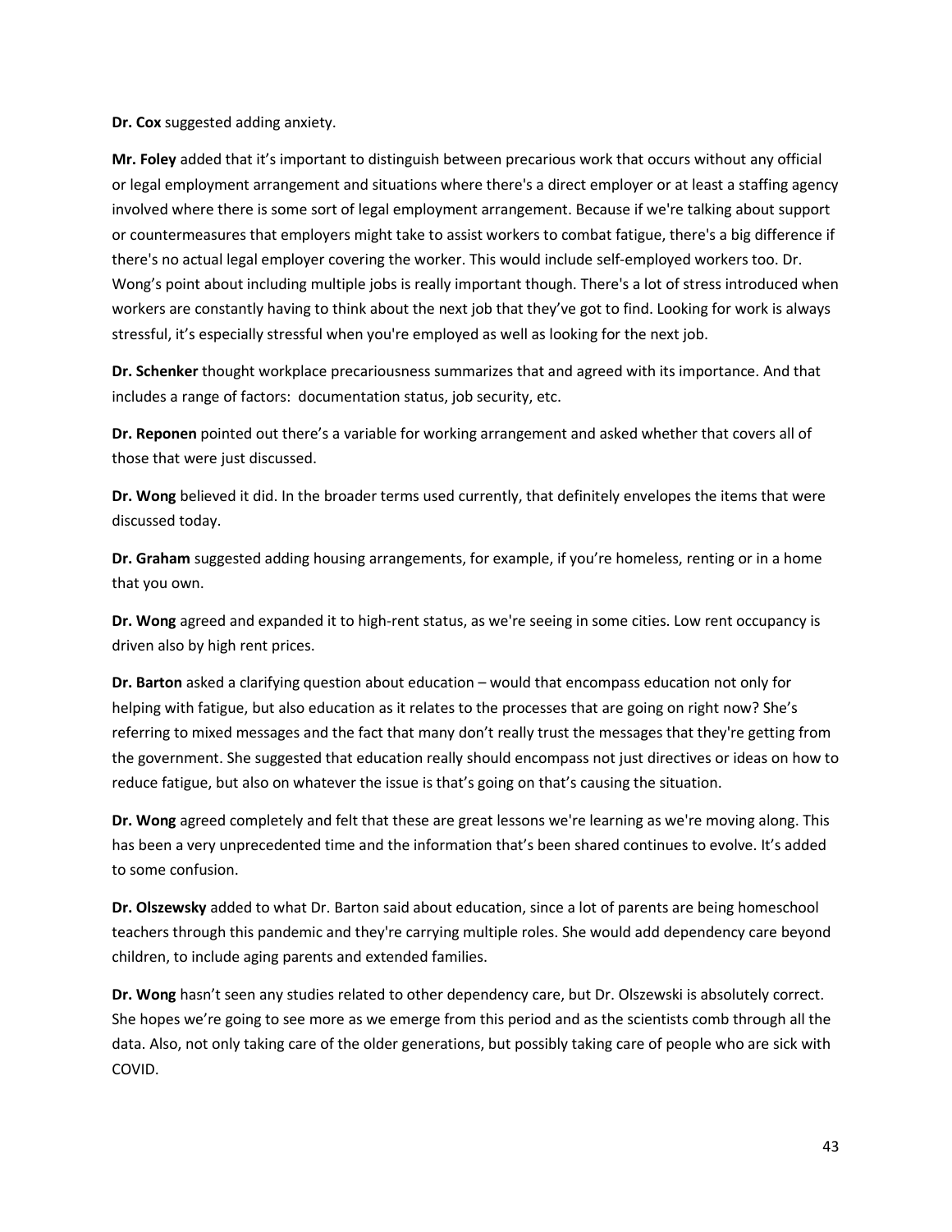**Dr. Cox** suggested adding anxiety.

**Mr. Foley** added that it's important to distinguish between precarious work that occurs without any official or legal employment arrangement and situations where there's a direct employer or at least a staffing agency involved where there is some sort of legal employment arrangement. Because if we're talking about support or countermeasures that employers might take to assist workers to combat fatigue, there's a big difference if there's no actual legal employer covering the worker. This would include self-employed workers too. Dr. Wong's point about including multiple jobs is really important though. There's a lot of stress introduced when workers are constantly having to think about the next job that they've got to find. Looking for work is always stressful, it's especially stressful when you're employed as well as looking for the next job.

**Dr. Schenker** thought workplace precariousness summarizes that and agreed with its importance. And that includes a range of factors: documentation status, job security, etc.

**Dr. Reponen** pointed out there's a variable for working arrangement and asked whether that covers all of those that were just discussed.

**Dr. Wong** believed it did. In the broader terms used currently, that definitely envelopes the items that were discussed today.

**Dr. Graham** suggested adding housing arrangements, for example, if you're homeless, renting or in a home that you own.

**Dr. Wong** agreed and expanded it to high-rent status, as we're seeing in some cities. Low rent occupancy is driven also by high rent prices.

**Dr. Barton** asked a clarifying question about education – would that encompass education not only for helping with fatigue, but also education as it relates to the processes that are going on right now? She's referring to mixed messages and the fact that many don't really trust the messages that they're getting from the government. She suggested that education really should encompass not just directives or ideas on how to reduce fatigue, but also on whatever the issue is that's going on that's causing the situation.

**Dr. Wong** agreed completely and felt that these are great lessons we're learning as we're moving along. This has been a very unprecedented time and the information that's been shared continues to evolve. It's added to some confusion.

**Dr. Olszewsky** added to what Dr. Barton said about education, since a lot of parents are being homeschool teachers through this pandemic and they're carrying multiple roles. She would add dependency care beyond children, to include aging parents and extended families.

**Dr. Wong** hasn't seen any studies related to other dependency care, but Dr. Olszewski is absolutely correct. She hopes we're going to see more as we emerge from this period and as the scientists comb through all the data. Also, not only taking care of the older generations, but possibly taking care of people who are sick with COVID.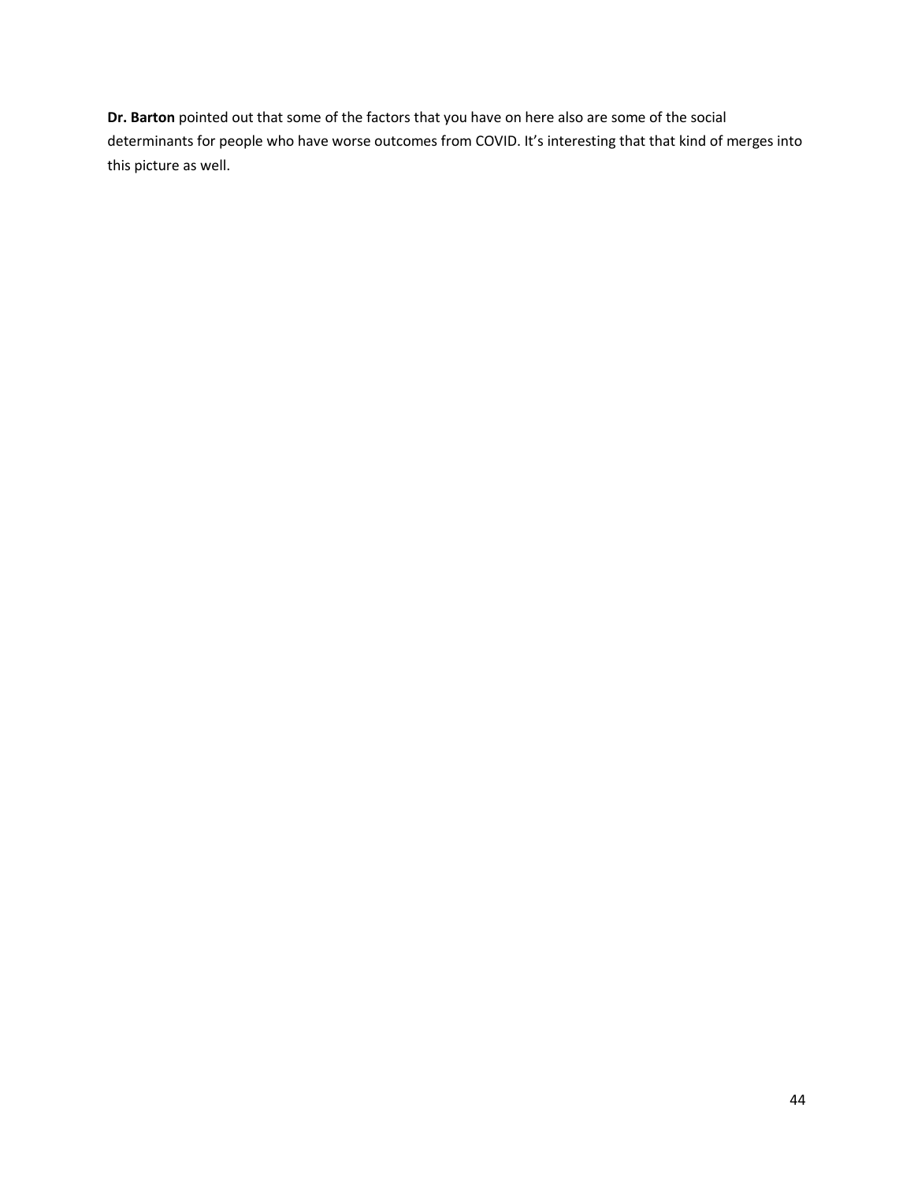**Dr. Barton** pointed out that some of the factors that you have on here also are some of the social determinants for people who have worse outcomes from COVID. It's interesting that that kind of merges into this picture as well.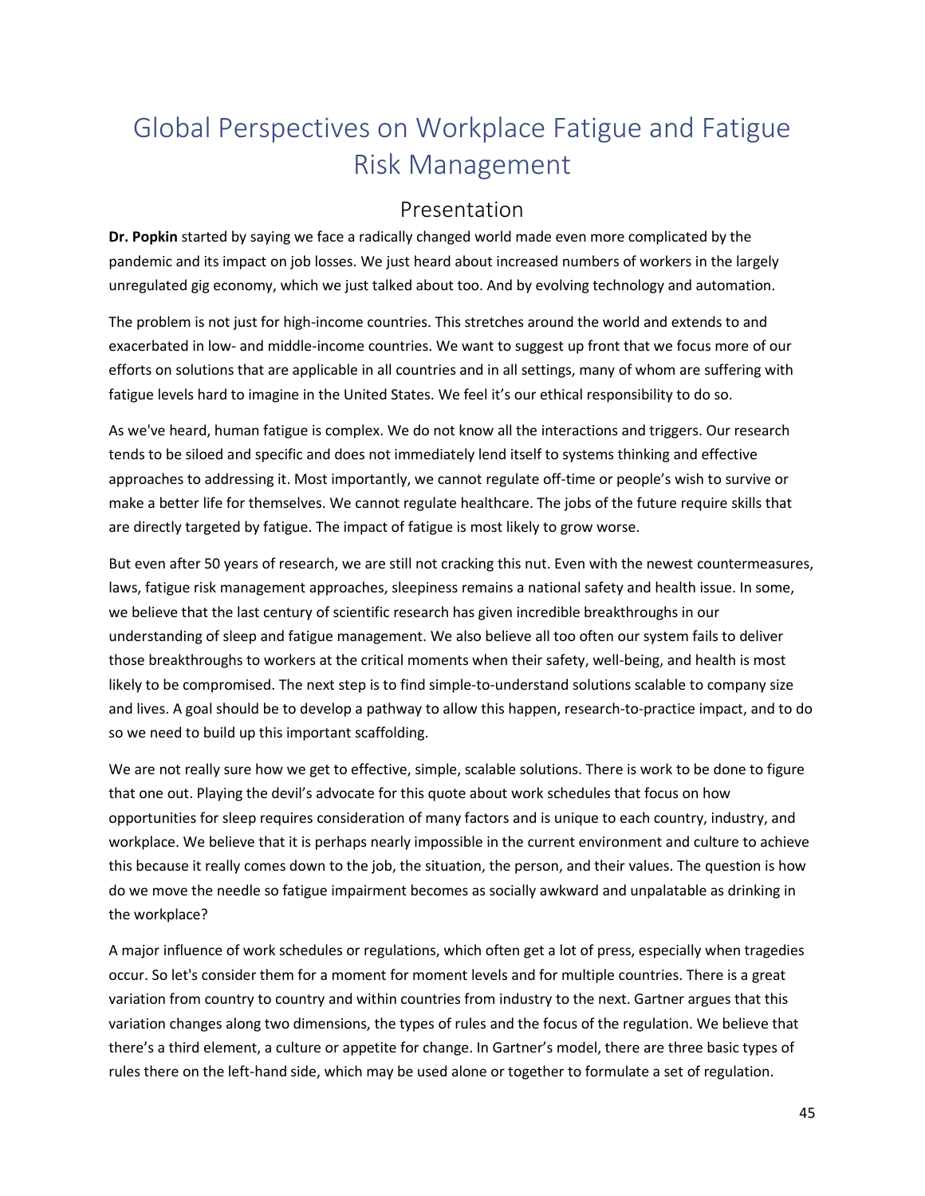# Global Perspectives on Workplace Fatigue and Fatigue Risk Management

## Presentation

**Dr. Popkin** started by saying we face a radically changed world made even more complicated by the pandemic and its impact on job losses. We just heard about increased numbers of workers in the largely unregulated gig economy, which we just talked about too. And by evolving technology and automation.

The problem is not just for high-income countries. This stretches around the world and extends to and exacerbated in low- and middle-income countries. We want to suggest up front that we focus more of our efforts on solutions that are applicable in all countries and in all settings, many of whom are suffering with fatigue levels hard to imagine in the United States. We feel it's our ethical responsibility to do so.

As we've heard, human fatigue is complex. We do not know all the interactions and triggers. Our research tends to be siloed and specific and does not immediately lend itself to systems thinking and effective approaches to addressing it. Most importantly, we cannot regulate off-time or people's wish to survive or make a better life for themselves. We cannot regulate healthcare. The jobs of the future require skills that are directly targeted by fatigue. The impact of fatigue is most likely to grow worse.

But even after 50 years of research, we are still not cracking this nut. Even with the newest countermeasures, laws, fatigue risk management approaches, sleepiness remains a national safety and health issue. In some, we believe that the last century of scientific research has given incredible breakthroughs in our understanding of sleep and fatigue management. We also believe all too often our system fails to deliver those breakthroughs to workers at the critical moments when their safety, well-being, and health is most likely to be compromised. The next step is to find simple-to-understand solutions scalable to company size and lives. A goal should be to develop a pathway to allow this happen, research-to-practice impact, and to do so we need to build up this important scaffolding.

We are not really sure how we get to effective, simple, scalable solutions. There is work to be done to figure that one out. Playing the devil's advocate for this quote about work schedules that focus on how opportunities for sleep requires consideration of many factors and is unique to each country, industry, and workplace. We believe that it is perhaps nearly impossible in the current environment and culture to achieve this because it really comes down to the job, the situation, the person, and their values. The question is how do we move the needle so fatigue impairment becomes as socially awkward and unpalatable as drinking in the workplace?

A major influence of work schedules or regulations, which often get a lot of press, especially when tragedies occur. So let's consider them for a moment for moment levels and for multiple countries. There is a great variation from country to country and within countries from industry to the next. Gartner argues that this variation changes along two dimensions, the types of rules and the focus of the regulation. We believe that there's a third element, a culture or appetite for change. In Gartner's model, there are three basic types of rules there on the left-hand side, which may be used alone or together to formulate a set of regulation.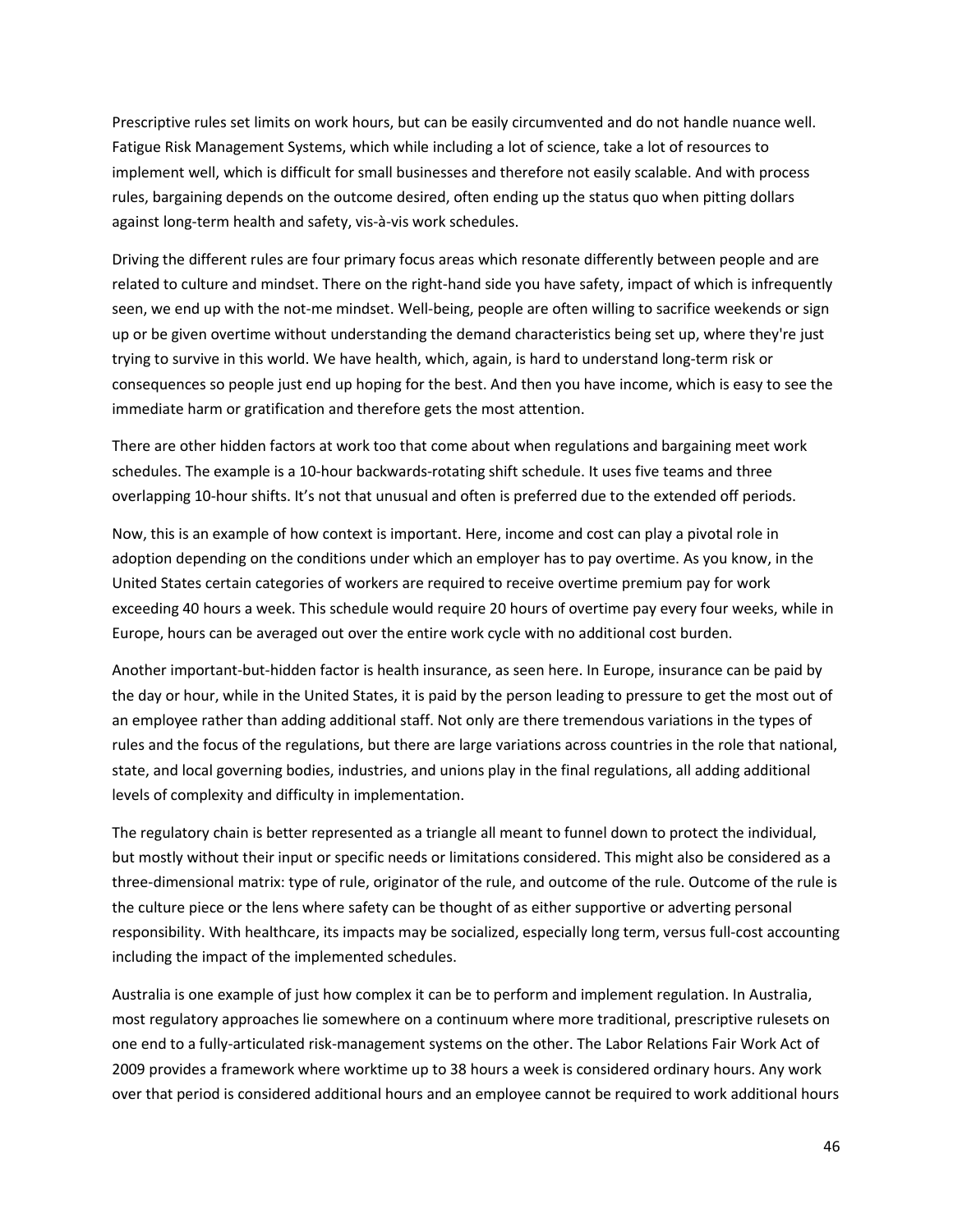Prescriptive rules set limits on work hours, but can be easily circumvented and do not handle nuance well. Fatigue Risk Management Systems, which while including a lot of science, take a lot of resources to implement well, which is difficult for small businesses and therefore not easily scalable. And with process rules, bargaining depends on the outcome desired, often ending up the status quo when pitting dollars against long-term health and safety, vis-à-vis work schedules.

Driving the different rules are four primary focus areas which resonate differently between people and are related to culture and mindset. There on the right-hand side you have safety, impact of which is infrequently seen, we end up with the not-me mindset. Well-being, people are often willing to sacrifice weekends or sign up or be given overtime without understanding the demand characteristics being set up, where they're just trying to survive in this world. We have health, which, again, is hard to understand long-term risk or consequences so people just end up hoping for the best. And then you have income, which is easy to see the immediate harm or gratification and therefore gets the most attention.

There are other hidden factors at work too that come about when regulations and bargaining meet work schedules. The example is a 10-hour backwards-rotating shift schedule. It uses five teams and three overlapping 10-hour shifts. It's not that unusual and often is preferred due to the extended off periods.

Now, this is an example of how context is important. Here, income and cost can play a pivotal role in adoption depending on the conditions under which an employer has to pay overtime. As you know, in the United States certain categories of workers are required to receive overtime premium pay for work exceeding 40 hours a week. This schedule would require 20 hours of overtime pay every four weeks, while in Europe, hours can be averaged out over the entire work cycle with no additional cost burden.

Another important-but-hidden factor is health insurance, as seen here. In Europe, insurance can be paid by the day or hour, while in the United States, it is paid by the person leading to pressure to get the most out of an employee rather than adding additional staff. Not only are there tremendous variations in the types of rules and the focus of the regulations, but there are large variations across countries in the role that national, state, and local governing bodies, industries, and unions play in the final regulations, all adding additional levels of complexity and difficulty in implementation.

The regulatory chain is better represented as a triangle all meant to funnel down to protect the individual, but mostly without their input or specific needs or limitations considered. This might also be considered as a three-dimensional matrix: type of rule, originator of the rule, and outcome of the rule. Outcome of the rule is the culture piece or the lens where safety can be thought of as either supportive or adverting personal responsibility. With healthcare, its impacts may be socialized, especially long term, versus full-cost accounting including the impact of the implemented schedules.

Australia is one example of just how complex it can be to perform and implement regulation. In Australia, most regulatory approaches lie somewhere on a continuum where more traditional, prescriptive rulesets on one end to a fully-articulated risk-management systems on the other. The Labor Relations Fair Work Act of 2009 provides a framework where worktime up to 38 hours a week is considered ordinary hours. Any work over that period is considered additional hours and an employee cannot be required to work additional hours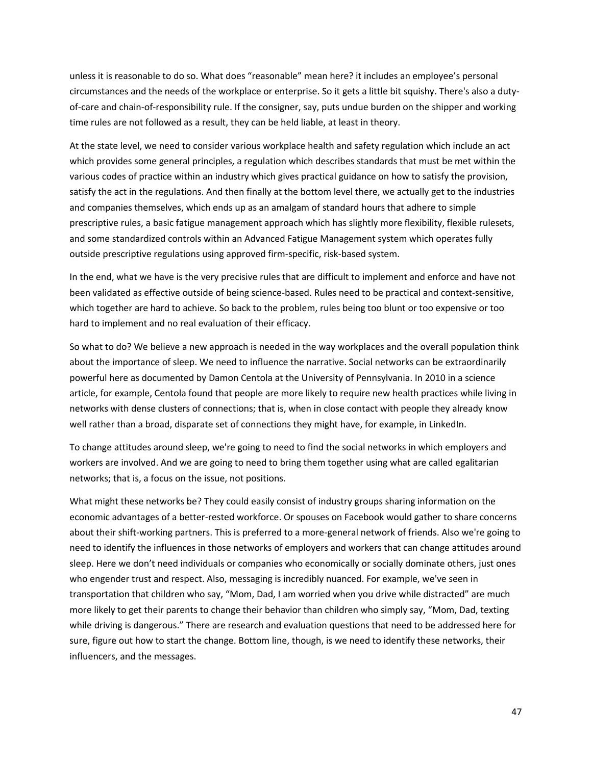unless it is reasonable to do so. What does "reasonable" mean here? it includes an employee's personal circumstances and the needs of the workplace or enterprise. So it gets a little bit squishy. There's also a duty-of-care and chain-of-responsibility rule. If the consigner, say, puts undue burden on the shipper and working time rules are not followed as a result, they can be held liable, at least in theory.

At the state level, we need to consider various workplace health and safety regulation which include an act which provides some general principles, a regulation which describes standards that must be met within the various codes of practice within an industry which gives practical guidance on how to satisfy the provision, satisfy the act in the regulations. And then finally at the bottom level there, we actually get to the industries and companies themselves, which ends up as an amalgam of standard hours that adhere to simple prescriptive rules, a basic fatigue management approach which has slightly more flexibility, flexible rulesets, and some standardized controls within an Advanced Fatigue Management system which operates fully outside prescriptive regulations using approved firm-specific, risk-based system.

In the end, what we have is the very precisive rules that are difficult to implement and enforce and have not been validated as effective outside of being science-based. Rules need to be practical and context-sensitive, which together are hard to achieve. So back to the problem, rules being too blunt or too expensive or too hard to implement and no real evaluation of their efficacy.

So what to do? We believe a new approach is needed in the way workplaces and the overall population think about the importance of sleep. We need to influence the narrative. Social networks can be extraordinarily powerful here as documented by Damon Centola at the University of Pennsylvania. In 2010 in a science article, for example, Centola found that people are more likely to require new health practices while living in networks with dense clusters of connections; that is, when in close contact with people they already know well rather than a broad, disparate set of connections they might have, for example, in LinkedIn.

To change attitudes around sleep, we're going to need to find the social networks in which employers and workers are involved. And we are going to need to bring them together using what are called egalitarian networks; that is, a focus on the issue, not positions.

What might these networks be? They could easily consist of industry groups sharing information on the economic advantages of a better-rested workforce. Or spouses on Facebook would gather to share concerns about their shift-working partners. This is preferred to a more-general network of friends. Also we're going to need to identify the influences in those networks of employers and workers that can change attitudes around sleep. Here we don't need individuals or companies who economically or socially dominate others, just ones who engender trust and respect. Also, messaging is incredibly nuanced. For example, we've seen in transportation that children who say, "Mom, Dad, I am worried when you drive while distracted" are much more likely to get their parents to change their behavior than children who simply say, "Mom, Dad, texting while driving is dangerous." There are research and evaluation questions that need to be addressed here for sure, figure out how to start the change. Bottom line, though, is we need to identify these networks, their influencers, and the messages.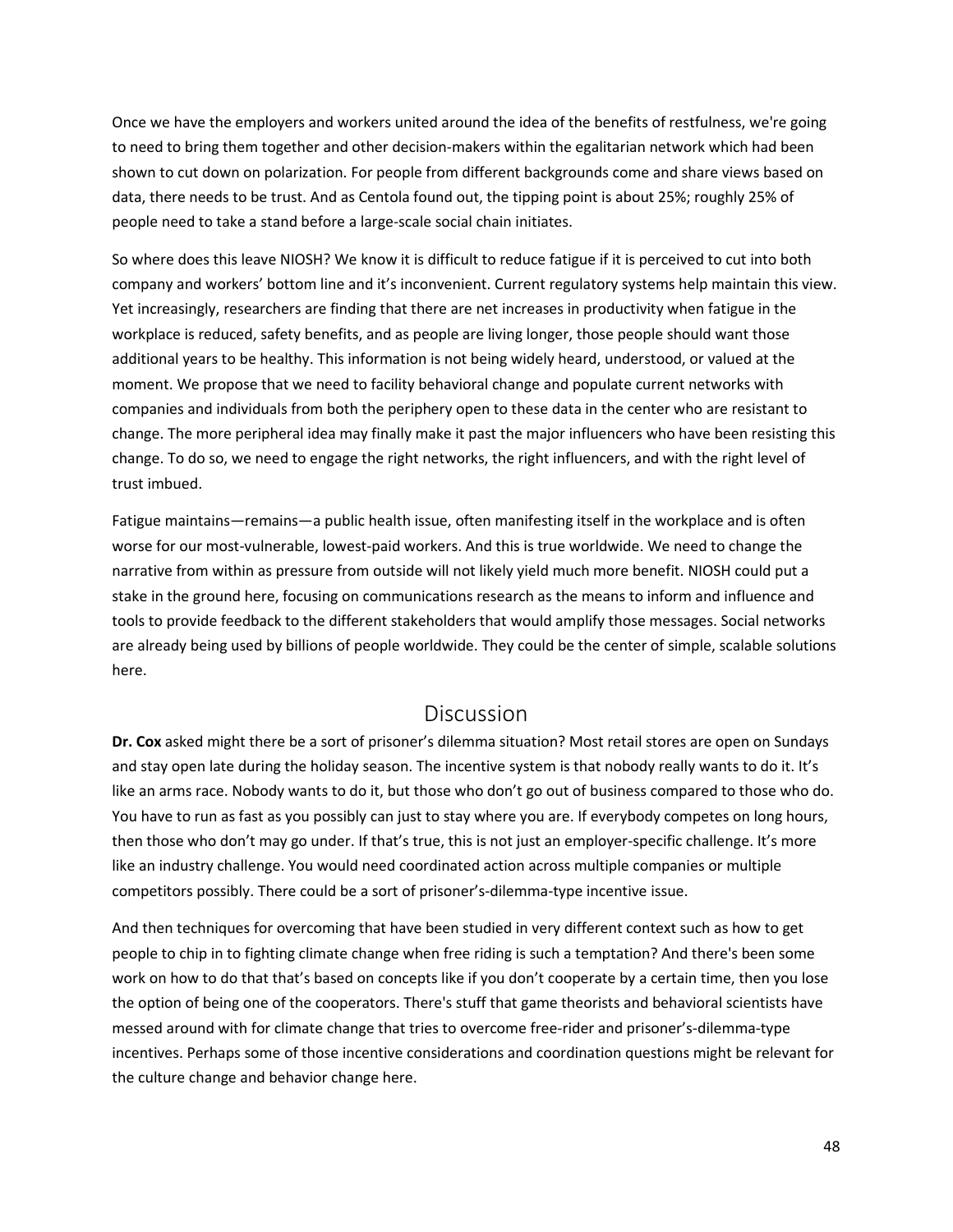Once we have the employers and workers united around the idea of the benefits of restfulness, we're going to need to bring them together and other decision-makers within the egalitarian network which had been shown to cut down on polarization. For people from different backgrounds come and share views based on data, there needs to be trust. And as Centola found out, the tipping point is about 25%; roughly 25% of people need to take a stand before a large-scale social chain initiates.

So where does this leave NIOSH? We know it is difficult to reduce fatigue if it is perceived to cut into both company and workers' bottom line and it's inconvenient. Current regulatory systems help maintain this view. Yet increasingly, researchers are finding that there are net increases in productivity when fatigue in the workplace is reduced, safety benefits, and as people are living longer, those people should want those additional years to be healthy. This information is not being widely heard, understood, or valued at the moment. We propose that we need to facility behavioral change and populate current networks with companies and individuals from both the periphery open to these data in the center who are resistant to change. The more peripheral idea may finally make it past the major influencers who have been resisting this change. To do so, we need to engage the right networks, the right influencers, and with the right level of trust imbued.

Fatigue maintains—remains—a public health issue, often manifesting itself in the workplace and is often worse for our most-vulnerable, lowest-paid workers. And this is true worldwide. We need to change the narrative from within as pressure from outside will not likely yield much more benefit. NIOSH could put a stake in the ground here, focusing on communications research as the means to inform and influence and tools to provide feedback to the different stakeholders that would amplify those messages. Social networks are already being used by billions of people worldwide. They could be the center of simple, scalable solutions here.

## Discussion

**Dr. Cox** asked might there be a sort of prisoner's dilemma situation? Most retail stores are open on Sundays and stay open late during the holiday season. The incentive system is that nobody really wants to do it. It's like an arms race. Nobody wants to do it, but those who don't go out of business compared to those who do. You have to run as fast as you possibly can just to stay where you are. If everybody competes on long hours, then those who don't may go under. If that's true, this is not just an employer-specific challenge. It's more like an industry challenge. You would need coordinated action across multiple companies or multiple competitors possibly. There could be a sort of prisoner's-dilemma-type incentive issue.

And then techniques for overcoming that have been studied in very different context such as how to get people to chip in to fighting climate change when free riding is such a temptation? And there's been some work on how to do that that's based on concepts like if you don't cooperate by a certain time, then you lose the option of being one of the cooperators. There's stuff that game theorists and behavioral scientists have messed around with for climate change that tries to overcome free-rider and prisoner's-dilemma-type incentives. Perhaps some of those incentive considerations and coordination questions might be relevant for the culture change and behavior change here.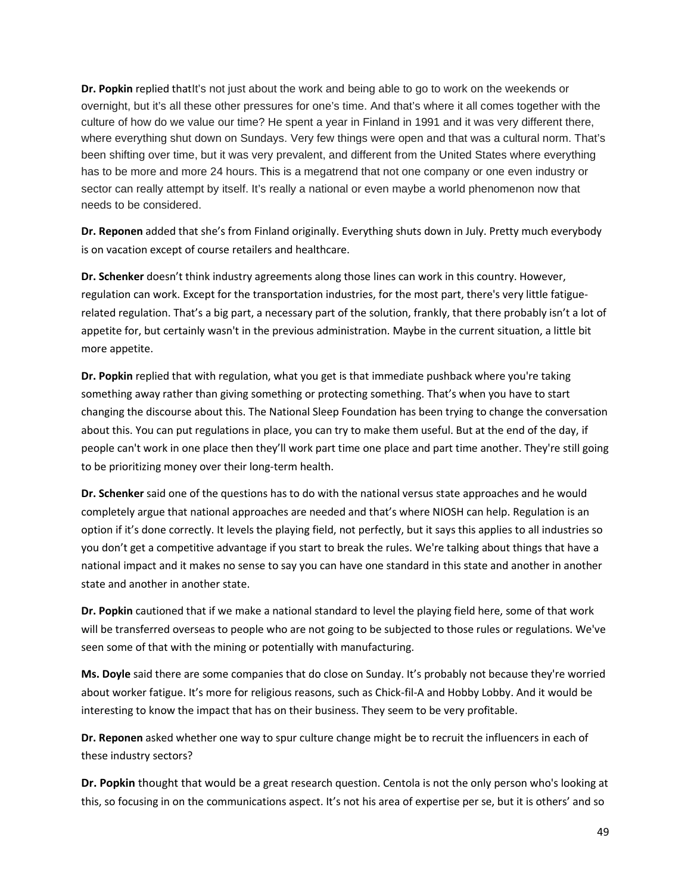**Dr. Popkin** replied thatIt's not just about the work and being able to go to work on the weekends or overnight, but it's all these other pressures for one's time. And that's where it all comes together with the culture of how do we value our time? He spent a year in Finland in 1991 and it was very different there, where everything shut down on Sundays. Very few things were open and that was a cultural norm. That's been shifting over time, but it was very prevalent, and different from the United States where everything has to be more and more 24 hours. This is a megatrend that not one company or one even industry or sector can really attempt by itself. It's really a national or even maybe a world phenomenon now that needs to be considered.

**Dr. Reponen** added that she's from Finland originally. Everything shuts down in July. Pretty much everybody is on vacation except of course retailers and healthcare.

**Dr. Schenker** doesn't think industry agreements along those lines can work in this country. However, regulation can work. Except for the transportation industries, for the most part, there's very little fatigue-related regulation. That's a big part, a necessary part of the solution, frankly, that there probably isn't a lot of appetite for, but certainly wasn't in the previous administration. Maybe in the current situation, a little bit more appetite.

**Dr. Popkin** replied that with regulation, what you get is that immediate pushback where you're taking something away rather than giving something or protecting something. That's when you have to start changing the discourse about this. The National Sleep Foundation has been trying to change the conversation about this. You can put regulations in place, you can try to make them useful. But at the end of the day, if people can't work in one place then they'll work part time one place and part time another. They're still going to be prioritizing money over their long-term health.

**Dr. Schenker** said one of the questions has to do with the national versus state approaches and he would completely argue that national approaches are needed and that's where NIOSH can help. Regulation is an option if it's done correctly. It levels the playing field, not perfectly, but it says this applies to all industries so you don't get a competitive advantage if you start to break the rules. We're talking about things that have a national impact and it makes no sense to say you can have one standard in this state and another in another state and another in another state.

**Dr. Popkin** cautioned that if we make a national standard to level the playing field here, some of that work will be transferred overseas to people who are not going to be subjected to those rules or regulations. We've seen some of that with the mining or potentially with manufacturing.

**Ms. Doyle** said there are some companies that do close on Sunday. It's probably not because they're worried about worker fatigue. It's more for religious reasons, such as Chick-fil-A and Hobby Lobby. And it would be interesting to know the impact that has on their business. They seem to be very profitable.

**Dr. Reponen** asked whether one way to spur culture change might be to recruit the influencers in each of these industry sectors?

**Dr. Popkin** thought that would be a great research question. Centola is not the only person who's looking at this, so focusing in on the communications aspect. It's not his area of expertise per se, but it is others' and so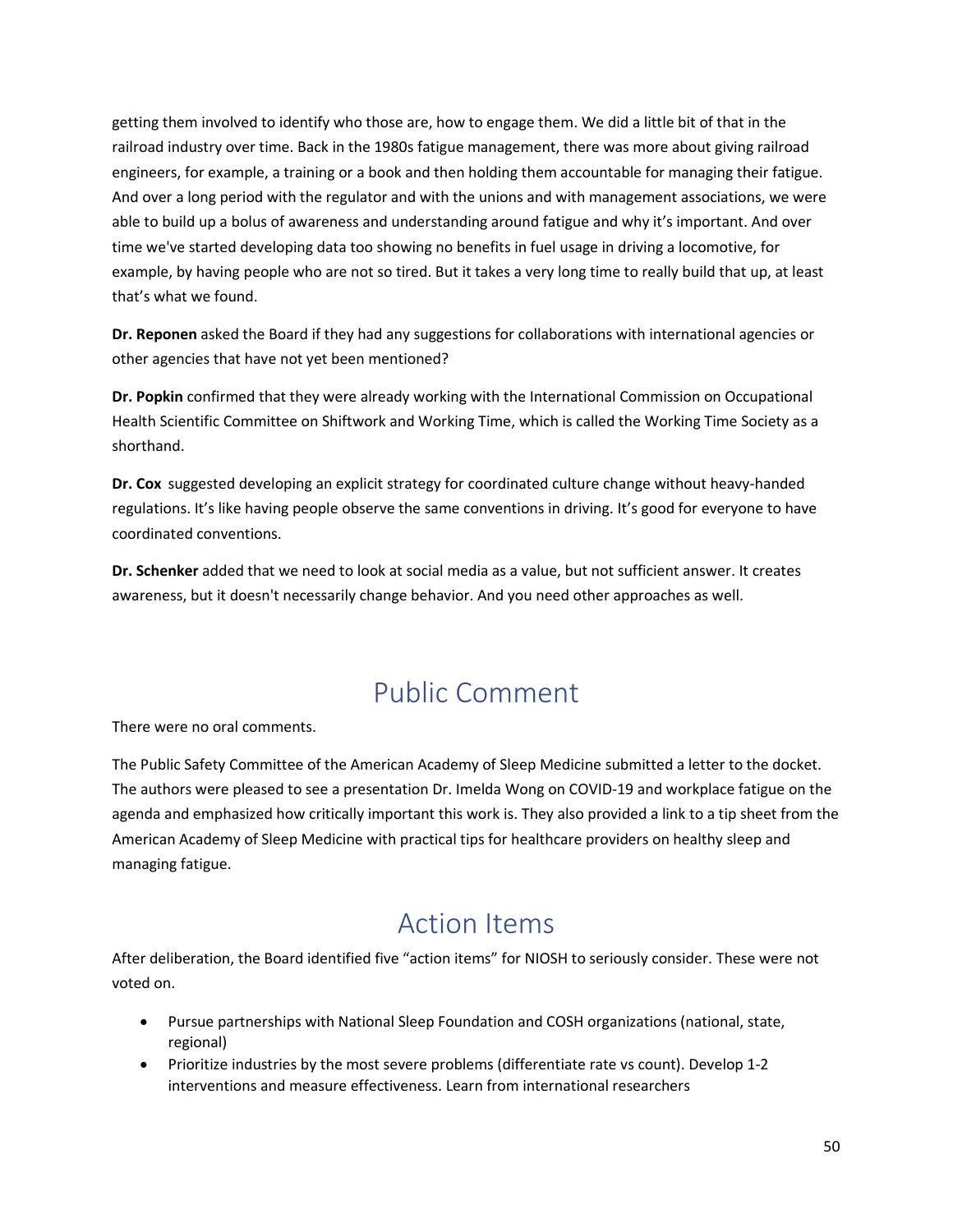getting them involved to identify who those are, how to engage them. We did a little bit of that in the railroad industry over time. Back in the 1980s fatigue management, there was more about giving railroad engineers, for example, a training or a book and then holding them accountable for managing their fatigue. And over a long period with the regulator and with the unions and with management associations, we were able to build up a bolus of awareness and understanding around fatigue and why it's important. And over time we've started developing data too showing no benefits in fuel usage in driving a locomotive, for example, by having people who are not so tired. But it takes a very long time to really build that up, at least that's what we found.

**Dr. Reponen** asked the Board if they had any suggestions for collaborations with international agencies or other agencies that have not yet been mentioned?

**Dr. Popkin** confirmed that they were already working with the International Commission on Occupational Health Scientific Committee on Shiftwork and Working Time, which is called the Working Time Society as a shorthand.

**Dr. Cox** suggested developing an explicit strategy for coordinated culture change without heavy-handed regulations. It's like having people observe the same conventions in driving. It's good for everyone to have coordinated conventions.

**Dr. Schenker** added that we need to look at social media as a value, but not sufficient answer. It creates awareness, but it doesn't necessarily change behavior. And you need other approaches as well.

# Public Comment

There were no oral comments.

The Public Safety Committee of the American Academy of Sleep Medicine submitted a letter to the docket. The authors were pleased to see a presentation Dr. Imelda Wong on COVID-19 and workplace fatigue on the agenda and emphasized how critically important this work is. They also provided a link to a tip sheet from the American Academy of Sleep Medicine with practical tips for healthcare providers on healthy sleep and managing fatigue.

# Action Items

After deliberation, the Board identified five "action items" for NIOSH to seriously consider. These were not voted on.

- Pursue partnerships with National Sleep Foundation and COSH organizations (national, state, regional)
- Prioritize industries by the most severe problems (differentiate rate vs count). Develop 1-2 interventions and measure effectiveness. Learn from international researchers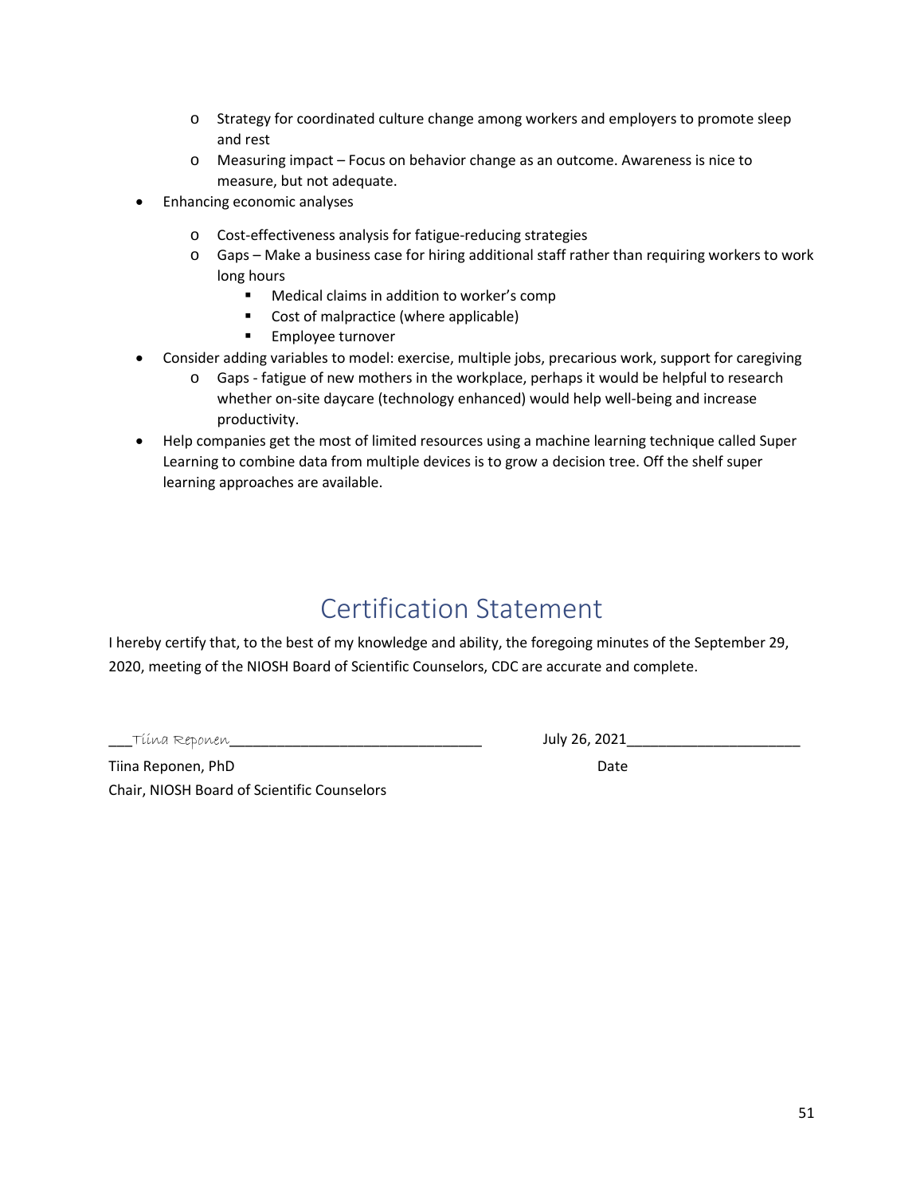- Strategy for coordinated culture change among workers and employers to promote sleep and rest
    - Measuring impact – Focus on behavior change as an outcome. Awareness is nice to measure, but not adequate.
- Enhancing economic analyses
    - Cost-effectiveness analysis for fatigue-reducing strategies
    - Gaps – Make a business case for hiring additional staff rather than requiring workers to work long hours
        - Medical claims in addition to worker's comp
        - Cost of malpractice (where applicable)
        - Employee turnover
- Consider adding variables to model: exercise, multiple jobs, precarious work, support for caregiving
    - Gaps - fatigue of new mothers in the workplace, perhaps it would be helpful to research whether on-site daycare (technology enhanced) would help well-being and increase productivity.
- Help companies get the most of limited resources using a machine learning technique called Super Learning to combine data from multiple devices is to grow a decision tree. Off the shelf super learning approaches are available.

# Certification Statement

I hereby certify that, to the best of my knowledge and ability, the foregoing minutes of the September 29, 2020, meeting of the NIOSH Board of Scientific Counselors, CDC are accurate and complete.

___Tiina Reponen________________________________ July 26, 2021______________________

Tiina Reponen, PhD Date

Chair, NIOSH Board of Scientific Counselors